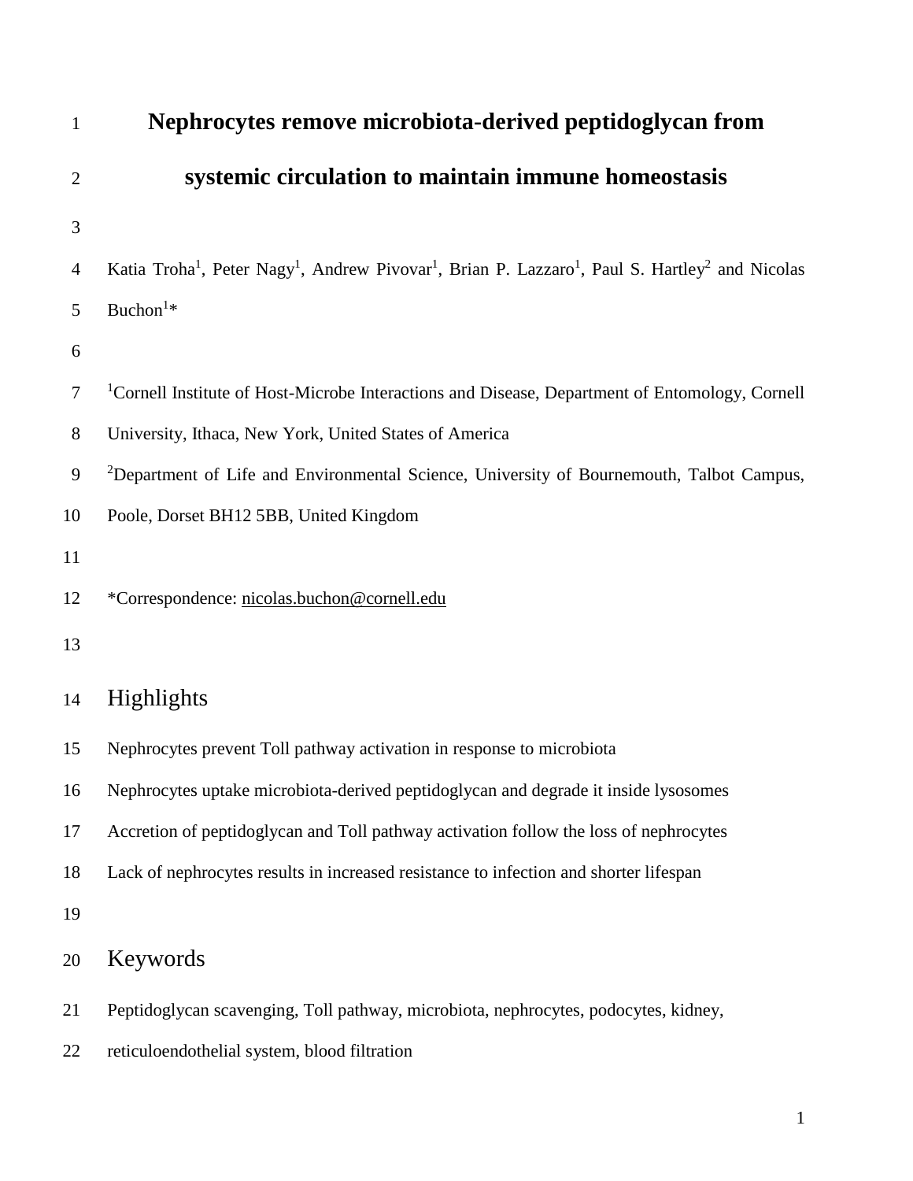# Nephrocytes remove microbiota-derived peptidoglycan from systemic circulation to maintain immune homeostasis

Katia Troha[1], Peter Nagy[1], Andrew Pivovar[1], Brian P. Lazzaro[1], Paul S. Hartley[2] and Nicolas Buchon[1]*

[1]Cornell Institute of Host-Microbe Interactions and Disease, Department of Entomology, Cornell University, Ithaca, New York, United States of America

[2]Department of Life and Environmental Science, University of Bournemouth, Talbot Campus, Poole, Dorset BH12 5BB, United Kingdom

*Correspondence: nicolas.buchon@cornell.edu

## Highlights

Nephrocytes prevent Toll pathway activation in response to microbiota

Nephrocytes uptake microbiota-derived peptidoglycan and degrade it inside lysosomes

Accretion of peptidoglycan and Toll pathway activation follow the loss of nephrocytes

Lack of nephrocytes results in increased resistance to infection and shorter lifespan

## Keywords

Peptidoglycan scavenging, Toll pathway, microbiota, nephrocytes, podocytes, kidney, reticuloendothelial system, blood filtration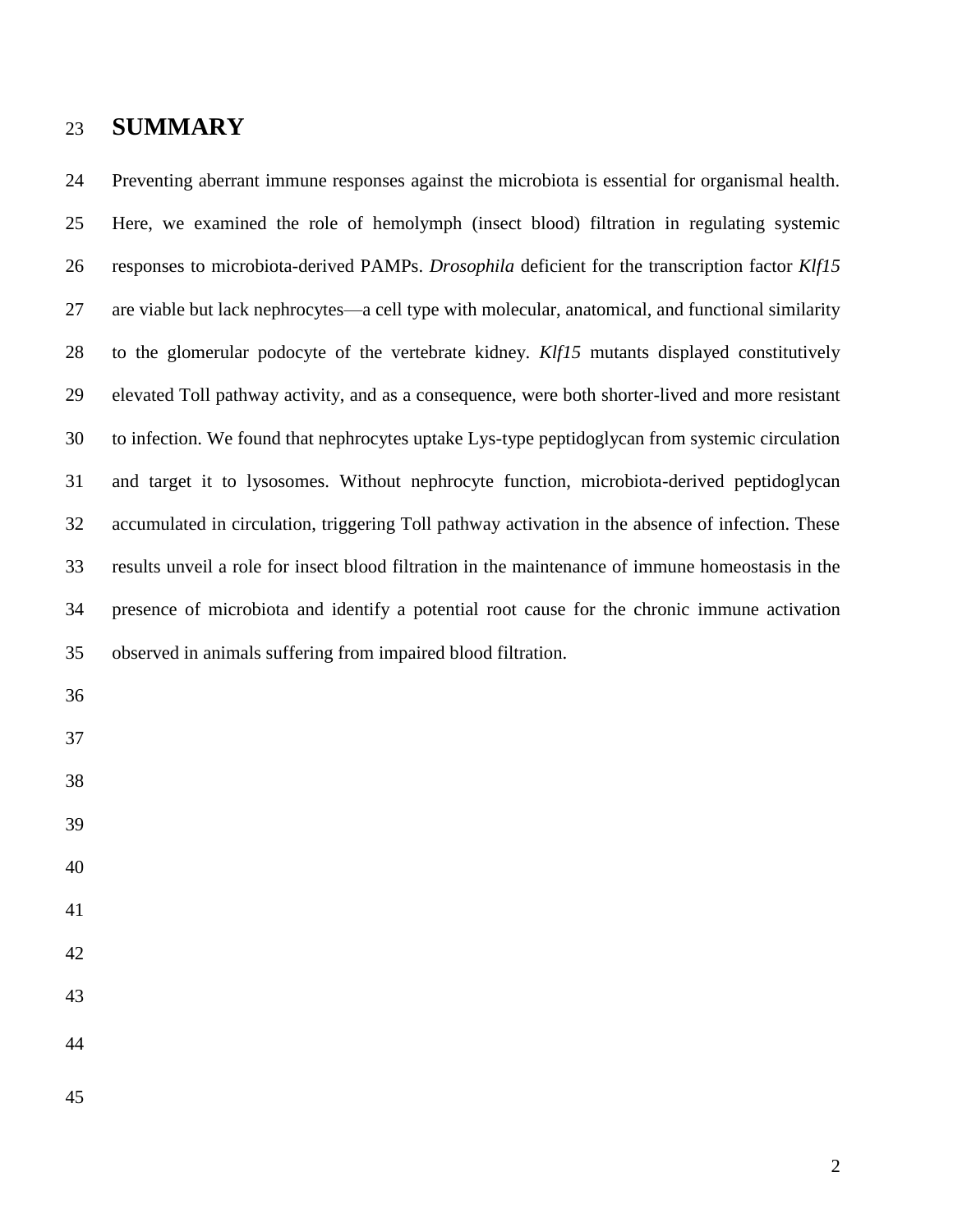# SUMMARY

Preventing aberrant immune responses against the microbiota is essential for organismal health. Here, we examined the role of hemolymph (insect blood) filtration in regulating systemic responses to microbiota-derived PAMPs. *Drosophila* deficient for the transcription factor *Klf15* are viable but lack nephrocytes—a cell type with molecular, anatomical, and functional similarity to the glomerular podocyte of the vertebrate kidney. *Klf15* mutants displayed constitutively elevated Toll pathway activity, and as a consequence, were both shorter-lived and more resistant to infection. We found that nephrocytes uptake Lys-type peptidoglycan from systemic circulation and target it to lysosomes. Without nephrocyte function, microbiota-derived peptidoglycan accumulated in circulation, triggering Toll pathway activation in the absence of infection. These results unveil a role for insect blood filtration in the maintenance of immune homeostasis in the presence of microbiota and identify a potential root cause for the chronic immune activation observed in animals suffering from impaired blood filtration.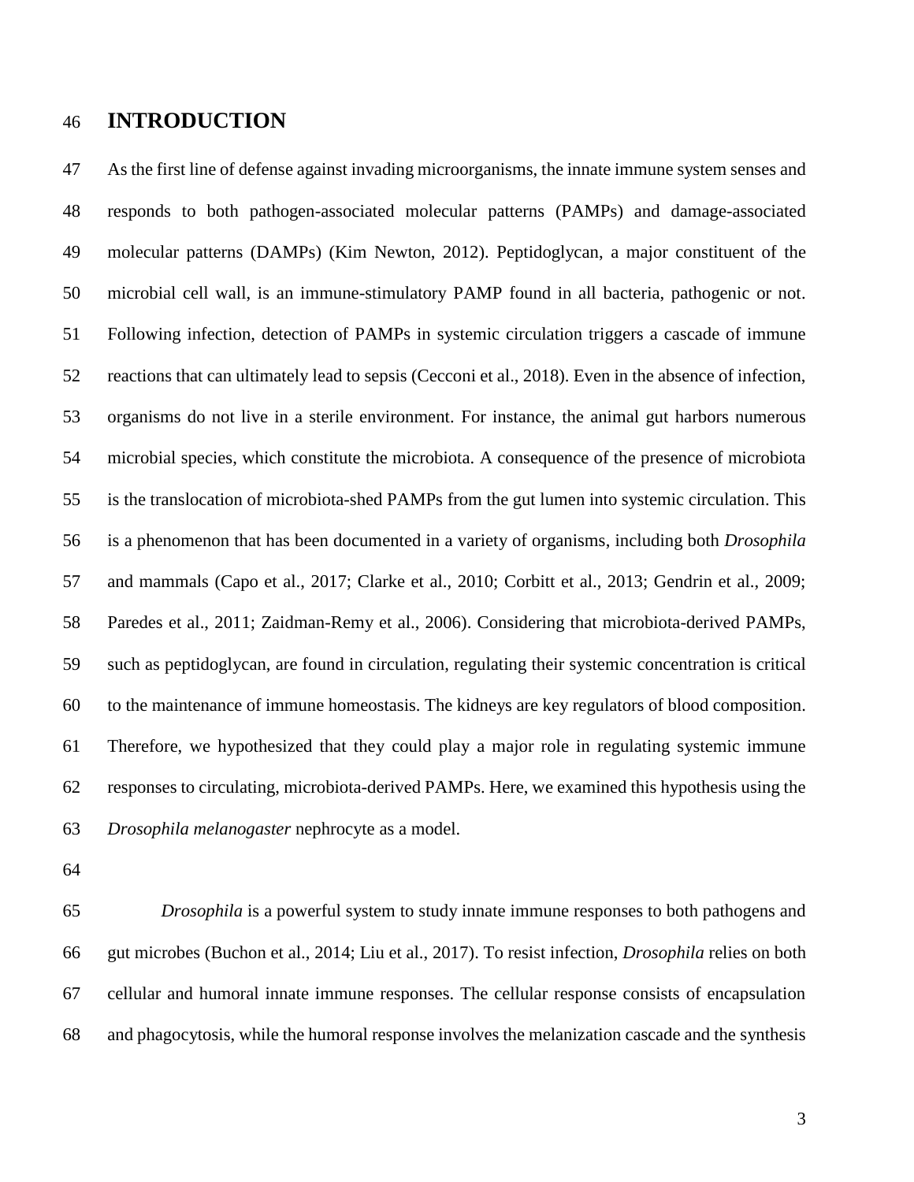# INTRODUCTION

As the first line of defense against invading microorganisms, the innate immune system senses and responds to both pathogen-associated molecular patterns (PAMPs) and damage-associated molecular patterns (DAMPs) (Kim Newton, 2012). Peptidoglycan, a major constituent of the microbial cell wall, is an immune-stimulatory PAMP found in all bacteria, pathogenic or not. Following infection, detection of PAMPs in systemic circulation triggers a cascade of immune reactions that can ultimately lead to sepsis (Cecconi et al., 2018). Even in the absence of infection, organisms do not live in a sterile environment. For instance, the animal gut harbors numerous microbial species, which constitute the microbiota. A consequence of the presence of microbiota is the translocation of microbiota-shed PAMPs from the gut lumen into systemic circulation. This is a phenomenon that has been documented in a variety of organisms, including both *Drosophila* and mammals (Capo et al., 2017; Clarke et al., 2010; Corbitt et al., 2013; Gendrin et al., 2009; Paredes et al., 2011; Zaidman-Remy et al., 2006). Considering that microbiota-derived PAMPs, such as peptidoglycan, are found in circulation, regulating their systemic concentration is critical to the maintenance of immune homeostasis. The kidneys are key regulators of blood composition. Therefore, we hypothesized that they could play a major role in regulating systemic immune responses to circulating, microbiota-derived PAMPs. Here, we examined this hypothesis using the *Drosophila melanogaster* nephrocyte as a model.

*Drosophila* is a powerful system to study innate immune responses to both pathogens and gut microbes (Buchon et al., 2014; Liu et al., 2017). To resist infection, *Drosophila* relies on both cellular and humoral innate immune responses. The cellular response consists of encapsulation and phagocytosis, while the humoral response involves the melanization cascade and the synthesis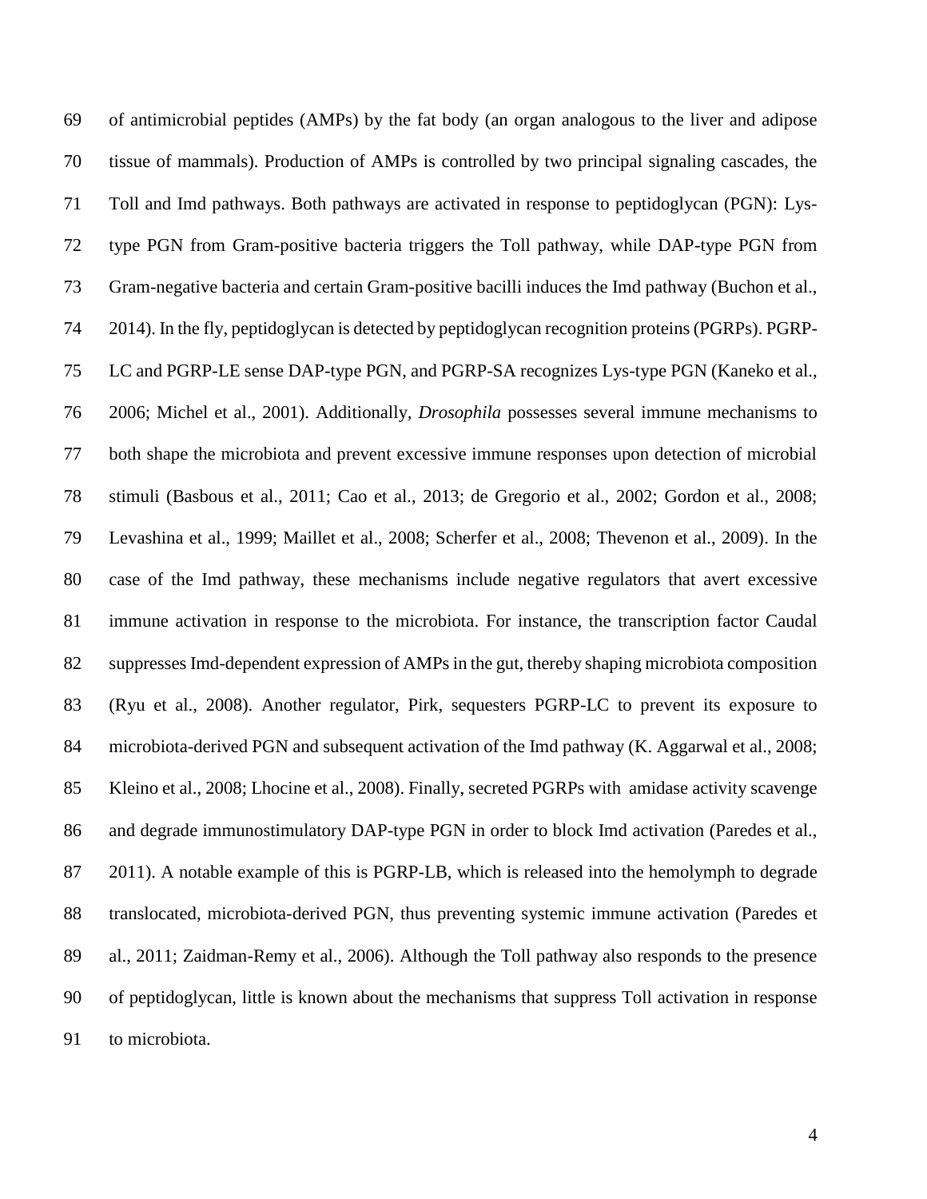of antimicrobial peptides (AMPs) by the fat body (an organ analogous to the liver and adipose tissue of mammals). Production of AMPs is controlled by two principal signaling cascades, the Toll and Imd pathways. Both pathways are activated in response to peptidoglycan (PGN): Lys-type PGN from Gram-positive bacteria triggers the Toll pathway, while DAP-type PGN from Gram-negative bacteria and certain Gram-positive bacilli induces the Imd pathway (Buchon et al., 2014). In the fly, peptidoglycan is detected by peptidoglycan recognition proteins (PGRPs). PGRP-LC and PGRP-LE sense DAP-type PGN, and PGRP-SA recognizes Lys-type PGN (Kaneko et al., 2006; Michel et al., 2001). Additionally, *Drosophila* possesses several immune mechanisms to both shape the microbiota and prevent excessive immune responses upon detection of microbial stimuli (Basbous et al., 2011; Cao et al., 2013; de Gregorio et al., 2002; Gordon et al., 2008; Levashina et al., 1999; Maillet et al., 2008; Scherfer et al., 2008; Thevenon et al., 2009). In the case of the Imd pathway, these mechanisms include negative regulators that avert excessive immune activation in response to the microbiota. For instance, the transcription factor Caudal suppresses Imd-dependent expression of AMPs in the gut, thereby shaping microbiota composition (Ryu et al., 2008). Another regulator, Pirk, sequesters PGRP-LC to prevent its exposure to microbiota-derived PGN and subsequent activation of the Imd pathway (K. Aggarwal et al., 2008; Kleino et al., 2008; Lhocine et al., 2008). Finally, secreted PGRPs with amidase activity scavenge and degrade immunostimulatory DAP-type PGN in order to block Imd activation (Paredes et al., 2011). A notable example of this is PGRP-LB, which is released into the hemolymph to degrade translocated, microbiota-derived PGN, thus preventing systemic immune activation (Paredes et al., 2011; Zaidman-Remy et al., 2006). Although the Toll pathway also responds to the presence of peptidoglycan, little is known about the mechanisms that suppress Toll activation in response to microbiota.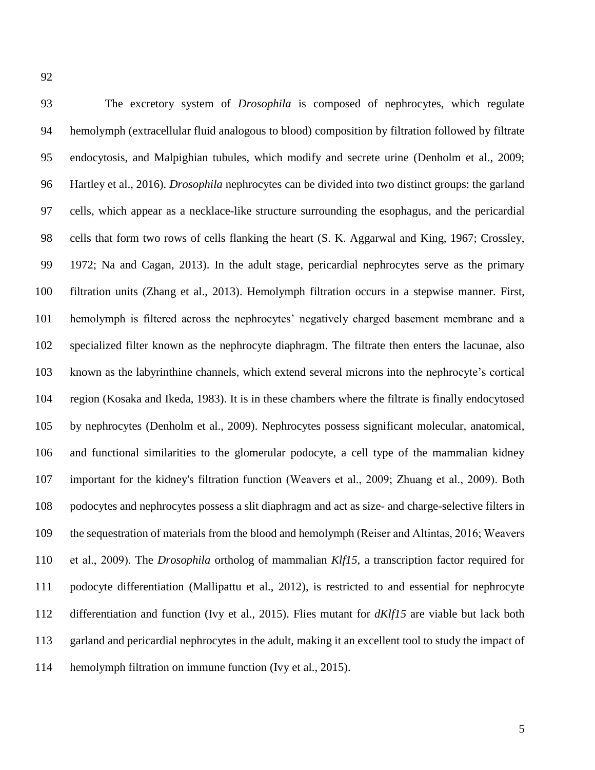The excretory system of *Drosophila* is composed of nephrocytes, which regulate hemolymph (extracellular fluid analogous to blood) composition by filtration followed by filtrate endocytosis, and Malpighian tubules, which modify and secrete urine (Denholm et al., 2009; Hartley et al., 2016). *Drosophila* nephrocytes can be divided into two distinct groups: the garland cells, which appear as a necklace-like structure surrounding the esophagus, and the pericardial cells that form two rows of cells flanking the heart (S. K. Aggarwal and King, 1967; Crossley, 1972; Na and Cagan, 2013). In the adult stage, pericardial nephrocytes serve as the primary filtration units (Zhang et al., 2013). Hemolymph filtration occurs in a stepwise manner. First, hemolymph is filtered across the nephrocytes' negatively charged basement membrane and a specialized filter known as the nephrocyte diaphragm. The filtrate then enters the lacunae, also known as the labyrinthine channels, which extend several microns into the nephrocyte's cortical region (Kosaka and Ikeda, 1983). It is in these chambers where the filtrate is finally endocytosed by nephrocytes (Denholm et al., 2009). Nephrocytes possess significant molecular, anatomical, and functional similarities to the glomerular podocyte, a cell type of the mammalian kidney important for the kidney's filtration function (Weavers et al., 2009; Zhuang et al., 2009). Both podocytes and nephrocytes possess a slit diaphragm and act as size- and charge-selective filters in the sequestration of materials from the blood and hemolymph (Reiser and Altintas, 2016; Weavers et al., 2009). The *Drosophila* ortholog of mammalian *Klf15*, a transcription factor required for podocyte differentiation (Mallipattu et al., 2012), is restricted to and essential for nephrocyte differentiation and function (Ivy et al., 2015). Flies mutant for *dKlf15* are viable but lack both garland and pericardial nephrocytes in the adult, making it an excellent tool to study the impact of hemolymph filtration on immune function (Ivy et al., 2015).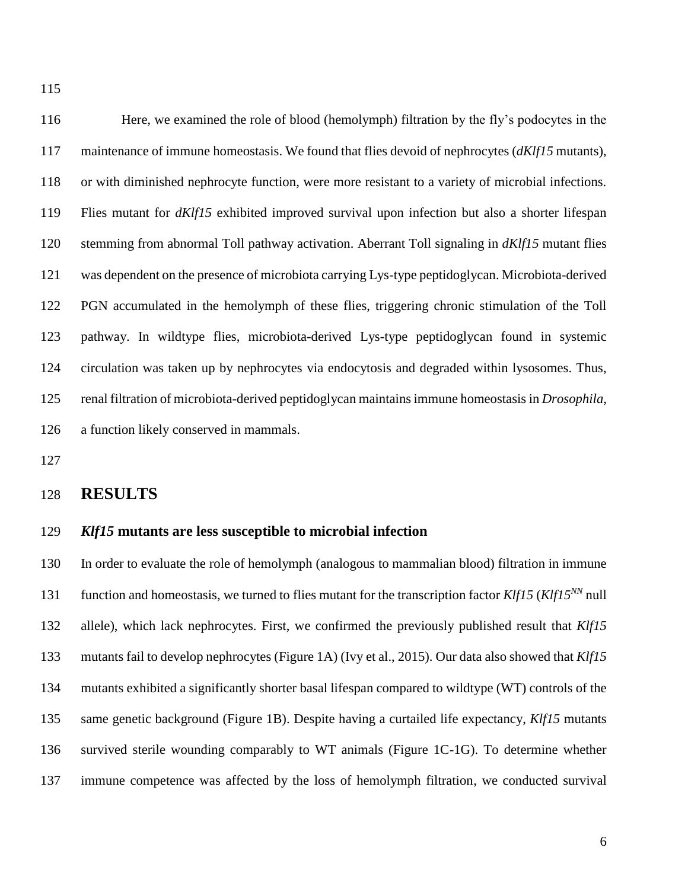Here, we examined the role of blood (hemolymph) filtration by the fly's podocytes in the maintenance of immune homeostasis. We found that flies devoid of nephrocytes (*dKlf15* mutants), or with diminished nephrocyte function, were more resistant to a variety of microbial infections. Flies mutant for *dKlf15* exhibited improved survival upon infection but also a shorter lifespan stemming from abnormal Toll pathway activation. Aberrant Toll signaling in *dKlf15* mutant flies was dependent on the presence of microbiota carrying Lys-type peptidoglycan. Microbiota-derived PGN accumulated in the hemolymph of these flies, triggering chronic stimulation of the Toll pathway. In wildtype flies, microbiota-derived Lys-type peptidoglycan found in systemic circulation was taken up by nephrocytes via endocytosis and degraded within lysosomes. Thus, renal filtration of microbiota-derived peptidoglycan maintains immune homeostasis in *Drosophila,* a function likely conserved in mammals.

# RESULTS

## *Klf15* mutants are less susceptible to microbial infection

In order to evaluate the role of hemolymph (analogous to mammalian blood) filtration in immune function and homeostasis, we turned to flies mutant for the transcription factor *Klf15* (*Klf15*$^{NN}$ null allele), which lack nephrocytes. First, we confirmed the previously published result that *Klf15* mutants fail to develop nephrocytes (Figure 1A) (Ivy et al., 2015). Our data also showed that *Klf15* mutants exhibited a significantly shorter basal lifespan compared to wildtype (WT) controls of the same genetic background (Figure 1B). Despite having a curtailed life expectancy, *Klf15* mutants survived sterile wounding comparably to WT animals (Figure 1C-1G). To determine whether immune competence was affected by the loss of hemolymph filtration, we conducted survival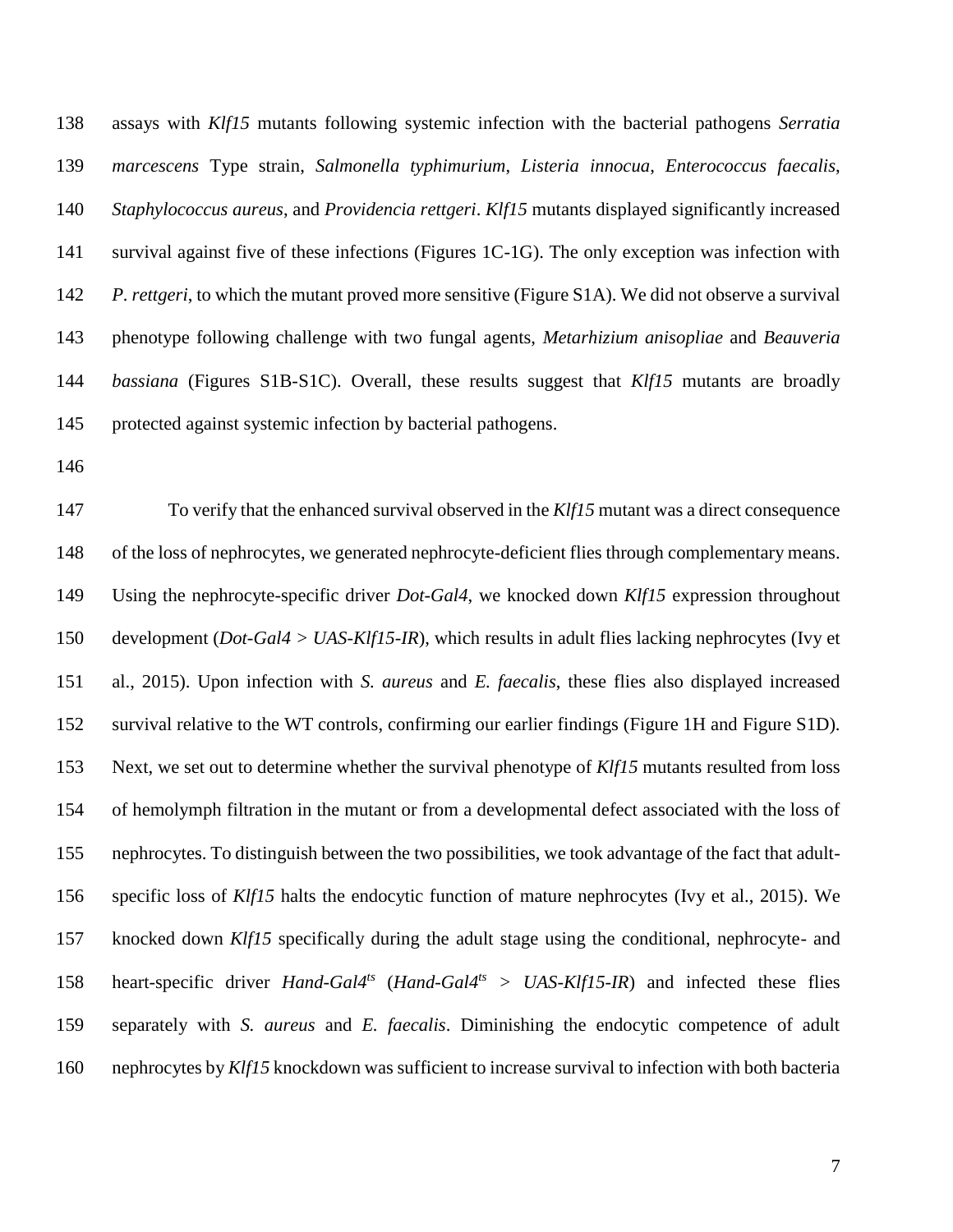assays with *Klf15* mutants following systemic infection with the bacterial pathogens *Serratia marcescens* Type strain, *Salmonella typhimurium*, *Listeria innocua*, *Enterococcus faecalis*, *Staphylococcus aureus*, and *Providencia rettgeri*. *Klf15* mutants displayed significantly increased survival against five of these infections (Figures 1C-1G). The only exception was infection with *P. rettgeri*, to which the mutant proved more sensitive (Figure S1A). We did not observe a survival phenotype following challenge with two fungal agents, *Metarhizium anisopliae* and *Beauveria bassiana* (Figures S1B-S1C). Overall, these results suggest that *Klf15* mutants are broadly protected against systemic infection by bacterial pathogens.

To verify that the enhanced survival observed in the *Klf15* mutant was a direct consequence of the loss of nephrocytes, we generated nephrocyte-deficient flies through complementary means. Using the nephrocyte-specific driver *Dot-Gal4*, we knocked down *Klf15* expression throughout development (*Dot-Gal4 > UAS-Klf15-IR*), which results in adult flies lacking nephrocytes (Ivy et al., 2015). Upon infection with *S. aureus* and *E. faecalis*, these flies also displayed increased survival relative to the WT controls, confirming our earlier findings (Figure 1H and Figure S1D). Next, we set out to determine whether the survival phenotype of *Klf15* mutants resulted from loss of hemolymph filtration in the mutant or from a developmental defect associated with the loss of nephrocytes. To distinguish between the two possibilities, we took advantage of the fact that adult-specific loss of *Klf15* halts the endocytic function of mature nephrocytes (Ivy et al., 2015). We knocked down *Klf15* specifically during the adult stage using the conditional, nephrocyte- and heart-specific driver *Hand-Gal4$^{ts}$* (*Hand-Gal4$^{ts}$ > UAS-Klf15-IR*) and infected these flies separately with *S. aureus* and *E. faecalis*. Diminishing the endocytic competence of adult nephrocytes by *Klf15* knockdown was sufficient to increase survival to infection with both bacteria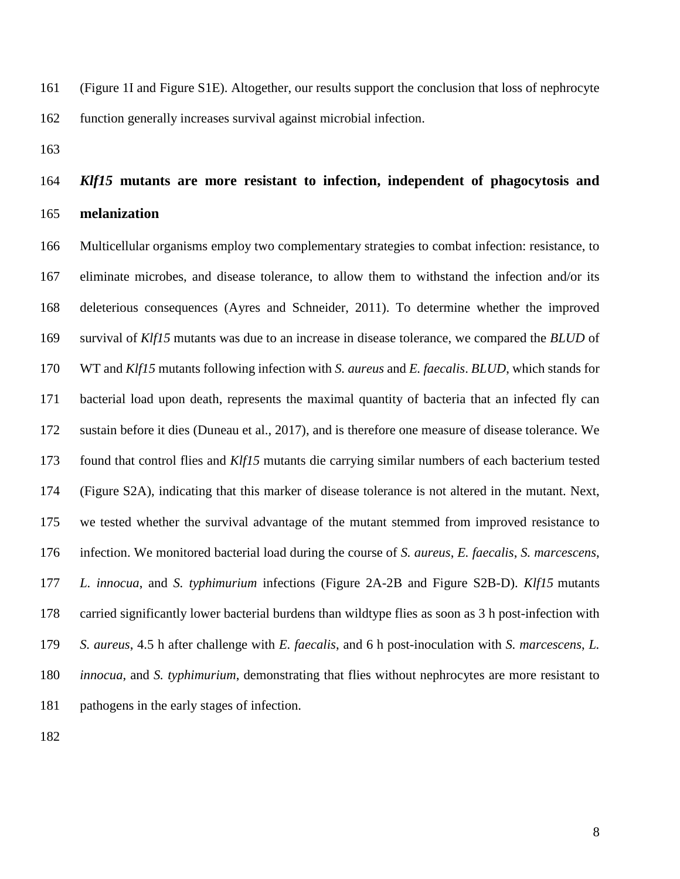(Figure 1I and Figure S1E). Altogether, our results support the conclusion that loss of nephrocyte function generally increases survival against microbial infection.

## *Klf15* mutants are more resistant to infection, independent of phagocytosis and melanization

Multicellular organisms employ two complementary strategies to combat infection: resistance, to eliminate microbes, and disease tolerance, to allow them to withstand the infection and/or its deleterious consequences (Ayres and Schneider, 2011). To determine whether the improved survival of *Klf15* mutants was due to an increase in disease tolerance, we compared the *BLUD* of WT and *Klf15* mutants following infection with *S. aureus* and *E. faecalis*. *BLUD*, which stands for bacterial load upon death, represents the maximal quantity of bacteria that an infected fly can sustain before it dies (Duneau et al., 2017), and is therefore one measure of disease tolerance. We found that control flies and *Klf15* mutants die carrying similar numbers of each bacterium tested (Figure S2A), indicating that this marker of disease tolerance is not altered in the mutant. Next, we tested whether the survival advantage of the mutant stemmed from improved resistance to infection. We monitored bacterial load during the course of *S. aureus*, *E. faecalis*, *S. marcescens*, *L. innocua*, and *S. typhimurium* infections (Figure 2A-2B and Figure S2B-D). *Klf15* mutants carried significantly lower bacterial burdens than wildtype flies as soon as 3 h post-infection with *S. aureus*, 4.5 h after challenge with *E. faecalis*, and 6 h post-inoculation with *S. marcescens*, *L. innocua*, and *S. typhimurium*, demonstrating that flies without nephrocytes are more resistant to pathogens in the early stages of infection.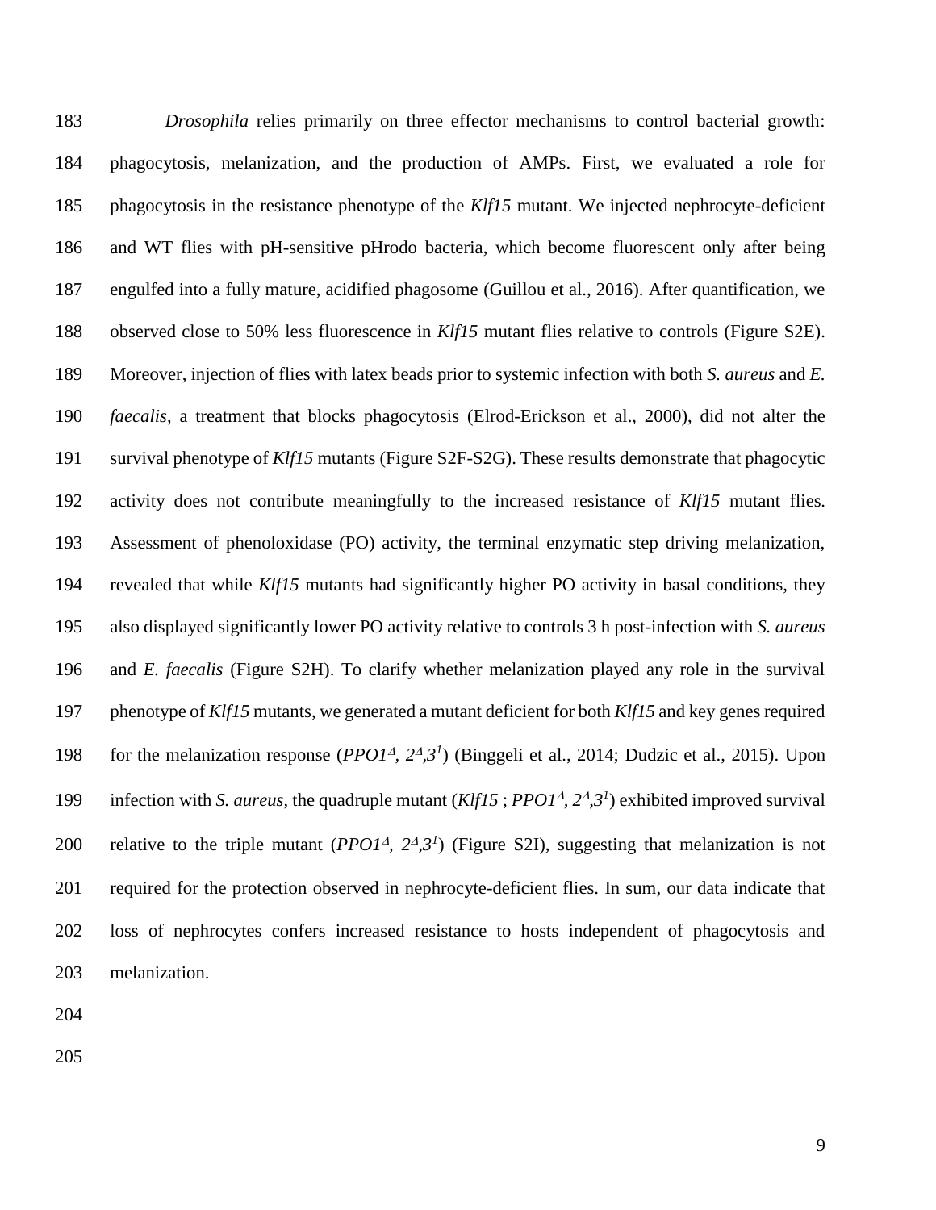*Drosophila* relies primarily on three effector mechanisms to control bacterial growth: phagocytosis, melanization, and the production of AMPs. First, we evaluated a role for phagocytosis in the resistance phenotype of the *Klf15* mutant. We injected nephrocyte-deficient and WT flies with pH-sensitive pHrodo bacteria, which become fluorescent only after being engulfed into a fully mature, acidified phagosome (Guillou et al., 2016). After quantification, we observed close to 50% less fluorescence in *Klf15* mutant flies relative to controls (Figure S2E). Moreover, injection of flies with latex beads prior to systemic infection with both *S. aureus* and *E. faecalis*, a treatment that blocks phagocytosis (Elrod-Erickson et al., 2000), did not alter the survival phenotype of *Klf15* mutants (Figure S2F-S2G). These results demonstrate that phagocytic activity does not contribute meaningfully to the increased resistance of *Klf15* mutant flies. Assessment of phenoloxidase (PO) activity, the terminal enzymatic step driving melanization, revealed that while *Klf15* mutants had significantly higher PO activity in basal conditions, they also displayed significantly lower PO activity relative to controls 3 h post-infection with *S. aureus* and *E. faecalis* (Figure S2H). To clarify whether melanization played any role in the survival phenotype of *Klf15* mutants, we generated a mutant deficient for both *Klf15* and key genes required for the melanization response (*PPO1*$^{\Delta}$*, 2*$^{\Delta}$*,3*$^{1}$) (Binggeli et al., 2014; Dudzic et al., 2015). Upon infection with *S. aureus*, the quadruple mutant (*Klf15* ; *PPO1*$^{\Delta}$*, 2*$^{\Delta}$*,3*$^{1}$) exhibited improved survival relative to the triple mutant (*PPO1*$^{\Delta}$*, 2*$^{\Delta}$*,3*$^{1}$) (Figure S2I), suggesting that melanization is not required for the protection observed in nephrocyte-deficient flies. In sum, our data indicate that loss of nephrocytes confers increased resistance to hosts independent of phagocytosis and melanization.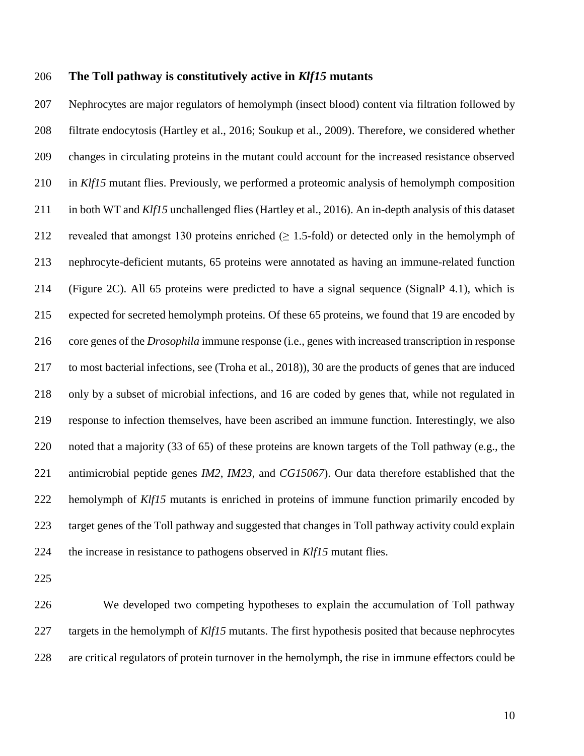### The Toll pathway is constitutively active in *Klf15* mutants

Nephrocytes are major regulators of hemolymph (insect blood) content via filtration followed by filtrate endocytosis (Hartley et al., 2016; Soukup et al., 2009). Therefore, we considered whether changes in circulating proteins in the mutant could account for the increased resistance observed in *Klf15* mutant flies. Previously, we performed a proteomic analysis of hemolymph composition in both WT and *Klf15* unchallenged flies (Hartley et al., 2016). An in-depth analysis of this dataset revealed that amongst 130 proteins enriched ($\geq$ 1.5-fold) or detected only in the hemolymph of nephrocyte-deficient mutants, 65 proteins were annotated as having an immune-related function (Figure 2C). All 65 proteins were predicted to have a signal sequence (SignalP 4.1), which is expected for secreted hemolymph proteins. Of these 65 proteins, we found that 19 are encoded by core genes of the *Drosophila* immune response (i.e., genes with increased transcription in response to most bacterial infections, see (Troha et al., 2018)), 30 are the products of genes that are induced only by a subset of microbial infections, and 16 are coded by genes that, while not regulated in response to infection themselves, have been ascribed an immune function. Interestingly, we also noted that a majority (33 of 65) of these proteins are known targets of the Toll pathway (e.g., the antimicrobial peptide genes *IM2*, *IM23*, and *CG15067*). Our data therefore established that the hemolymph of *Klf15* mutants is enriched in proteins of immune function primarily encoded by target genes of the Toll pathway and suggested that changes in Toll pathway activity could explain the increase in resistance to pathogens observed in *Klf15* mutant flies.

We developed two competing hypotheses to explain the accumulation of Toll pathway targets in the hemolymph of *Klf15* mutants. The first hypothesis posited that because nephrocytes are critical regulators of protein turnover in the hemolymph, the rise in immune effectors could be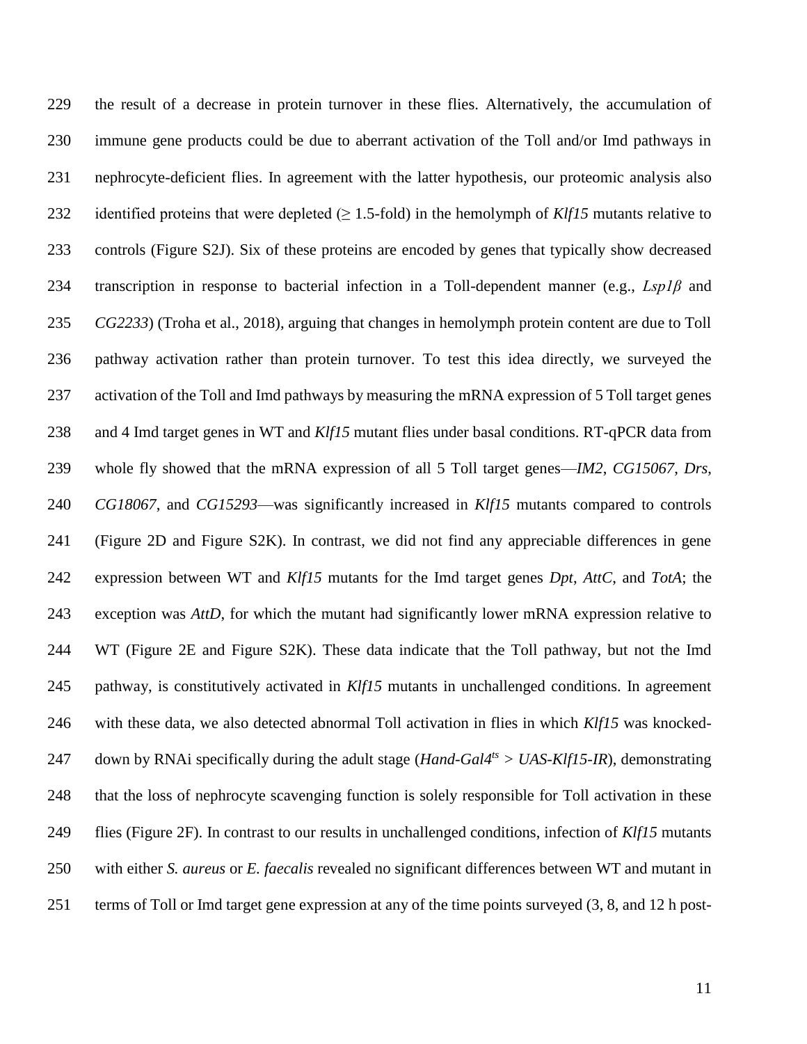the result of a decrease in protein turnover in these flies. Alternatively, the accumulation of immune gene products could be due to aberrant activation of the Toll and/or Imd pathways in nephrocyte-deficient flies. In agreement with the latter hypothesis, our proteomic analysis also identified proteins that were depleted ($\geq$ 1.5-fold) in the hemolymph of *Klf15* mutants relative to controls (Figure S2J). Six of these proteins are encoded by genes that typically show decreased transcription in response to bacterial infection in a Toll-dependent manner (e.g., *Lsp1β* and *CG2233*) (Troha et al., 2018), arguing that changes in hemolymph protein content are due to Toll pathway activation rather than protein turnover. To test this idea directly, we surveyed the activation of the Toll and Imd pathways by measuring the mRNA expression of 5 Toll target genes and 4 Imd target genes in WT and *Klf15* mutant flies under basal conditions. RT-qPCR data from whole fly showed that the mRNA expression of all 5 Toll target genes—*IM2*, *CG15067*, *Drs*, *CG18067*, and *CG15293*—was significantly increased in *Klf15* mutants compared to controls (Figure 2D and Figure S2K). In contrast, we did not find any appreciable differences in gene expression between WT and *Klf15* mutants for the Imd target genes *Dpt*, *AttC*, and *TotA*; the exception was *AttD*, for which the mutant had significantly lower mRNA expression relative to WT (Figure 2E and Figure S2K). These data indicate that the Toll pathway, but not the Imd pathway, is constitutively activated in *Klf15* mutants in unchallenged conditions. In agreement with these data, we also detected abnormal Toll activation in flies in which *Klf15* was knocked-down by RNAi specifically during the adult stage (*Hand-Gal4$^{ts}$ > UAS-Klf15-IR*), demonstrating that the loss of nephrocyte scavenging function is solely responsible for Toll activation in these flies (Figure 2F). In contrast to our results in unchallenged conditions, infection of *Klf15* mutants with either *S. aureus* or *E. faecalis* revealed no significant differences between WT and mutant in terms of Toll or Imd target gene expression at any of the time points surveyed (3, 8, and 12 h post-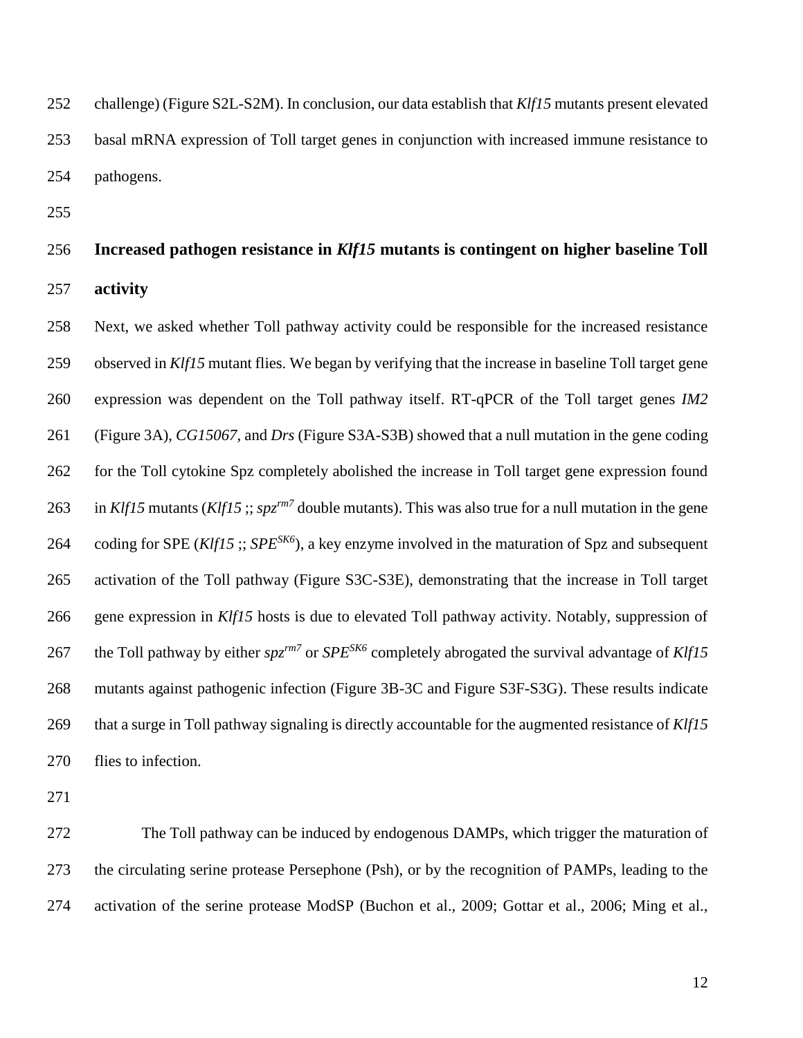challenge) (Figure S2L-S2M). In conclusion, our data establish that *Klf15* mutants present elevated basal mRNA expression of Toll target genes in conjunction with increased immune resistance to pathogens.

## Increased pathogen resistance in *Klf15* mutants is contingent on higher baseline Toll activity

Next, we asked whether Toll pathway activity could be responsible for the increased resistance observed in *Klf15* mutant flies. We began by verifying that the increase in baseline Toll target gene expression was dependent on the Toll pathway itself. RT-qPCR of the Toll target genes *IM2* (Figure 3A), *CG15067*, and *Drs* (Figure S3A-S3B) showed that a null mutation in the gene coding for the Toll cytokine Spz completely abolished the increase in Toll target gene expression found in *Klf15* mutants (*Klf15* ;; $spz^{rm7}$ double mutants). This was also true for a null mutation in the gene coding for SPE (*Klf15* ;; $SPE^{SK6}$), a key enzyme involved in the maturation of Spz and subsequent activation of the Toll pathway (Figure S3C-S3E), demonstrating that the increase in Toll target gene expression in *Klf15* hosts is due to elevated Toll pathway activity. Notably, suppression of the Toll pathway by either $spz^{rm7}$ or $SPE^{SK6}$ completely abrogated the survival advantage of *Klf15* mutants against pathogenic infection (Figure 3B-3C and Figure S3F-S3G). These results indicate that a surge in Toll pathway signaling is directly accountable for the augmented resistance of *Klf15* flies to infection.

The Toll pathway can be induced by endogenous DAMPs, which trigger the maturation of the circulating serine protease Persephone (Psh), or by the recognition of PAMPs, leading to the activation of the serine protease ModSP (Buchon et al., 2009; Gottar et al., 2006; Ming et al.,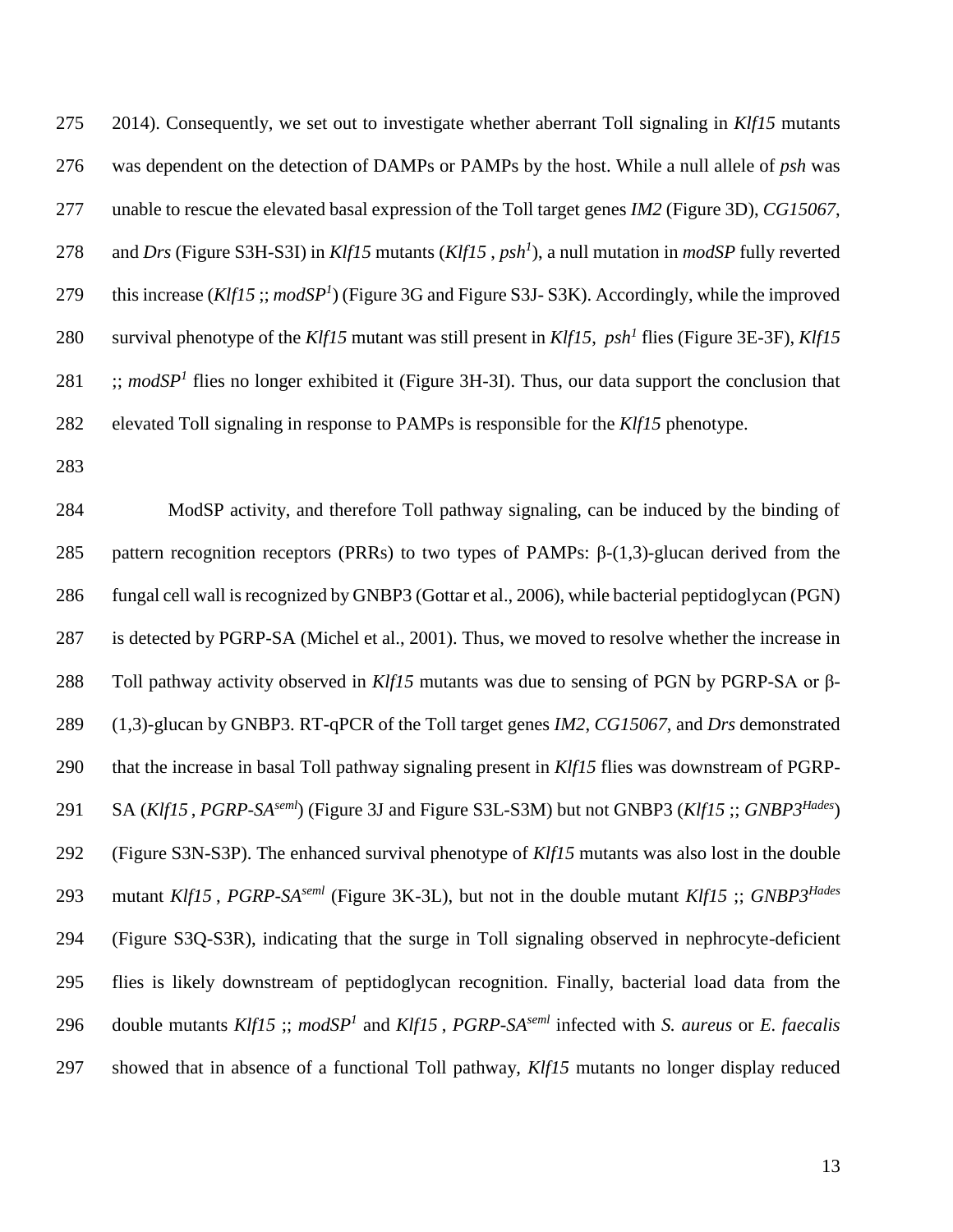2014). Consequently, we set out to investigate whether aberrant Toll signaling in *Klf15* mutants was dependent on the detection of DAMPs or PAMPs by the host. While a null allele of *psh* was unable to rescue the elevated basal expression of the Toll target genes *IM2* (Figure 3D), *CG15067*, and *Drs* (Figure S3H-S3I) in *Klf15* mutants (*Klf15* , *psh*$^{1}$), a null mutation in *modSP* fully reverted this increase (*Klf15* ;; *modSP*$^{1}$) (Figure 3G and Figure S3J- S3K). Accordingly, while the improved survival phenotype of the *Klf15* mutant was still present in *Klf15*, *psh*$^{1}$ flies (Figure 3E-3F), *Klf15* ;; *modSP*$^{1}$ flies no longer exhibited it (Figure 3H-3I). Thus, our data support the conclusion that elevated Toll signaling in response to PAMPs is responsible for the *Klf15* phenotype.

ModSP activity, and therefore Toll pathway signaling, can be induced by the binding of pattern recognition receptors (PRRs) to two types of PAMPs: β-(1,3)-glucan derived from the fungal cell wall is recognized by GNBP3 (Gottar et al., 2006), while bacterial peptidoglycan (PGN) is detected by PGRP-SA (Michel et al., 2001). Thus, we moved to resolve whether the increase in Toll pathway activity observed in *Klf15* mutants was due to sensing of PGN by PGRP-SA or β-(1,3)-glucan by GNBP3. RT-qPCR of the Toll target genes *IM2*, *CG15067*, and *Drs* demonstrated that the increase in basal Toll pathway signaling present in *Klf15* flies was downstream of PGRP-SA (*Klf15* , *PGRP-SA*$^{seml}$) (Figure 3J and Figure S3L-S3M) but not GNBP3 (*Klf15* ;; *GNBP3*$^{Hades}$) (Figure S3N-S3P). The enhanced survival phenotype of *Klf15* mutants was also lost in the double mutant *Klf15* , *PGRP-SA*$^{seml}$ (Figure 3K-3L), but not in the double mutant *Klf15* ;; *GNBP3*$^{Hades}$ (Figure S3Q-S3R), indicating that the surge in Toll signaling observed in nephrocyte-deficient flies is likely downstream of peptidoglycan recognition. Finally, bacterial load data from the double mutants *Klf15* ;; *modSP*$^{1}$ and *Klf15* , *PGRP-SA*$^{seml}$ infected with *S. aureus* or *E. faecalis* showed that in absence of a functional Toll pathway, *Klf15* mutants no longer display reduced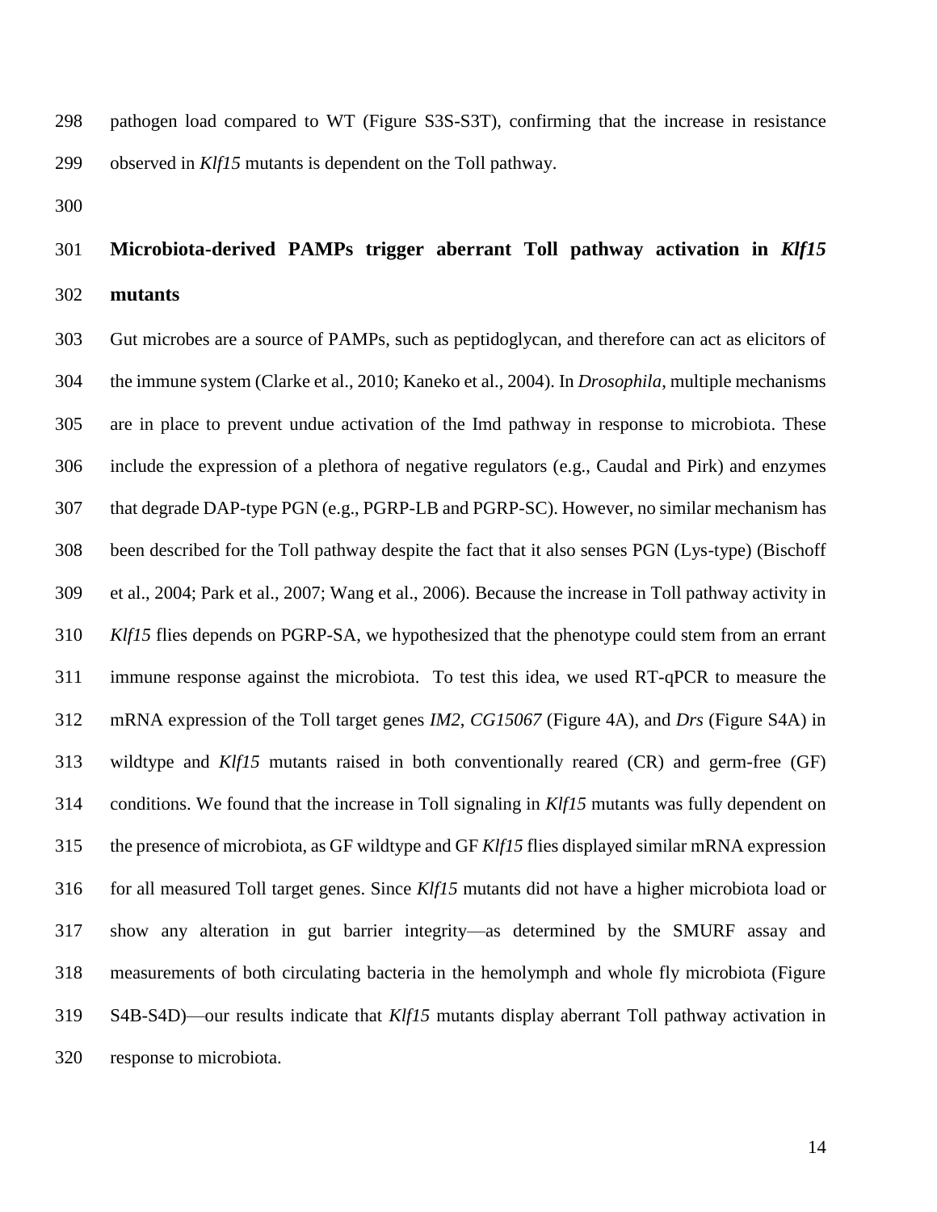pathogen load compared to WT (Figure S3S-S3T), confirming that the increase in resistance observed in *Klf15* mutants is dependent on the Toll pathway.

## Microbiota-derived PAMPs trigger aberrant Toll pathway activation in *Klf15* mutants

Gut microbes are a source of PAMPs, such as peptidoglycan, and therefore can act as elicitors of the immune system (Clarke et al., 2010; Kaneko et al., 2004). In *Drosophila*, multiple mechanisms are in place to prevent undue activation of the Imd pathway in response to microbiota. These include the expression of a plethora of negative regulators (e.g., Caudal and Pirk) and enzymes that degrade DAP-type PGN (e.g., PGRP-LB and PGRP-SC). However, no similar mechanism has been described for the Toll pathway despite the fact that it also senses PGN (Lys-type) (Bischoff et al., 2004; Park et al., 2007; Wang et al., 2006). Because the increase in Toll pathway activity in *Klf15* flies depends on PGRP-SA, we hypothesized that the phenotype could stem from an errant immune response against the microbiota. To test this idea, we used RT-qPCR to measure the mRNA expression of the Toll target genes *IM2*, *CG15067* (Figure 4A), and *Drs* (Figure S4A) in wildtype and *Klf15* mutants raised in both conventionally reared (CR) and germ-free (GF) conditions. We found that the increase in Toll signaling in *Klf15* mutants was fully dependent on the presence of microbiota, as GF wildtype and GF *Klf15* flies displayed similar mRNA expression for all measured Toll target genes. Since *Klf15* mutants did not have a higher microbiota load or show any alteration in gut barrier integrity—as determined by the SMURF assay and measurements of both circulating bacteria in the hemolymph and whole fly microbiota (Figure S4B-S4D)—our results indicate that *Klf15* mutants display aberrant Toll pathway activation in response to microbiota.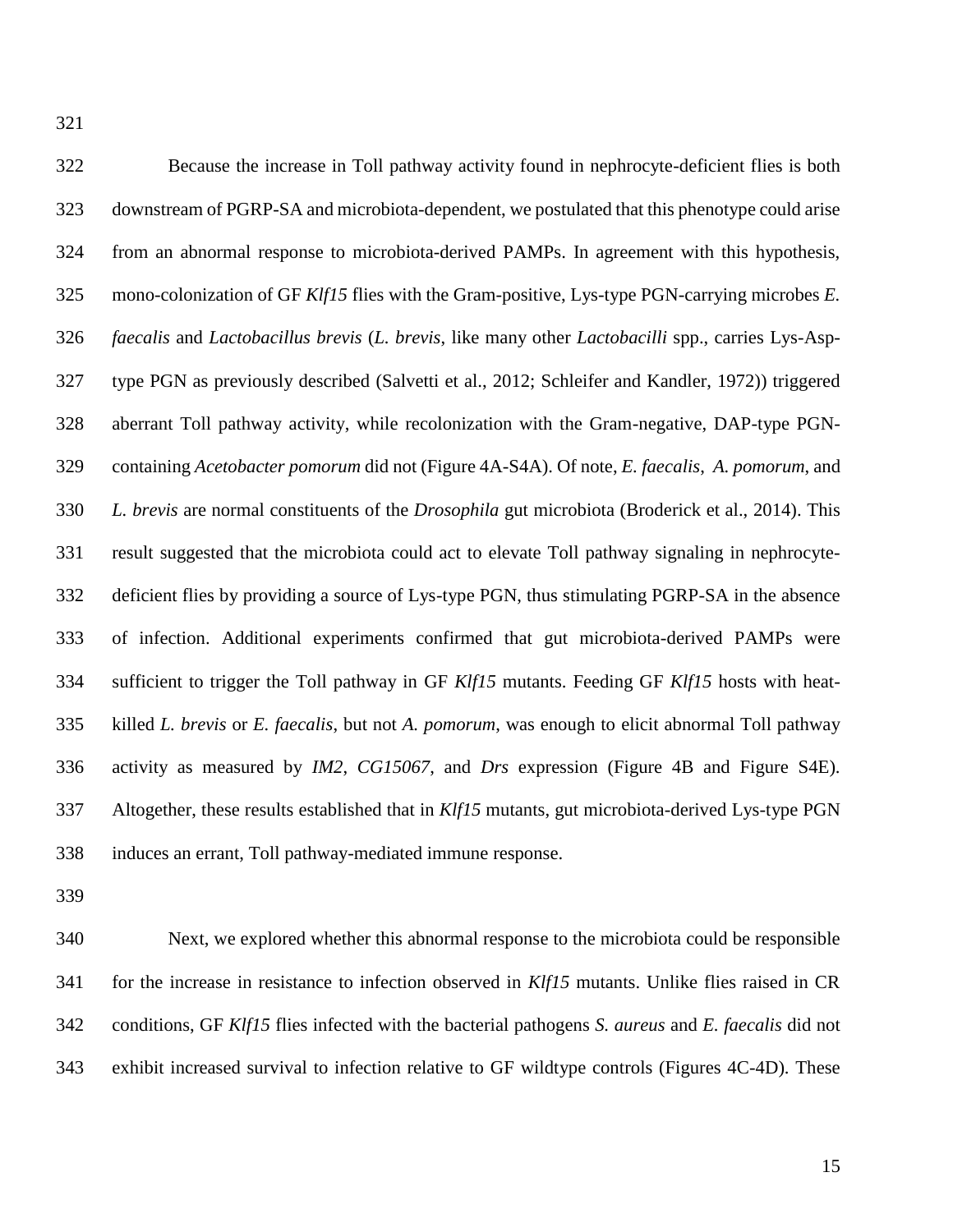Because the increase in Toll pathway activity found in nephrocyte-deficient flies is both downstream of PGRP-SA and microbiota-dependent, we postulated that this phenotype could arise from an abnormal response to microbiota-derived PAMPs. In agreement with this hypothesis, mono-colonization of GF *Klf15* flies with the Gram-positive, Lys-type PGN-carrying microbes *E. faecalis* and *Lactobacillus brevis* (*L. brevis*, like many other *Lactobacilli* spp., carries Lys-Asp-type PGN as previously described (Salvetti et al., 2012; Schleifer and Kandler, 1972)) triggered aberrant Toll pathway activity, while recolonization with the Gram-negative, DAP-type PGN-containing *Acetobacter pomorum* did not (Figure 4A-S4A). Of note, *E. faecalis*, *A. pomorum*, and *L. brevis* are normal constituents of the *Drosophila* gut microbiota (Broderick et al., 2014). This result suggested that the microbiota could act to elevate Toll pathway signaling in nephrocyte-deficient flies by providing a source of Lys-type PGN, thus stimulating PGRP-SA in the absence of infection. Additional experiments confirmed that gut microbiota-derived PAMPs were sufficient to trigger the Toll pathway in GF *Klf15* mutants. Feeding GF *Klf15* hosts with heat-killed *L. brevis* or *E. faecalis*, but not *A. pomorum*, was enough to elicit abnormal Toll pathway activity as measured by *IM2*, *CG15067*, and *Drs* expression (Figure 4B and Figure S4E). Altogether, these results established that in *Klf15* mutants, gut microbiota-derived Lys-type PGN induces an errant, Toll pathway-mediated immune response.

Next, we explored whether this abnormal response to the microbiota could be responsible for the increase in resistance to infection observed in *Klf15* mutants. Unlike flies raised in CR conditions, GF *Klf15* flies infected with the bacterial pathogens *S. aureus* and *E. faecalis* did not exhibit increased survival to infection relative to GF wildtype controls (Figures 4C-4D). These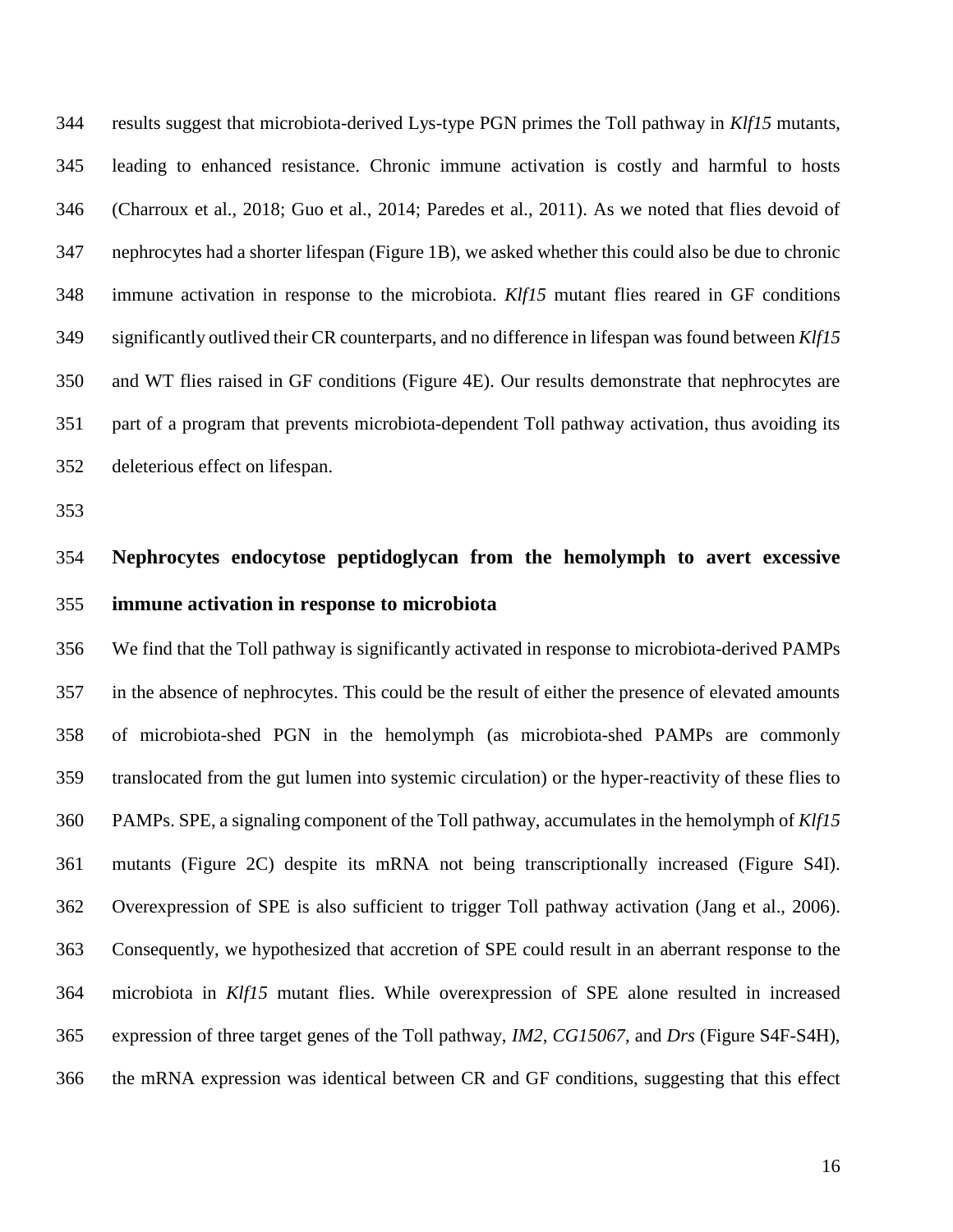results suggest that microbiota-derived Lys-type PGN primes the Toll pathway in *Klf15* mutants, leading to enhanced resistance. Chronic immune activation is costly and harmful to hosts (Charroux et al., 2018; Guo et al., 2014; Paredes et al., 2011). As we noted that flies devoid of nephrocytes had a shorter lifespan (Figure 1B), we asked whether this could also be due to chronic immune activation in response to the microbiota. *Klf15* mutant flies reared in GF conditions significantly outlived their CR counterparts, and no difference in lifespan was found between *Klf15* and WT flies raised in GF conditions (Figure 4E). Our results demonstrate that nephrocytes are part of a program that prevents microbiota-dependent Toll pathway activation, thus avoiding its deleterious effect on lifespan.

## Nephrocytes endocytose peptidoglycan from the hemolymph to avert excessive immune activation in response to microbiota

We find that the Toll pathway is significantly activated in response to microbiota-derived PAMPs in the absence of nephrocytes. This could be the result of either the presence of elevated amounts of microbiota-shed PGN in the hemolymph (as microbiota-shed PAMPs are commonly translocated from the gut lumen into systemic circulation) or the hyper-reactivity of these flies to PAMPs. SPE, a signaling component of the Toll pathway, accumulates in the hemolymph of *Klf15* mutants (Figure 2C) despite its mRNA not being transcriptionally increased (Figure S4I). Overexpression of SPE is also sufficient to trigger Toll pathway activation (Jang et al., 2006). Consequently, we hypothesized that accretion of SPE could result in an aberrant response to the microbiota in *Klf15* mutant flies. While overexpression of SPE alone resulted in increased expression of three target genes of the Toll pathway, *IM2*, *CG15067*, and *Drs* (Figure S4F-S4H), the mRNA expression was identical between CR and GF conditions, suggesting that this effect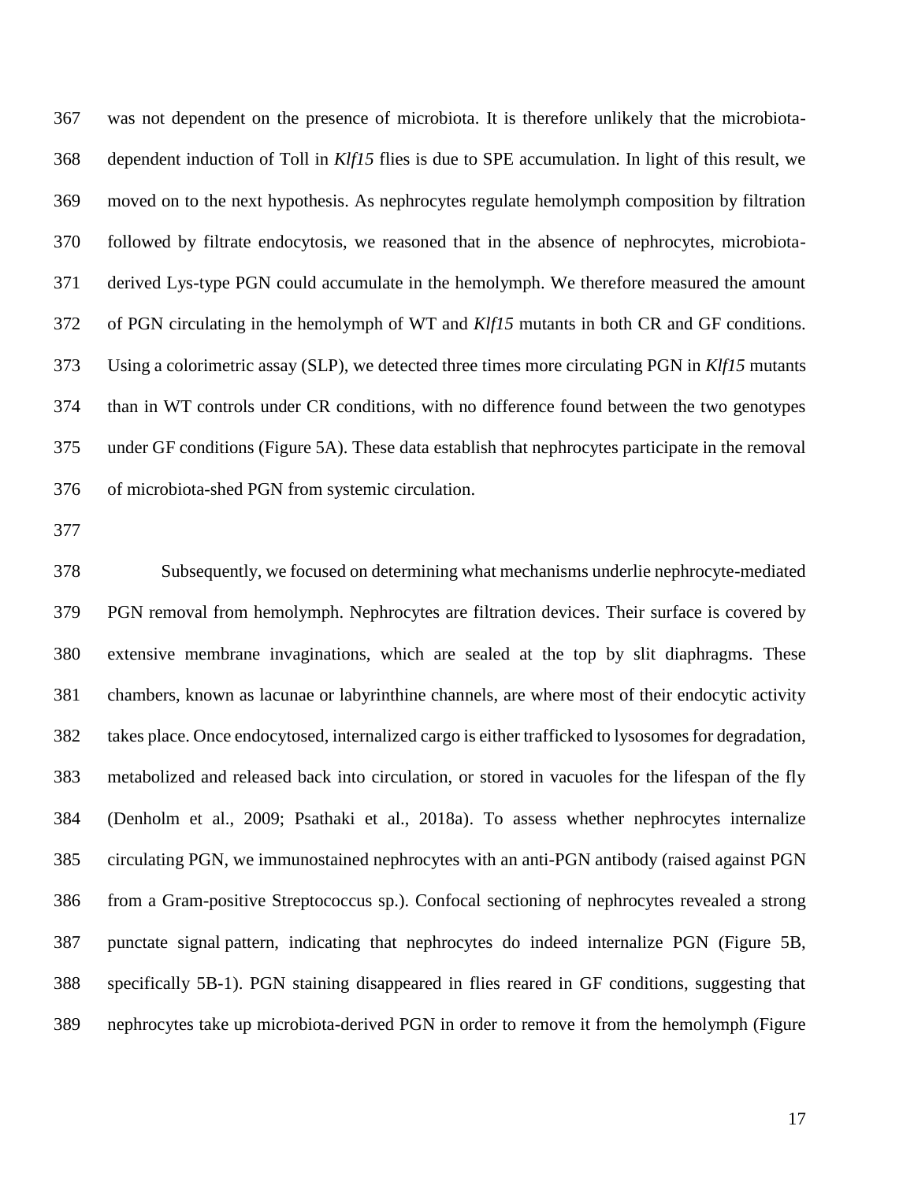was not dependent on the presence of microbiota. It is therefore unlikely that the microbiota-dependent induction of Toll in *Klf15* flies is due to SPE accumulation. In light of this result, we moved on to the next hypothesis. As nephrocytes regulate hemolymph composition by filtration followed by filtrate endocytosis, we reasoned that in the absence of nephrocytes, microbiota-derived Lys-type PGN could accumulate in the hemolymph. We therefore measured the amount of PGN circulating in the hemolymph of WT and *Klf15* mutants in both CR and GF conditions. Using a colorimetric assay (SLP), we detected three times more circulating PGN in *Klf15* mutants than in WT controls under CR conditions, with no difference found between the two genotypes under GF conditions (Figure 5A). These data establish that nephrocytes participate in the removal of microbiota-shed PGN from systemic circulation.

Subsequently, we focused on determining what mechanisms underlie nephrocyte-mediated PGN removal from hemolymph. Nephrocytes are filtration devices. Their surface is covered by extensive membrane invaginations, which are sealed at the top by slit diaphragms. These chambers, known as lacunae or labyrinthine channels, are where most of their endocytic activity takes place. Once endocytosed, internalized cargo is either trafficked to lysosomes for degradation, metabolized and released back into circulation, or stored in vacuoles for the lifespan of the fly (Denholm et al., 2009; Psathaki et al., 2018a). To assess whether nephrocytes internalize circulating PGN, we immunostained nephrocytes with an anti-PGN antibody (raised against PGN from a Gram-positive Streptococcus sp.). Confocal sectioning of nephrocytes revealed a strong punctate signal pattern, indicating that nephrocytes do indeed internalize PGN (Figure 5B, specifically 5B-1). PGN staining disappeared in flies reared in GF conditions, suggesting that nephrocytes take up microbiota-derived PGN in order to remove it from the hemolymph (Figure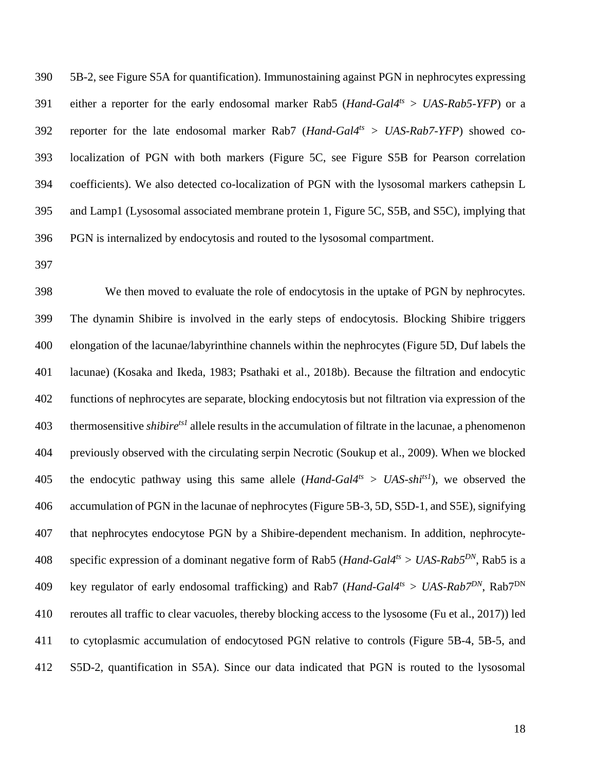5B-2, see Figure S5A for quantification). Immunostaining against PGN in nephrocytes expressing either a reporter for the early endosomal marker Rab5 (*Hand-Gal4$^{ts}$ > UAS-Rab5-YFP*) or a reporter for the late endosomal marker Rab7 (*Hand-Gal4$^{ts}$ > UAS-Rab7-YFP*) showed co-localization of PGN with both markers (Figure 5C, see Figure S5B for Pearson correlation coefficients). We also detected co-localization of PGN with the lysosomal markers cathepsin L and Lamp1 (Lysosomal associated membrane protein 1, Figure 5C, S5B, and S5C), implying that PGN is internalized by endocytosis and routed to the lysosomal compartment.

We then moved to evaluate the role of endocytosis in the uptake of PGN by nephrocytes. The dynamin Shibire is involved in the early steps of endocytosis. Blocking Shibire triggers elongation of the lacunae/labyrinthine channels within the nephrocytes (Figure 5D, Duf labels the lacunae) (Kosaka and Ikeda, 1983; Psathaki et al., 2018b). Because the filtration and endocytic functions of nephrocytes are separate, blocking endocytosis but not filtration via expression of the thermosensitive *shibire$^{ts1}$* allele results in the accumulation of filtrate in the lacunae, a phenomenon previously observed with the circulating serpin Necrotic (Soukup et al., 2009). When we blocked the endocytic pathway using this same allele (*Hand-Gal4$^{ts}$ > UAS-shi$^{ts1}$*), we observed the accumulation of PGN in the lacunae of nephrocytes (Figure 5B-3, 5D, S5D-1, and S5E), signifying that nephrocytes endocytose PGN by a Shibire-dependent mechanism. In addition, nephrocyte-specific expression of a dominant negative form of Rab5 (*Hand-Gal4$^{ts}$ > UAS-Rab5$^{DN}$*, Rab5 is a key regulator of early endosomal trafficking) and Rab7 (*Hand-Gal4$^{ts}$ > UAS-Rab7$^{DN}$*, Rab7$^{DN}$ reroutes all traffic to clear vacuoles, thereby blocking access to the lysosome (Fu et al., 2017)) led to cytoplasmic accumulation of endocytosed PGN relative to controls (Figure 5B-4, 5B-5, and S5D-2, quantification in S5A). Since our data indicated that PGN is routed to the lysosomal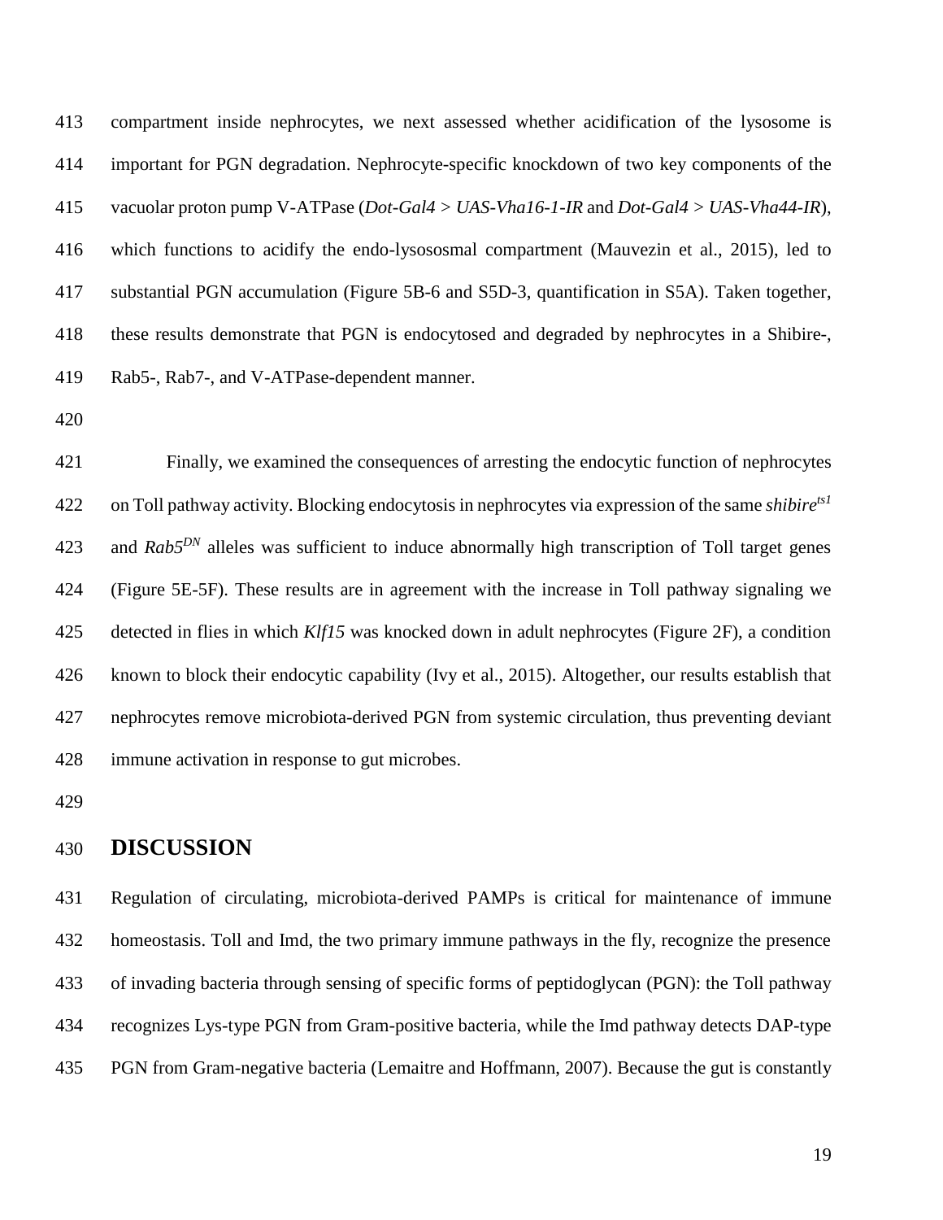compartment inside nephrocytes, we next assessed whether acidification of the lysosome is important for PGN degradation. Nephrocyte-specific knockdown of two key components of the vacuolar proton pump V-ATPase (*Dot-Gal4 > UAS-Vha16-1-IR* and *Dot-Gal4 > UAS-Vha44-IR*), which functions to acidify the endo-lysososmal compartment (Mauvezin et al., 2015), led to substantial PGN accumulation (Figure 5B-6 and S5D-3, quantification in S5A). Taken together, these results demonstrate that PGN is endocytosed and degraded by nephrocytes in a Shibire-, Rab5-, Rab7-, and V-ATPase-dependent manner.

Finally, we examined the consequences of arresting the endocytic function of nephrocytes on Toll pathway activity. Blocking endocytosis in nephrocytes via expression of the same *shibire*$^{ts1}$ and *Rab5*$^{DN}$ alleles was sufficient to induce abnormally high transcription of Toll target genes (Figure 5E-5F). These results are in agreement with the increase in Toll pathway signaling we detected in flies in which *Klf15* was knocked down in adult nephrocytes (Figure 2F), a condition known to block their endocytic capability (Ivy et al., 2015). Altogether, our results establish that nephrocytes remove microbiota-derived PGN from systemic circulation, thus preventing deviant immune activation in response to gut microbes.

## DISCUSSION

Regulation of circulating, microbiota-derived PAMPs is critical for maintenance of immune homeostasis. Toll and Imd, the two primary immune pathways in the fly, recognize the presence of invading bacteria through sensing of specific forms of peptidoglycan (PGN): the Toll pathway recognizes Lys-type PGN from Gram-positive bacteria, while the Imd pathway detects DAP-type PGN from Gram-negative bacteria (Lemaitre and Hoffmann, 2007). Because the gut is constantly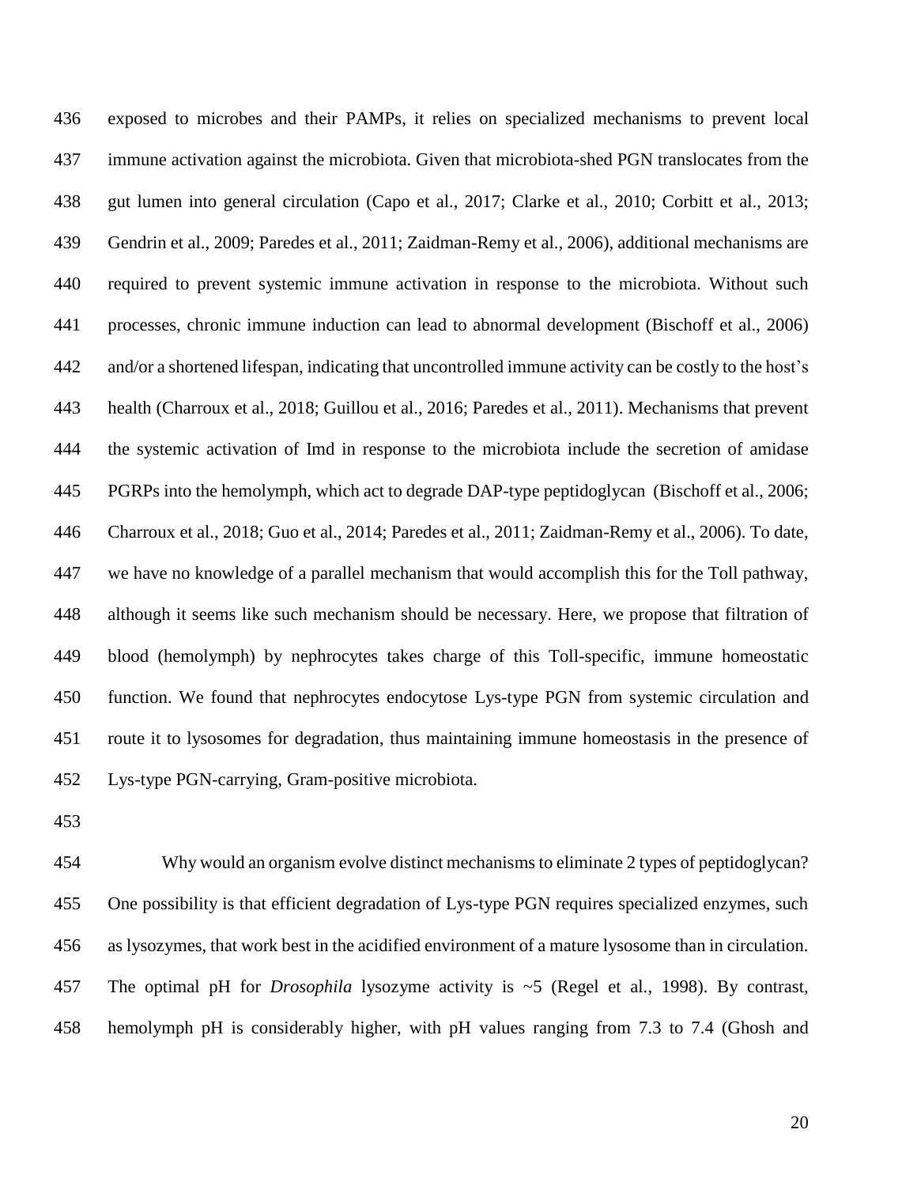exposed to microbes and their PAMPs, it relies on specialized mechanisms to prevent local immune activation against the microbiota. Given that microbiota-shed PGN translocates from the gut lumen into general circulation (Capo et al., 2017; Clarke et al., 2010; Corbitt et al., 2013; Gendrin et al., 2009; Paredes et al., 2011; Zaidman-Remy et al., 2006), additional mechanisms are required to prevent systemic immune activation in response to the microbiota. Without such processes, chronic immune induction can lead to abnormal development (Bischoff et al., 2006) and/or a shortened lifespan, indicating that uncontrolled immune activity can be costly to the host's health (Charroux et al., 2018; Guillou et al., 2016; Paredes et al., 2011). Mechanisms that prevent the systemic activation of Imd in response to the microbiota include the secretion of amidase PGRPs into the hemolymph, which act to degrade DAP-type peptidoglycan (Bischoff et al., 2006; Charroux et al., 2018; Guo et al., 2014; Paredes et al., 2011; Zaidman-Remy et al., 2006). To date, we have no knowledge of a parallel mechanism that would accomplish this for the Toll pathway, although it seems like such mechanism should be necessary. Here, we propose that filtration of blood (hemolymph) by nephrocytes takes charge of this Toll-specific, immune homeostatic function. We found that nephrocytes endocytose Lys-type PGN from systemic circulation and route it to lysosomes for degradation, thus maintaining immune homeostasis in the presence of Lys-type PGN-carrying, Gram-positive microbiota.

Why would an organism evolve distinct mechanisms to eliminate 2 types of peptidoglycan? One possibility is that efficient degradation of Lys-type PGN requires specialized enzymes, such as lysozymes, that work best in the acidified environment of a mature lysosome than in circulation. The optimal pH for *Drosophila* lysozyme activity is ~5 (Regel et al., 1998). By contrast, hemolymph pH is considerably higher, with pH values ranging from 7.3 to 7.4 (Ghosh and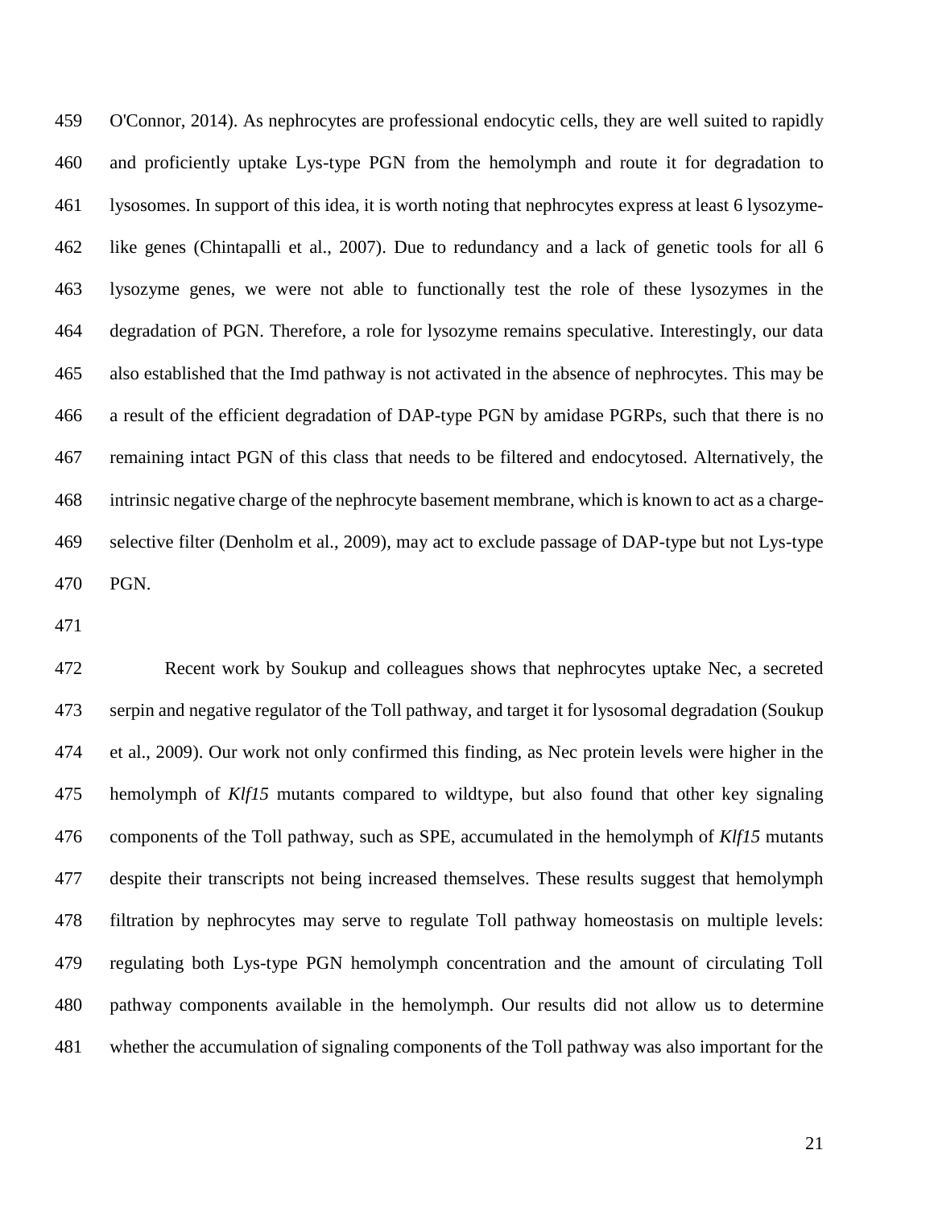O'Connor, 2014). As nephrocytes are professional endocytic cells, they are well suited to rapidly and proficiently uptake Lys-type PGN from the hemolymph and route it for degradation to lysosomes. In support of this idea, it is worth noting that nephrocytes express at least 6 lysozyme-like genes (Chintapalli et al., 2007). Due to redundancy and a lack of genetic tools for all 6 lysozyme genes, we were not able to functionally test the role of these lysozymes in the degradation of PGN. Therefore, a role for lysozyme remains speculative. Interestingly, our data also established that the Imd pathway is not activated in the absence of nephrocytes. This may be a result of the efficient degradation of DAP-type PGN by amidase PGRPs, such that there is no remaining intact PGN of this class that needs to be filtered and endocytosed. Alternatively, the intrinsic negative charge of the nephrocyte basement membrane, which is known to act as a charge-selective filter (Denholm et al., 2009), may act to exclude passage of DAP-type but not Lys-type PGN.

Recent work by Soukup and colleagues shows that nephrocytes uptake Nec, a secreted serpin and negative regulator of the Toll pathway, and target it for lysosomal degradation (Soukup et al., 2009). Our work not only confirmed this finding, as Nec protein levels were higher in the hemolymph of *Klf15* mutants compared to wildtype, but also found that other key signaling components of the Toll pathway, such as SPE, accumulated in the hemolymph of *Klf15* mutants despite their transcripts not being increased themselves. These results suggest that hemolymph filtration by nephrocytes may serve to regulate Toll pathway homeostasis on multiple levels: regulating both Lys-type PGN hemolymph concentration and the amount of circulating Toll pathway components available in the hemolymph. Our results did not allow us to determine whether the accumulation of signaling components of the Toll pathway was also important for the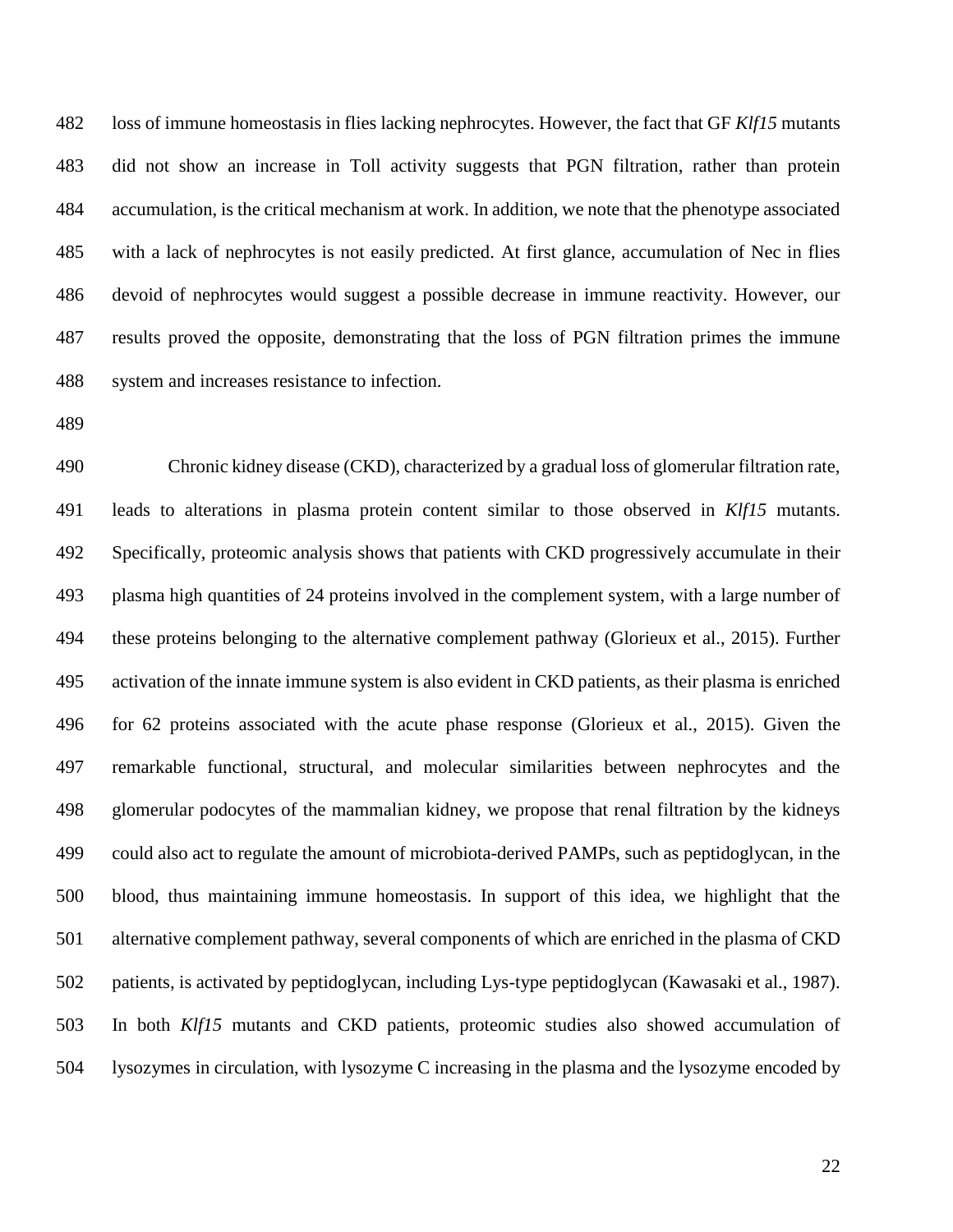loss of immune homeostasis in flies lacking nephrocytes. However, the fact that GF *Klf15* mutants did not show an increase in Toll activity suggests that PGN filtration, rather than protein accumulation, is the critical mechanism at work. In addition, we note that the phenotype associated with a lack of nephrocytes is not easily predicted. At first glance, accumulation of Nec in flies devoid of nephrocytes would suggest a possible decrease in immune reactivity. However, our results proved the opposite, demonstrating that the loss of PGN filtration primes the immune system and increases resistance to infection.

Chronic kidney disease (CKD), characterized by a gradual loss of glomerular filtration rate, leads to alterations in plasma protein content similar to those observed in *Klf15* mutants. Specifically, proteomic analysis shows that patients with CKD progressively accumulate in their plasma high quantities of 24 proteins involved in the complement system, with a large number of these proteins belonging to the alternative complement pathway (Glorieux et al., 2015). Further activation of the innate immune system is also evident in CKD patients, as their plasma is enriched for 62 proteins associated with the acute phase response (Glorieux et al., 2015). Given the remarkable functional, structural, and molecular similarities between nephrocytes and the glomerular podocytes of the mammalian kidney, we propose that renal filtration by the kidneys could also act to regulate the amount of microbiota-derived PAMPs, such as peptidoglycan, in the blood, thus maintaining immune homeostasis. In support of this idea, we highlight that the alternative complement pathway, several components of which are enriched in the plasma of CKD patients, is activated by peptidoglycan, including Lys-type peptidoglycan (Kawasaki et al., 1987). In both *Klf15* mutants and CKD patients, proteomic studies also showed accumulation of lysozymes in circulation, with lysozyme C increasing in the plasma and the lysozyme encoded by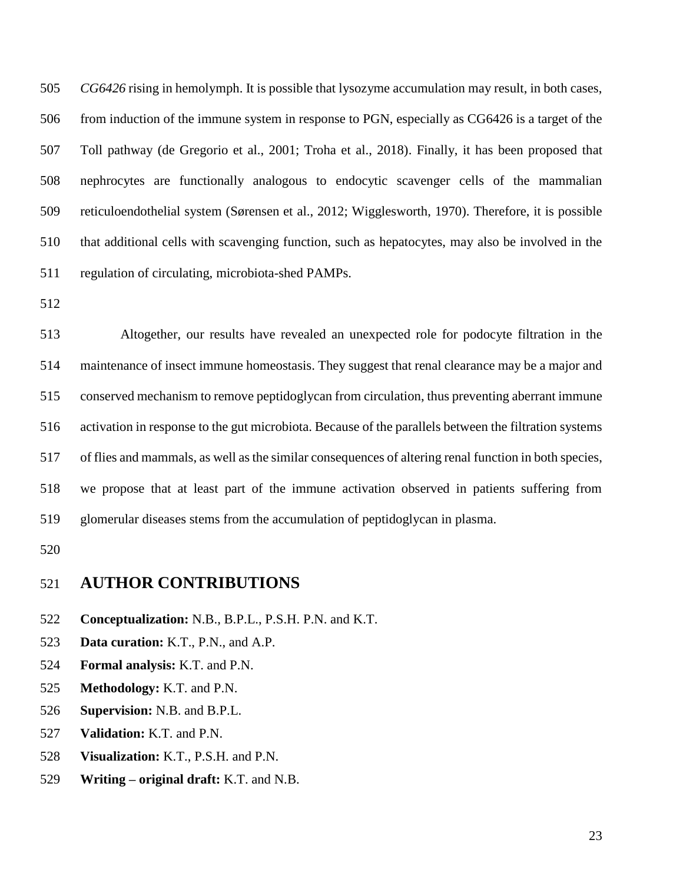*CG6426* rising in hemolymph. It is possible that lysozyme accumulation may result, in both cases, from induction of the immune system in response to PGN, especially as CG6426 is a target of the Toll pathway (de Gregorio et al., 2001; Troha et al., 2018). Finally, it has been proposed that nephrocytes are functionally analogous to endocytic scavenger cells of the mammalian reticuloendothelial system (Sørensen et al., 2012; Wigglesworth, 1970). Therefore, it is possible that additional cells with scavenging function, such as hepatocytes, may also be involved in the regulation of circulating, microbiota-shed PAMPs.

Altogether, our results have revealed an unexpected role for podocyte filtration in the maintenance of insect immune homeostasis. They suggest that renal clearance may be a major and conserved mechanism to remove peptidoglycan from circulation, thus preventing aberrant immune activation in response to the gut microbiota. Because of the parallels between the filtration systems of flies and mammals, as well as the similar consequences of altering renal function in both species, we propose that at least part of the immune activation observed in patients suffering from glomerular diseases stems from the accumulation of peptidoglycan in plasma.

## AUTHOR CONTRIBUTIONS

**Conceptualization:** N.B., B.P.L., P.S.H. P.N. and K.T.
**Data curation:** K.T., P.N., and A.P.
**Formal analysis:** K.T. and P.N.
**Methodology:** K.T. and P.N.
**Supervision:** N.B. and B.P.L.
**Validation:** K.T. and P.N.
**Visualization:** K.T., P.S.H. and P.N.
**Writing – original draft:** K.T. and N.B.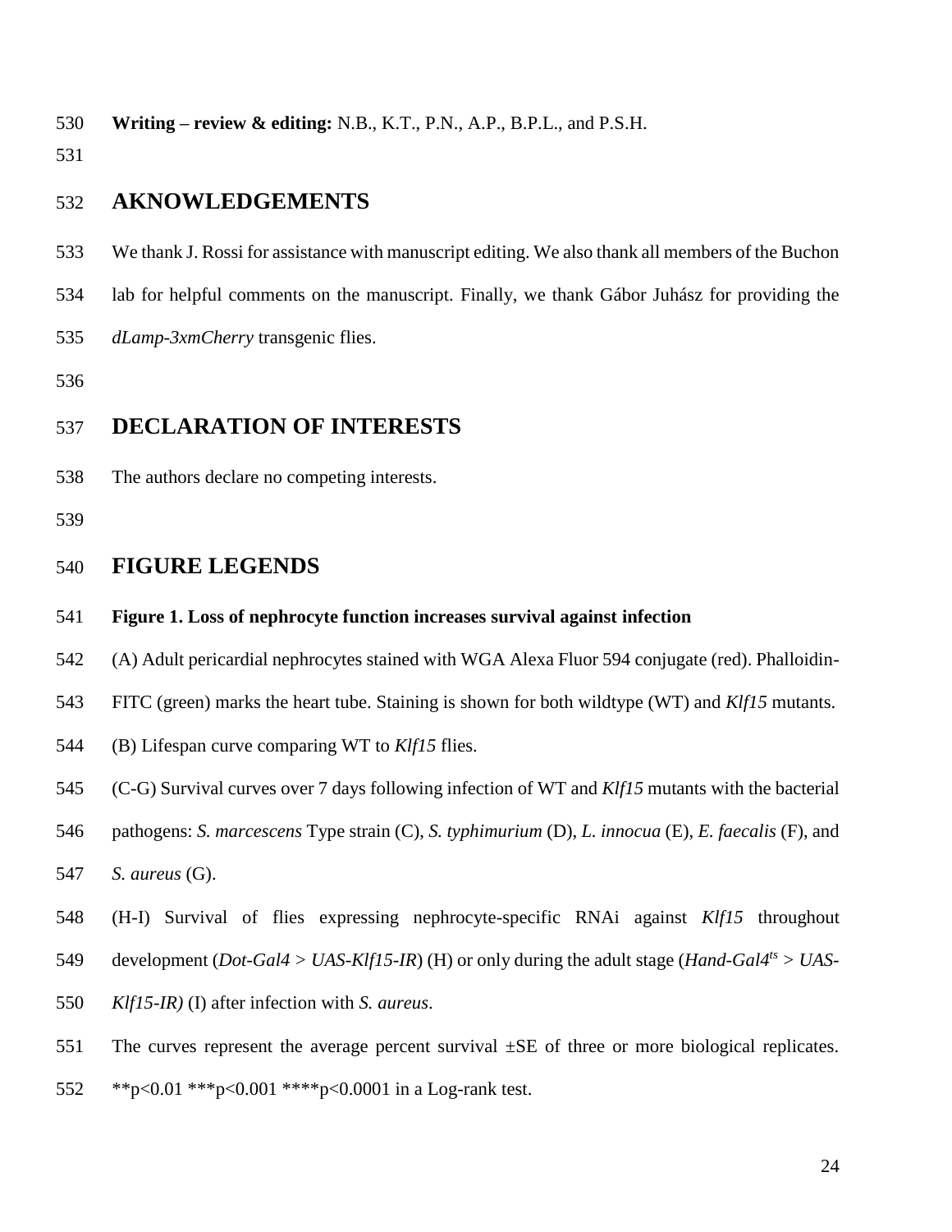**Writing – review & editing:** N.B., K.T., P.N., A.P., B.P.L., and P.S.H.

## AKNOWLEDGEMENTS

We thank J. Rossi for assistance with manuscript editing. We also thank all members of the Buchon lab for helpful comments on the manuscript. Finally, we thank Gábor Juhász for providing the *dLamp-3xmCherry* transgenic flies.

## DECLARATION OF INTERESTS

The authors declare no competing interests.

## FIGURE LEGENDS

**Figure 1. Loss of nephrocyte function increases survival against infection**

(A) Adult pericardial nephrocytes stained with WGA Alexa Fluor 594 conjugate (red). Phalloidin-FITC (green) marks the heart tube. Staining is shown for both wildtype (WT) and *Klf15* mutants.

(B) Lifespan curve comparing WT to *Klf15* flies.

(C-G) Survival curves over 7 days following infection of WT and *Klf15* mutants with the bacterial pathogens: *S. marcescens* Type strain (C), *S. typhimurium* (D), *L. innocua* (E), *E. faecalis* (F), and *S. aureus* (G).

(H-I) Survival of flies expressing nephrocyte-specific RNAi against *Klf15* throughout development (*Dot-Gal4 > UAS-Klf15-IR*) (H) or only during the adult stage (*Hand-Gal4$^{ts}$ > UAS-Klf15-IR)* (I) after infection with *S. aureus*.

The curves represent the average percent survival ±SE of three or more biological replicates. \*\*p<0.01 \*\*\*p<0.001 \*\*\*\*p<0.0001 in a Log-rank test.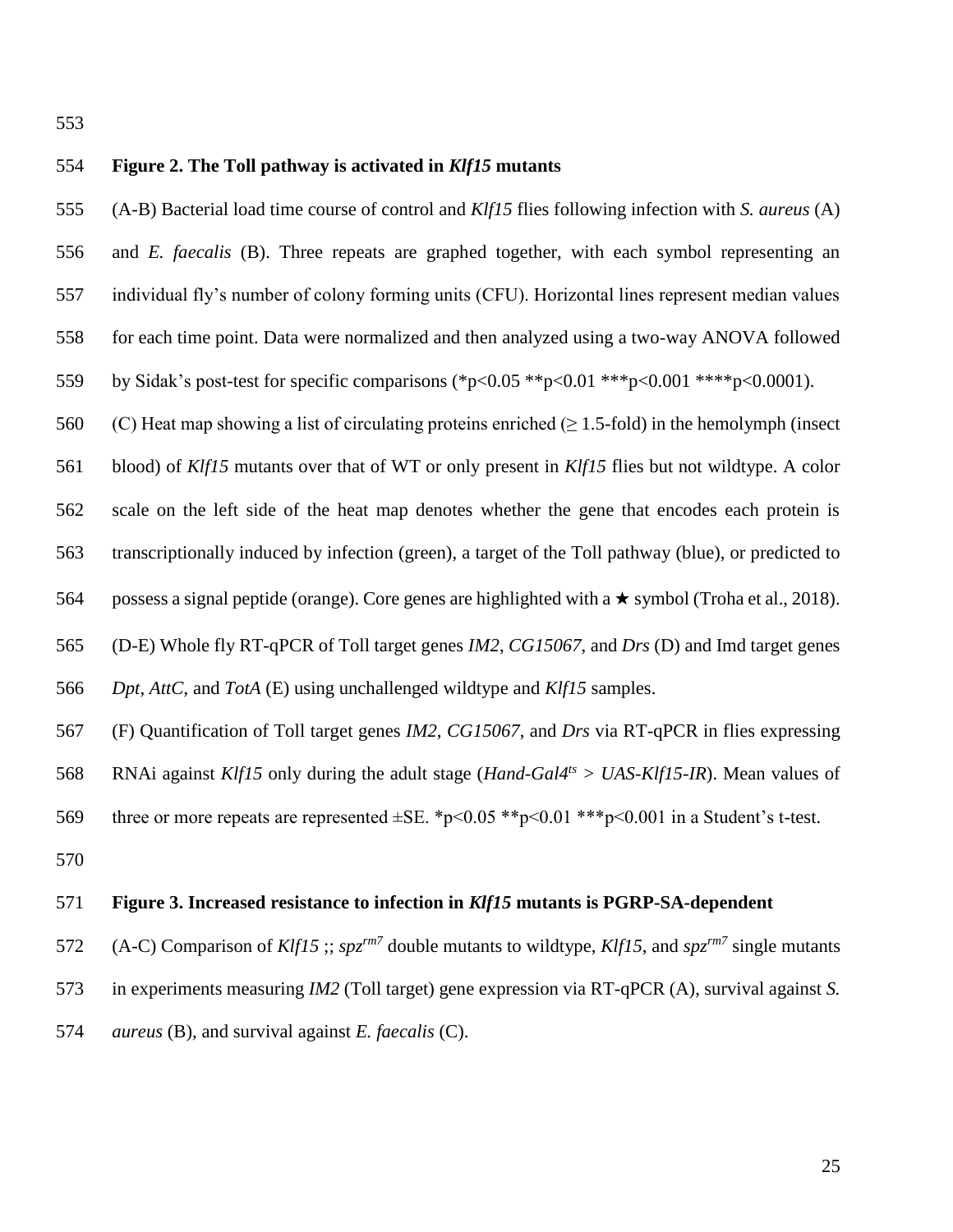**Figure 2. The Toll pathway is activated in *Klf15* mutants**

(A-B) Bacterial load time course of control and *Klf15* flies following infection with *S. aureus* (A) and *E. faecalis* (B). Three repeats are graphed together, with each symbol representing an individual fly's number of colony forming units (CFU). Horizontal lines represent median values for each time point. Data were normalized and then analyzed using a two-way ANOVA followed by Sidak's post-test for specific comparisons (\*$p<0.05$ \*\*$p<0.01$ \*\*\*$p<0.001$ \*\*\*\*$p<0.0001$).

(C) Heat map showing a list of circulating proteins enriched ($\geq$ 1.5-fold) in the hemolymph (insect blood) of *Klf15* mutants over that of WT or only present in *Klf15* flies but not wildtype. A color scale on the left side of the heat map denotes whether the gene that encodes each protein is transcriptionally induced by infection (green), a target of the Toll pathway (blue), or predicted to possess a signal peptide (orange). Core genes are highlighted with a ★ symbol (Troha et al., 2018).

(D-E) Whole fly RT-qPCR of Toll target genes *IM2*, *CG15067*, and *Drs* (D) and Imd target genes *Dpt*, *AttC*, and *TotA* (E) using unchallenged wildtype and *Klf15* samples.

(F) Quantification of Toll target genes *IM2*, *CG15067*, and *Drs* via RT-qPCR in flies expressing RNAi against *Klf15* only during the adult stage (*Hand-Gal4$^{ts}$* > *UAS-Klf15-IR*). Mean values of three or more repeats are represented ±SE. \*$p<0.05$ \*\*$p<0.01$ \*\*\*$p<0.001$ in a Student's t-test.

**Figure 3. Increased resistance to infection in *Klf15* mutants is PGRP-SA-dependent**

(A-C) Comparison of *Klf15* ;; *spz$^{rm7}$* double mutants to wildtype, *Klf15*, and *spz$^{rm7}$* single mutants in experiments measuring *IM2* (Toll target) gene expression via RT-qPCR (A), survival against *S. aureus* (B), and survival against *E. faecalis* (C).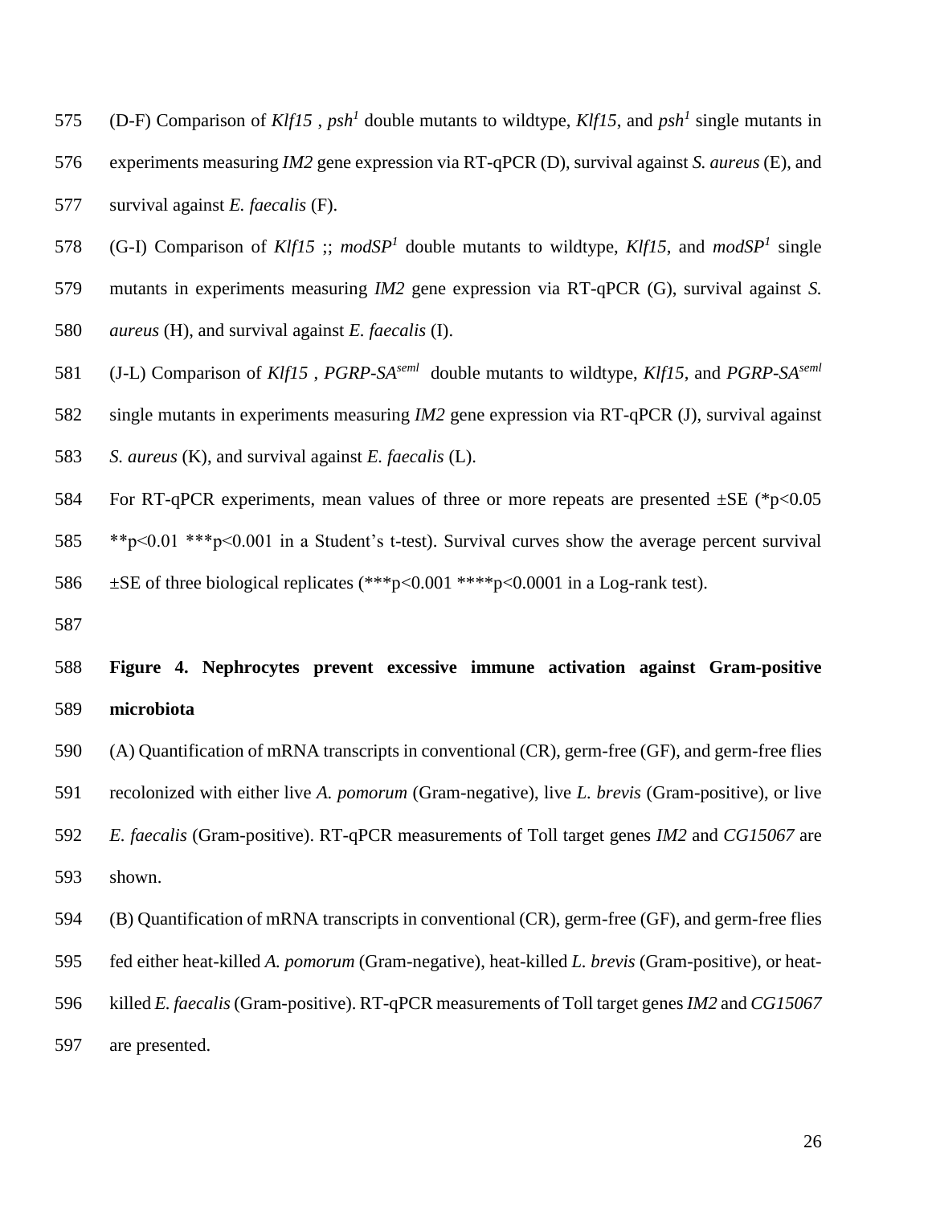(D-F) Comparison of *Klf15* , *psh*$^1$ double mutants to wildtype, *Klf15*, and *psh*$^1$ single mutants in experiments measuring *IM2* gene expression via RT-qPCR (D), survival against *S. aureus* (E), and survival against *E. faecalis* (F).

(G-I) Comparison of *Klf15* ;; *modSP*$^1$ double mutants to wildtype, *Klf15*, and *modSP*$^1$ single mutants in experiments measuring *IM2* gene expression via RT-qPCR (G), survival against *S. aureus* (H), and survival against *E. faecalis* (I).

(J-L) Comparison of *Klf15* , *PGRP-SA*$^{seml}$ double mutants to wildtype, *Klf15*, and *PGRP-SA*$^{seml}$ single mutants in experiments measuring *IM2* gene expression via RT-qPCR (J), survival against *S. aureus* (K), and survival against *E. faecalis* (L).

For RT-qPCR experiments, mean values of three or more repeats are presented ±SE (\*p<0.05 \*\*p<0.01 \*\*\*p<0.001 in a Student's t-test). Survival curves show the average percent survival ±SE of three biological replicates (\*\*\*p<0.001 \*\*\*\*p<0.0001 in a Log-rank test).

**Figure 4. Nephrocytes prevent excessive immune activation against Gram-positive microbiota**

(A) Quantification of mRNA transcripts in conventional (CR), germ-free (GF), and germ-free flies recolonized with either live *A. pomorum* (Gram-negative), live *L. brevis* (Gram-positive), or live *E. faecalis* (Gram-positive). RT-qPCR measurements of Toll target genes *IM2* and *CG15067* are shown.

(B) Quantification of mRNA transcripts in conventional (CR), germ-free (GF), and germ-free flies fed either heat-killed *A. pomorum* (Gram-negative), heat-killed *L. brevis* (Gram-positive), or heat-killed *E. faecalis* (Gram-positive). RT-qPCR measurements of Toll target genes *IM2* and *CG15067* are presented.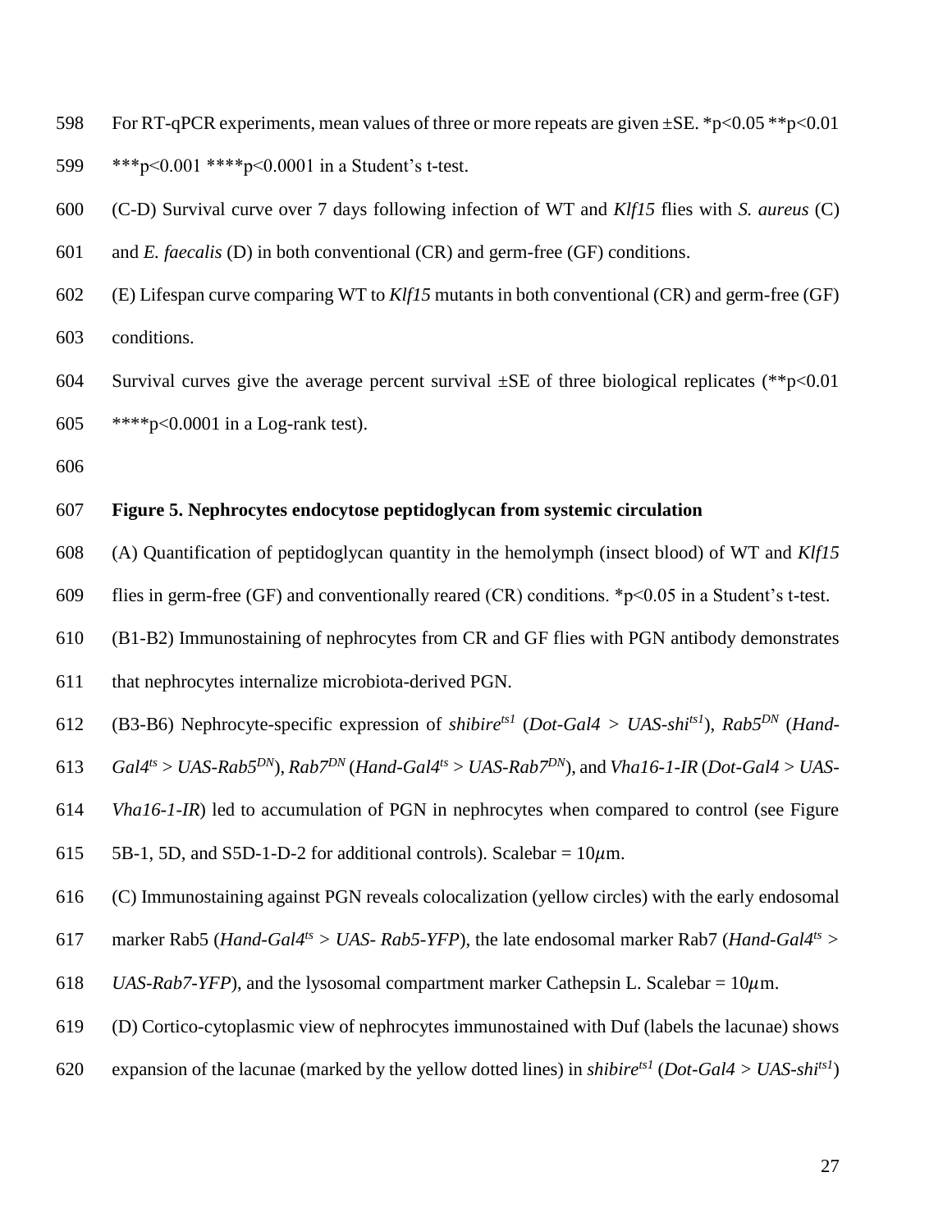For RT-qPCR experiments, mean values of three or more repeats are given ±SE. *p<0.05 **p<0.01 ***p<0.001 ****p<0.0001 in a Student's t-test.

(C-D) Survival curve over 7 days following infection of WT and *Klf15* flies with *S. aureus* (C) and *E. faecalis* (D) in both conventional (CR) and germ-free (GF) conditions.

(E) Lifespan curve comparing WT to *Klf15* mutants in both conventional (CR) and germ-free (GF) conditions.

Survival curves give the average percent survival ±SE of three biological replicates (**p<0.01 ****p<0.0001 in a Log-rank test).

**Figure 5. Nephrocytes endocytose peptidoglycan from systemic circulation**

(A) Quantification of peptidoglycan quantity in the hemolymph (insect blood) of WT and *Klf15* flies in germ-free (GF) and conventionally reared (CR) conditions. *p<0.05 in a Student's t-test.

(B1-B2) Immunostaining of nephrocytes from CR and GF flies with PGN antibody demonstrates that nephrocytes internalize microbiota-derived PGN.

(B3-B6) Nephrocyte-specific expression of *shibire*$^{ts1}$ (*Dot-Gal4 > UAS-shi*$^{ts1}$), *Rab5*$^{DN}$ (*Hand-Gal4*$^{ts}$ > *UAS-Rab5*$^{DN}$), *Rab7*$^{DN}$ (*Hand-Gal4*$^{ts}$ > *UAS-Rab7*$^{DN}$), and *Vha16-1-IR* (*Dot-Gal4 > UAS-Vha16-1-IR*) led to accumulation of PGN in nephrocytes when compared to control (see Figure 5B-1, 5D, and S5D-1-D-2 for additional controls). Scalebar = 10$\mu$m.

(C) Immunostaining against PGN reveals colocalization (yellow circles) with the early endosomal marker Rab5 (*Hand-Gal4*$^{ts}$ > *UAS- Rab5-YFP*), the late endosomal marker Rab7 (*Hand-Gal4*$^{ts}$ > *UAS-Rab7-YFP*), and the lysosomal compartment marker Cathepsin L. Scalebar = 10$\mu$m.

(D) Cortico-cytoplasmic view of nephrocytes immunostained with Duf (labels the lacunae) shows expansion of the lacunae (marked by the yellow dotted lines) in *shibire*$^{ts1}$ (*Dot-Gal4 > UAS-shi*$^{ts1}$)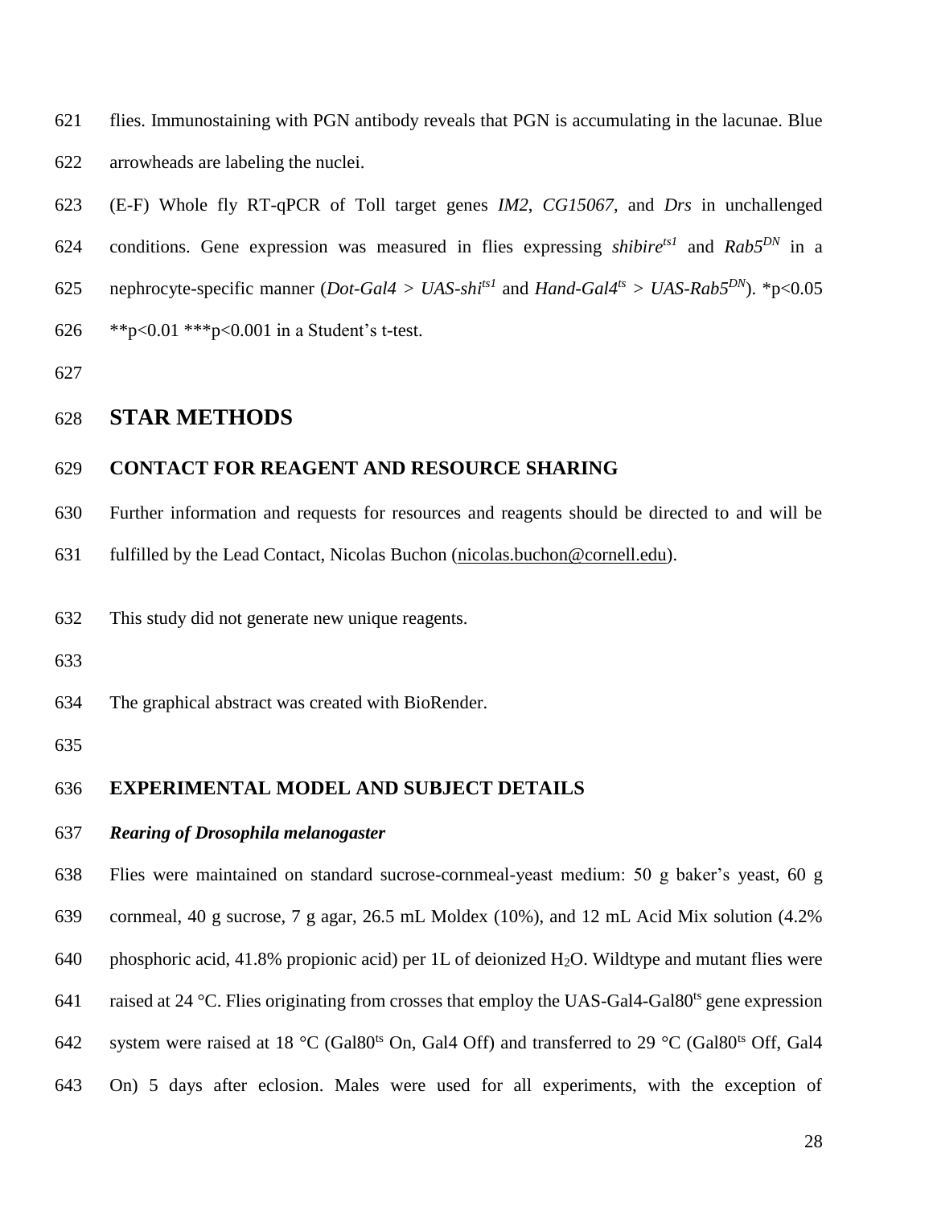flies. Immunostaining with PGN antibody reveals that PGN is accumulating in the lacunae. Blue arrowheads are labeling the nuclei.

(E-F) Whole fly RT-qPCR of Toll target genes *IM2*, *CG15067*, and *Drs* in unchallenged conditions. Gene expression was measured in flies expressing *shibire$^{ts1}$* and *Rab5$^{DN}$* in a nephrocyte-specific manner (*Dot-Gal4* > *UAS-shi$^{ts1}$* and *Hand-Gal4$^{ts}$* > *UAS-Rab5$^{DN}$*). \*$p<0.05$ \*\*$p<0.01$ \*\*\*$p<0.001$ in a Student's t-test.

# STAR METHODS

## CONTACT FOR REAGENT AND RESOURCE SHARING

Further information and requests for resources and reagents should be directed to and will be fulfilled by the Lead Contact, Nicolas Buchon (nicolas.buchon@cornell.edu).

This study did not generate new unique reagents.

The graphical abstract was created with BioRender.

## EXPERIMENTAL MODEL AND SUBJECT DETAILS

### *Rearing of Drosophila melanogaster*

Flies were maintained on standard sucrose-cornmeal-yeast medium: 50 g baker's yeast, 60 g cornmeal, 40 g sucrose, 7 g agar, 26.5 mL Moldex (10%), and 12 mL Acid Mix solution (4.2% phosphoric acid, 41.8% propionic acid) per 1L of deionized $H_2O$. Wildtype and mutant flies were raised at 24 °C. Flies originating from crosses that employ the UAS-Gal4-Gal80$^{ts}$ gene expression system were raised at 18 °C (Gal80$^{ts}$ On, Gal4 Off) and transferred to 29 °C (Gal80$^{ts}$ Off, Gal4 On) 5 days after eclosion. Males were used for all experiments, with the exception of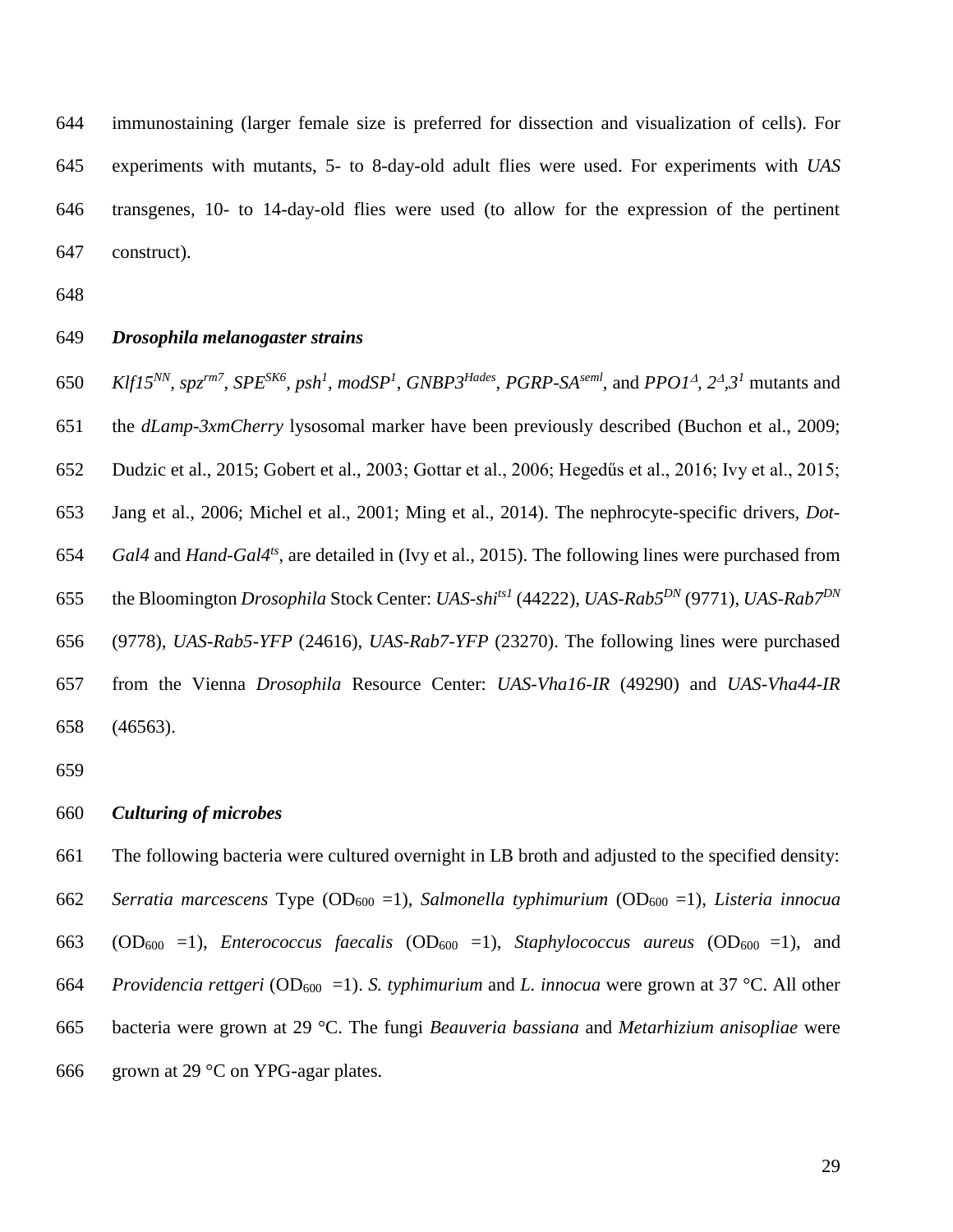immunostaining (larger female size is preferred for dissection and visualization of cells). For experiments with mutants, 5- to 8-day-old adult flies were used. For experiments with *UAS* transgenes, 10- to 14-day-old flies were used (to allow for the expression of the pertinent construct).

### *Drosophila melanogaster strains*

*Klf15$^{NN}$*, *spz$^{rm7}$*, *SPE$^{SK6}$*, *psh$^{1}$*, *modSP$^{1}$*, *GNBP3$^{Hades}$*, *PGRP-SA$^{seml}$*, and *PPO1$^{\Delta}$, 2$^{\Delta}$,3$^{1}$* mutants and the *dLamp-3xmCherry* lysosomal marker have been previously described (Buchon et al., 2009; Dudzic et al., 2015; Gobert et al., 2003; Gottar et al., 2006; Hegedűs et al., 2016; Ivy et al., 2015; Jang et al., 2006; Michel et al., 2001; Ming et al., 2014). The nephrocyte-specific drivers, *Dot-Gal4* and *Hand-Gal4$^{ts}$*, are detailed in (Ivy et al., 2015). The following lines were purchased from the Bloomington *Drosophila* Stock Center: *UAS-shi$^{ts1}$* (44222), *UAS-Rab5$^{DN}$* (9771), *UAS-Rab7$^{DN}$* (9778), *UAS-Rab5-YFP* (24616), *UAS-Rab7-YFP* (23270). The following lines were purchased from the Vienna *Drosophila* Resource Center: *UAS-Vha16-IR* (49290) and *UAS-Vha44-IR* (46563).

### *Culturing of microbes*

The following bacteria were cultured overnight in LB broth and adjusted to the specified density: *Serratia marcescens* Type ($OD_{600}$ =1), *Salmonella typhimurium* ($OD_{600}$ =1), *Listeria innocua* ($OD_{600}$ =1), *Enterococcus faecalis* ($OD_{600}$ =1), *Staphylococcus aureus* ($OD_{600}$ =1), and *Providencia rettgeri* ($OD_{600}$ =1). *S. typhimurium* and *L. innocua* were grown at 37 °C. All other bacteria were grown at 29 °C. The fungi *Beauveria bassiana* and *Metarhizium anisopliae* were grown at 29 °C on YPG-agar plates.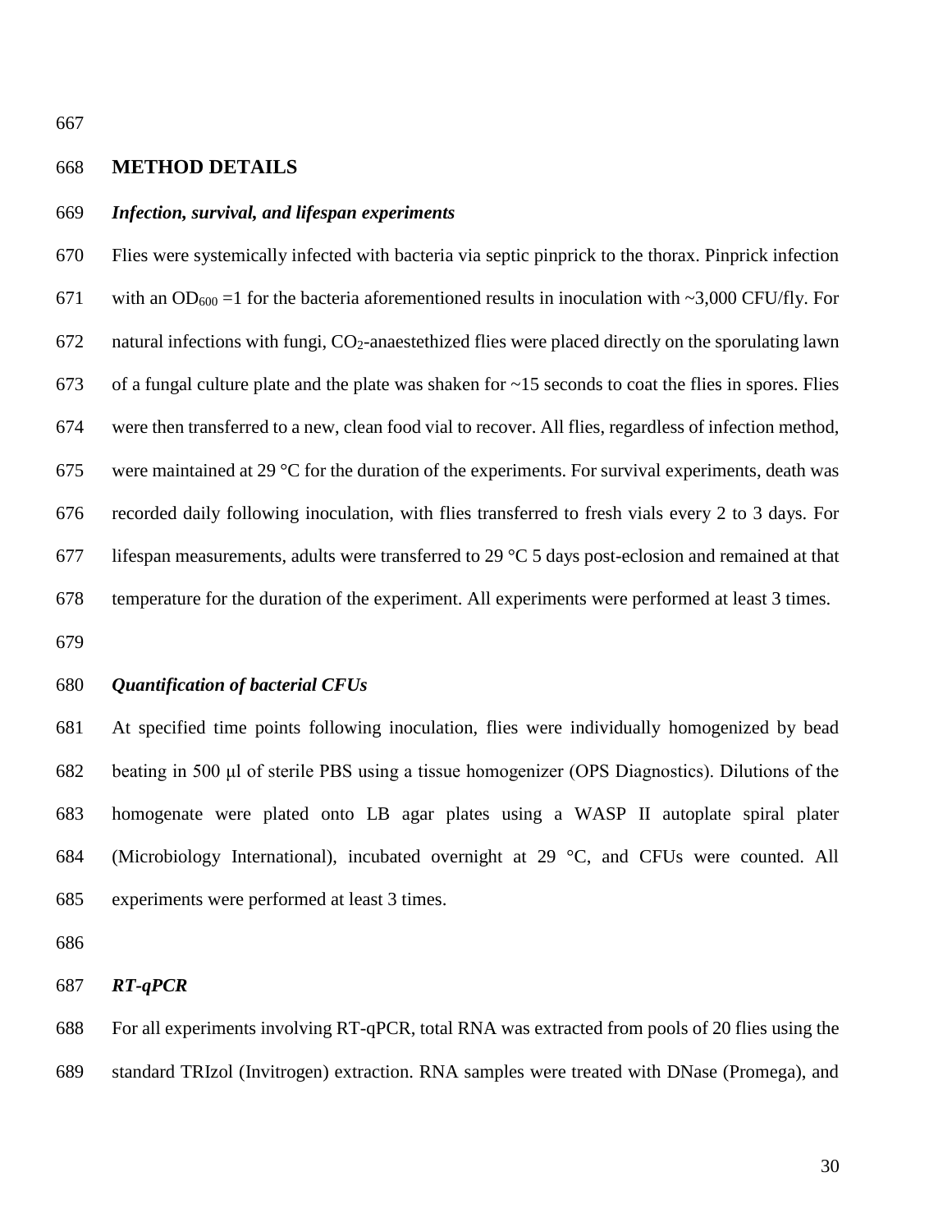## METHOD DETAILS

### *Infection, survival, and lifespan experiments*

Flies were systemically infected with bacteria via septic pinprick to the thorax. Pinprick infection with an $OD_{600}$ =1 for the bacteria aforementioned results in inoculation with ~3,000 CFU/fly. For natural infections with fungi, $CO_2$-anaestethized flies were placed directly on the sporulating lawn of a fungal culture plate and the plate was shaken for ~15 seconds to coat the flies in spores. Flies were then transferred to a new, clean food vial to recover. All flies, regardless of infection method, were maintained at 29 °C for the duration of the experiments. For survival experiments, death was recorded daily following inoculation, with flies transferred to fresh vials every 2 to 3 days. For lifespan measurements, adults were transferred to 29 °C 5 days post-eclosion and remained at that temperature for the duration of the experiment. All experiments were performed at least 3 times.

### *Quantification of bacterial CFUs*

At specified time points following inoculation, flies were individually homogenized by bead beating in 500 μl of sterile PBS using a tissue homogenizer (OPS Diagnostics). Dilutions of the homogenate were plated onto LB agar plates using a WASP II autoplate spiral plater (Microbiology International), incubated overnight at 29 °C, and CFUs were counted. All experiments were performed at least 3 times.

### *RT-qPCR*

For all experiments involving RT-qPCR, total RNA was extracted from pools of 20 flies using the standard TRIzol (Invitrogen) extraction. RNA samples were treated with DNase (Promega), and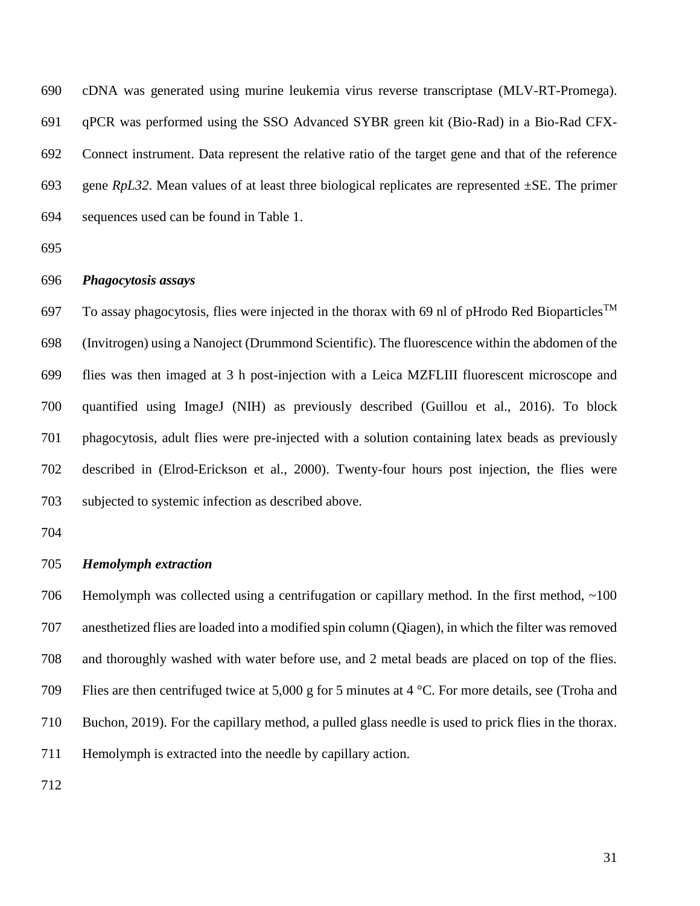cDNA was generated using murine leukemia virus reverse transcriptase (MLV-RT-Promega). qPCR was performed using the SSO Advanced SYBR green kit (Bio-Rad) in a Bio-Rad CFX-Connect instrument. Data represent the relative ratio of the target gene and that of the reference gene *RpL32*. Mean values of at least three biological replicates are represented ±SE. The primer sequences used can be found in Table 1.

### *Phagocytosis assays*

To assay phagocytosis, flies were injected in the thorax with 69 nl of pHrodo Red Bioparticles™ (Invitrogen) using a Nanoject (Drummond Scientific). The fluorescence within the abdomen of the flies was then imaged at 3 h post-injection with a Leica MZFLIII fluorescent microscope and quantified using ImageJ (NIH) as previously described (Guillou et al., 2016). To block phagocytosis, adult flies were pre-injected with a solution containing latex beads as previously described in (Elrod-Erickson et al., 2000). Twenty-four hours post injection, the flies were subjected to systemic infection as described above.

### *Hemolymph extraction*

Hemolymph was collected using a centrifugation or capillary method. In the first method, ~100 anesthetized flies are loaded into a modified spin column (Qiagen), in which the filter was removed and thoroughly washed with water before use, and 2 metal beads are placed on top of the flies. Flies are then centrifuged twice at 5,000 g for 5 minutes at 4 °C. For more details, see (Troha and Buchon, 2019). For the capillary method, a pulled glass needle is used to prick flies in the thorax. Hemolymph is extracted into the needle by capillary action.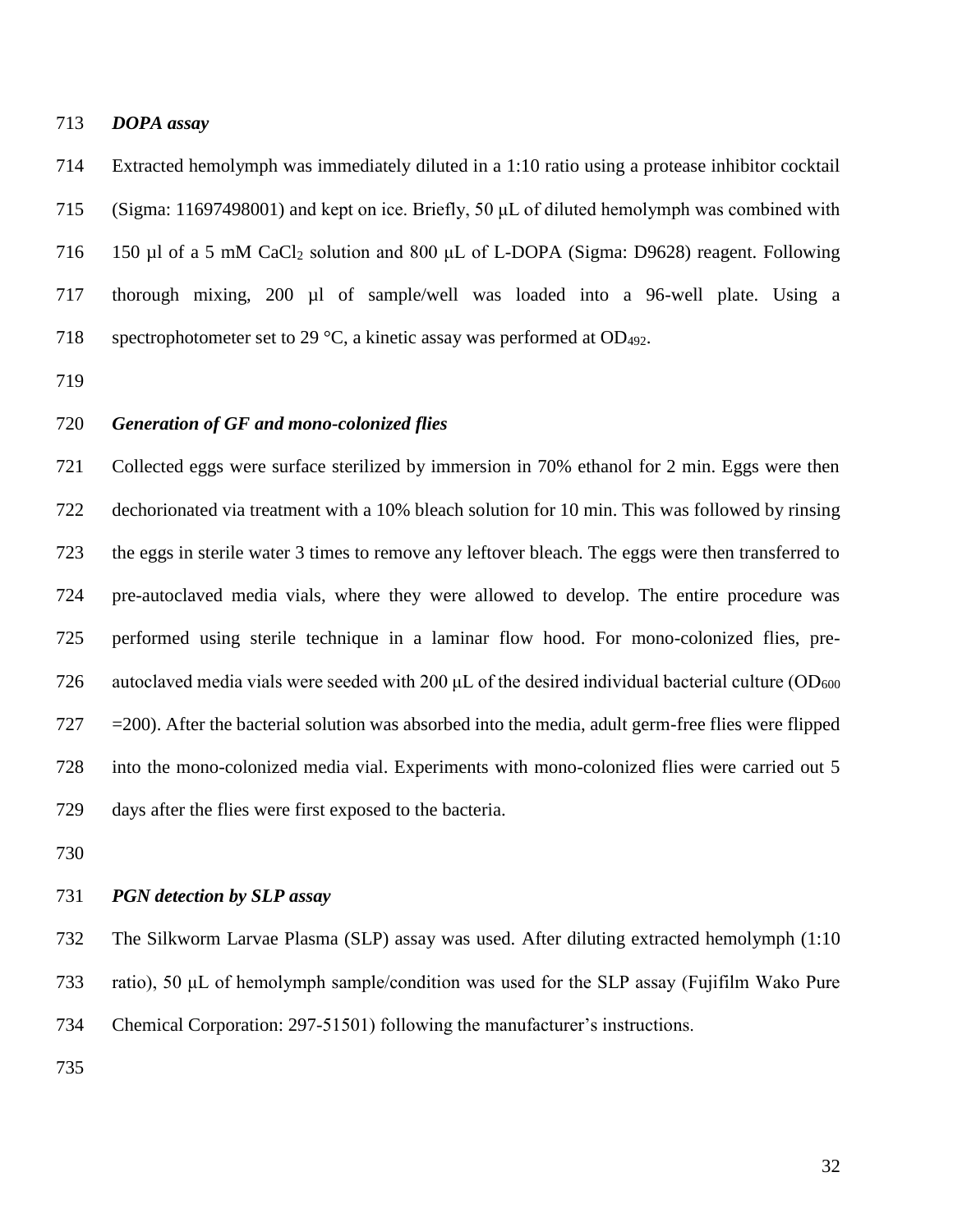***DOPA assay***

Extracted hemolymph was immediately diluted in a 1:10 ratio using a protease inhibitor cocktail (Sigma: 11697498001) and kept on ice. Briefly, 50 μL of diluted hemolymph was combined with 150 µl of a 5 mM $CaCl_2$ solution and 800 μL of L-DOPA (Sigma: D9628) reagent. Following thorough mixing, 200 µl of sample/well was loaded into a 96-well plate. Using a spectrophotometer set to 29 °C, a kinetic assay was performed at $OD_{492}$.

***Generation of GF and mono-colonized flies***

Collected eggs were surface sterilized by immersion in 70% ethanol for 2 min. Eggs were then dechorionated via treatment with a 10% bleach solution for 10 min. This was followed by rinsing the eggs in sterile water 3 times to remove any leftover bleach. The eggs were then transferred to pre-autoclaved media vials, where they were allowed to develop. The entire procedure was performed using sterile technique in a laminar flow hood. For mono-colonized flies, pre-autoclaved media vials were seeded with 200 μL of the desired individual bacterial culture ($OD_{600}$ =200). After the bacterial solution was absorbed into the media, adult germ-free flies were flipped into the mono-colonized media vial. Experiments with mono-colonized flies were carried out 5 days after the flies were first exposed to the bacteria.

***PGN detection by SLP assay***

The Silkworm Larvae Plasma (SLP) assay was used. After diluting extracted hemolymph (1:10 ratio), 50 μL of hemolymph sample/condition was used for the SLP assay (Fujifilm Wako Pure Chemical Corporation: 297-51501) following the manufacturer's instructions.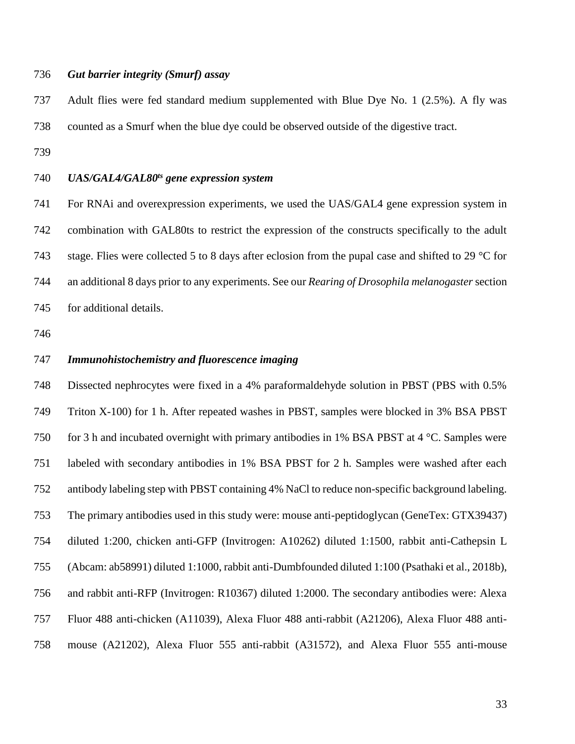### *Gut barrier integrity (Smurf) assay*

Adult flies were fed standard medium supplemented with Blue Dye No. 1 (2.5%). A fly was counted as a Smurf when the blue dye could be observed outside of the digestive tract.

### *UAS/GAL4/GAL80$^{ts}$ gene expression system*

For RNAi and overexpression experiments, we used the UAS/GAL4 gene expression system in combination with GAL80ts to restrict the expression of the constructs specifically to the adult stage. Flies were collected 5 to 8 days after eclosion from the pupal case and shifted to 29 °C for an additional 8 days prior to any experiments. See our *Rearing of Drosophila melanogaster* section for additional details.

### *Immunohistochemistry and fluorescence imaging*

Dissected nephrocytes were fixed in a 4% paraformaldehyde solution in PBST (PBS with 0.5% Triton X-100) for 1 h. After repeated washes in PBST, samples were blocked in 3% BSA PBST for 3 h and incubated overnight with primary antibodies in 1% BSA PBST at 4 °C. Samples were labeled with secondary antibodies in 1% BSA PBST for 2 h. Samples were washed after each antibody labeling step with PBST containing 4% NaCl to reduce non-specific background labeling. The primary antibodies used in this study were: mouse anti-peptidoglycan (GeneTex: GTX39437) diluted 1:200, chicken anti-GFP (Invitrogen: A10262) diluted 1:1500, rabbit anti-Cathepsin L (Abcam: ab58991) diluted 1:1000, rabbit anti-Dumbfounded diluted 1:100 (Psathaki et al., 2018b), and rabbit anti-RFP (Invitrogen: R10367) diluted 1:2000. The secondary antibodies were: Alexa Fluor 488 anti-chicken (A11039), Alexa Fluor 488 anti-rabbit (A21206), Alexa Fluor 488 anti-mouse (A21202), Alexa Fluor 555 anti-rabbit (A31572), and Alexa Fluor 555 anti-mouse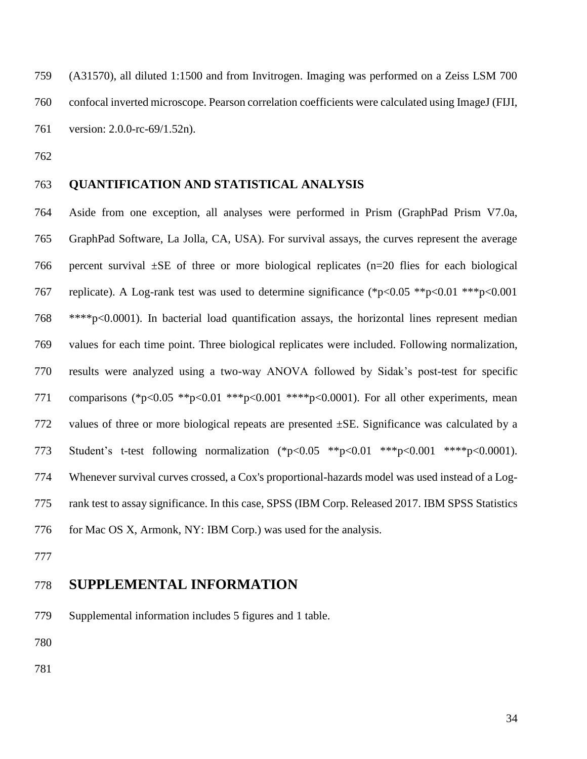(A31570), all diluted 1:1500 and from Invitrogen. Imaging was performed on a Zeiss LSM 700 confocal inverted microscope. Pearson correlation coefficients were calculated using ImageJ (FIJI, version: 2.0.0-rc-69/1.52n).

## QUANTIFICATION AND STATISTICAL ANALYSIS

Aside from one exception, all analyses were performed in Prism (GraphPad Prism V7.0a, GraphPad Software, La Jolla, CA, USA). For survival assays, the curves represent the average percent survival ±SE of three or more biological replicates (n=20 flies for each biological replicate). A Log-rank test was used to determine significance (*$p<0.05$ **$p<0.01$ ***$p<0.001$ ****$p<0.0001$). In bacterial load quantification assays, the horizontal lines represent median values for each time point. Three biological replicates were included. Following normalization, results were analyzed using a two-way ANOVA followed by Sidak's post-test for specific comparisons (*$p<0.05$ **$p<0.01$ ***$p<0.001$ ****$p<0.0001$). For all other experiments, mean values of three or more biological repeats are presented ±SE. Significance was calculated by a Student's t-test following normalization (*$p<0.05$ **$p<0.01$ ***$p<0.001$ ****$p<0.0001$). Whenever survival curves crossed, a Cox's proportional-hazards model was used instead of a Log-rank test to assay significance. In this case, SPSS (IBM Corp. Released 2017. IBM SPSS Statistics for Mac OS X, Armonk, NY: IBM Corp.) was used for the analysis.

# SUPPLEMENTAL INFORMATION

Supplemental information includes 5 figures and 1 table.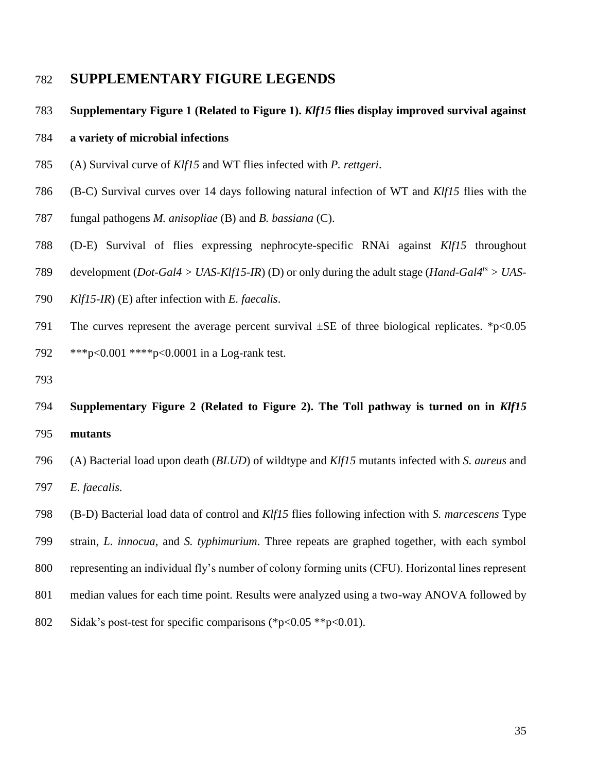# SUPPLEMENTARY FIGURE LEGENDS

**Supplementary Figure 1 (Related to Figure 1).** ***Klf15*** **flies display improved survival against a variety of microbial infections**

(A) Survival curve of *Klf15* and WT flies infected with *P. rettgeri*.

(B-C) Survival curves over 14 days following natural infection of WT and *Klf15* flies with the fungal pathogens *M. anisopliae* (B) and *B. bassiana* (C).

(D-E) Survival of flies expressing nephrocyte-specific RNAi against *Klf15* throughout development (*Dot-Gal4 > UAS-Klf15-IR*) (D) or only during the adult stage (*Hand-Gal4$^{ts}$ > UAS-Klf15-IR*) (E) after infection with *E. faecalis*.

The curves represent the average percent survival ±SE of three biological replicates. *p<0.05 ***p<0.001 ****p<0.0001 in a Log-rank test.

**Supplementary Figure 2 (Related to Figure 2). The Toll pathway is turned on in** ***Klf15*** **mutants**

(A) Bacterial load upon death (*BLUD*) of wildtype and *Klf15* mutants infected with *S. aureus* and *E. faecalis.*

(B-D) Bacterial load data of control and *Klf15* flies following infection with *S. marcescens* Type strain, *L. innocua*, and *S. typhimurium*. Three repeats are graphed together, with each symbol representing an individual fly's number of colony forming units (CFU). Horizontal lines represent median values for each time point. Results were analyzed using a two-way ANOVA followed by Sidak's post-test for specific comparisons (*p<0.05 **p<0.01).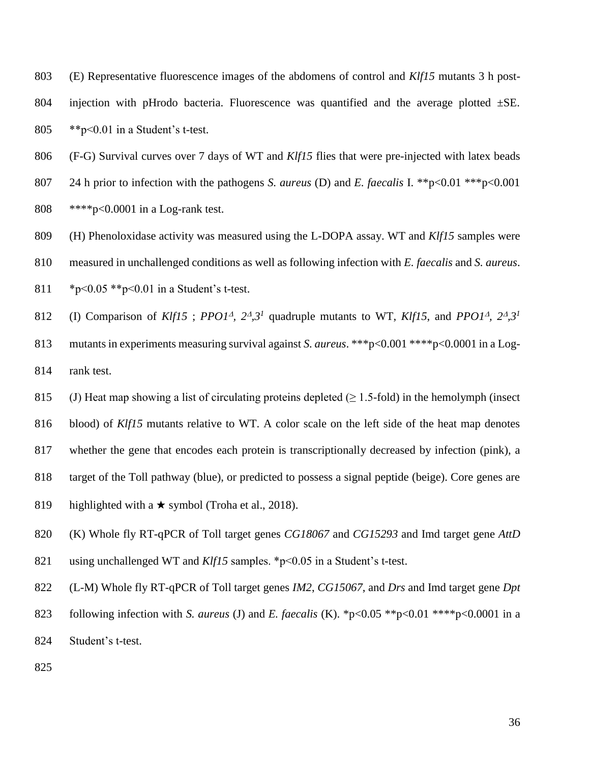(E) Representative fluorescence images of the abdomens of control and *Klf15* mutants 3 h post-injection with pHrodo bacteria. Fluorescence was quantified and the average plotted ±SE. **p<0.01 in a Student's t-test.

(F-G) Survival curves over 7 days of WT and *Klf15* flies that were pre-injected with latex beads 24 h prior to infection with the pathogens *S. aureus* (D) and *E. faecalis* I. **p<0.01 ***p<0.001 ****p<0.0001 in a Log-rank test.

(H) Phenoloxidase activity was measured using the L-DOPA assay. WT and *Klf15* samples were measured in unchallenged conditions as well as following infection with *E. faecalis* and *S. aureus*. *p<0.05 **p<0.01 in a Student's t-test.

(I) Comparison of *Klf15* ; *PPO1*$^{\Delta}$, $2^{\Delta}$,$3^{1}$ quadruple mutants to WT, *Klf15*, and *PPO1*$^{\Delta}$, $2^{\Delta}$,$3^{1}$ mutants in experiments measuring survival against *S. aureus*. ***p<0.001 ****p<0.0001 in a Log-rank test.

(J) Heat map showing a list of circulating proteins depleted (≥ 1.5-fold) in the hemolymph (insect blood) of *Klf15* mutants relative to WT. A color scale on the left side of the heat map denotes whether the gene that encodes each protein is transcriptionally decreased by infection (pink), a target of the Toll pathway (blue), or predicted to possess a signal peptide (beige). Core genes are highlighted with a ★ symbol (Troha et al., 2018).

(K) Whole fly RT-qPCR of Toll target genes *CG18067* and *CG15293* and Imd target gene *AttD* using unchallenged WT and *Klf15* samples. *p<0.05 in a Student's t-test.

(L-M) Whole fly RT-qPCR of Toll target genes *IM2*, *CG15067*, and *Drs* and Imd target gene *Dpt* following infection with *S. aureus* (J) and *E. faecalis* (K). *p<0.05 **p<0.01 ****p<0.0001 in a Student's t-test.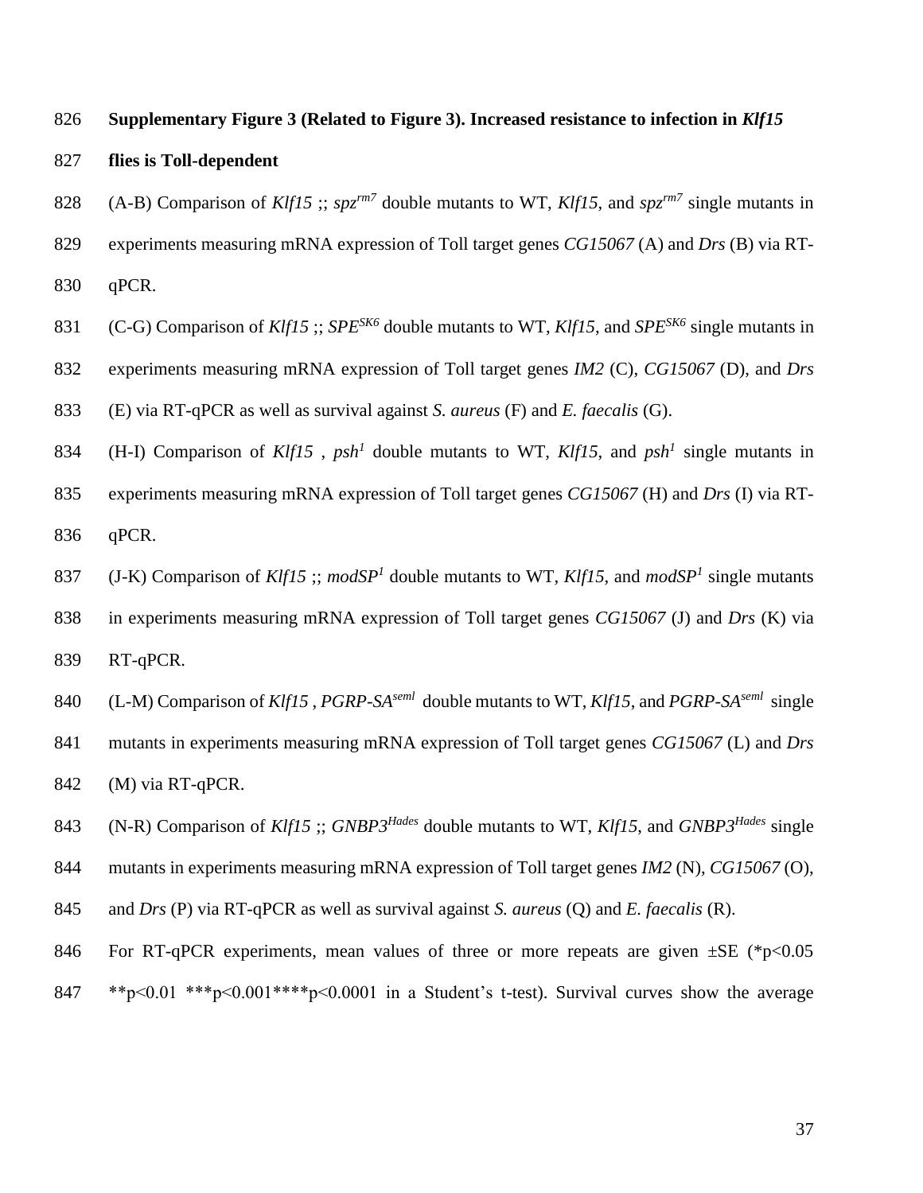**Supplementary Figure 3 (Related to Figure 3). Increased resistance to infection in *Klf15* flies is Toll-dependent**

(A-B) Comparison of *Klf15* ;; $spz^{rm7}$ double mutants to WT, *Klf15*, and $spz^{rm7}$ single mutants in experiments measuring mRNA expression of Toll target genes *CG15067* (A) and *Drs* (B) via RT-qPCR.

(C-G) Comparison of *Klf15* ;; $SPE^{SK6}$ double mutants to WT, *Klf15*, and $SPE^{SK6}$ single mutants in experiments measuring mRNA expression of Toll target genes *IM2* (C), *CG15067* (D), and *Drs* (E) via RT-qPCR as well as survival against *S. aureus* (F) and *E. faecalis* (G).

(H-I) Comparison of *Klf15* , $psh^{1}$ double mutants to WT, *Klf15*, and $psh^{1}$ single mutants in experiments measuring mRNA expression of Toll target genes *CG15067* (H) and *Drs* (I) via RT-qPCR.

(J-K) Comparison of *Klf15* ;; $modSP^{1}$ double mutants to WT, *Klf15*, and $modSP^{1}$ single mutants in experiments measuring mRNA expression of Toll target genes *CG15067* (J) and *Drs* (K) via RT-qPCR.

(L-M) Comparison of *Klf15* , $PGRP\text{-}SA^{seml}$ double mutants to WT, *Klf15*, and $PGRP\text{-}SA^{seml}$ single mutants in experiments measuring mRNA expression of Toll target genes *CG15067* (L) and *Drs* (M) via RT-qPCR.

(N-R) Comparison of *Klf15* ;; $GNBP3^{Hades}$ double mutants to WT, *Klf15*, and $GNBP3^{Hades}$ single mutants in experiments measuring mRNA expression of Toll target genes *IM2* (N), *CG15067* (O), and *Drs* (P) via RT-qPCR as well as survival against *S. aureus* (Q) and *E. faecalis* (R).

For RT-qPCR experiments, mean values of three or more repeats are given ±SE (*p<0.05 **p<0.01 ***p<0.001****p<0.0001 in a Student's t-test). Survival curves show the average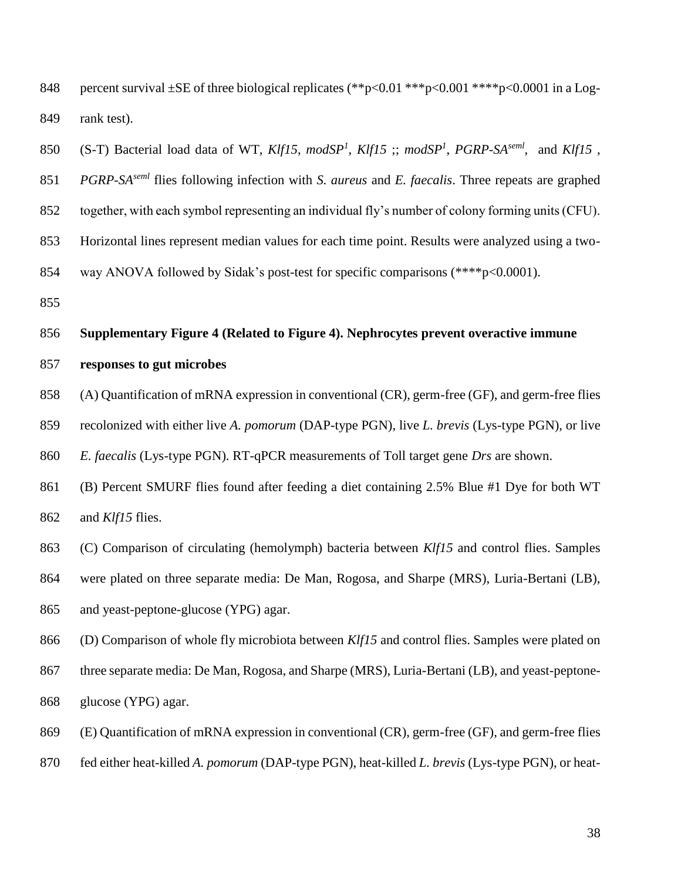percent survival ±SE of three biological replicates (\*\*$p<0.01$ \*\*\*$p<0.001$ \*\*\*\*$p<0.0001$ in a Log-rank test).

(S-T) Bacterial load data of WT, *Klf15*, *modSP[1]*, *Klf15* ;; *modSP[1]*, *PGRP-SA[seml]*, and *Klf15* , *PGRP-SA[seml]* flies following infection with *S. aureus* and *E. faecalis*. Three repeats are graphed together, with each symbol representing an individual fly's number of colony forming units (CFU). Horizontal lines represent median values for each time point. Results were analyzed using a two-way ANOVA followed by Sidak's post-test for specific comparisons (\*\*\*\*$p<0.0001$).

**Supplementary Figure 4 (Related to Figure 4). Nephrocytes prevent overactive immune responses to gut microbes**

(A) Quantification of mRNA expression in conventional (CR), germ-free (GF), and germ-free flies recolonized with either live *A. pomorum* (DAP-type PGN), live *L. brevis* (Lys-type PGN), or live *E. faecalis* (Lys-type PGN). RT-qPCR measurements of Toll target gene *Drs* are shown.

(B) Percent SMURF flies found after feeding a diet containing 2.5% Blue #1 Dye for both WT and *Klf15* flies.

(C) Comparison of circulating (hemolymph) bacteria between *Klf15* and control flies. Samples were plated on three separate media: De Man, Rogosa, and Sharpe (MRS), Luria-Bertani (LB), and yeast-peptone-glucose (YPG) agar.

(D) Comparison of whole fly microbiota between *Klf15* and control flies. Samples were plated on three separate media: De Man, Rogosa, and Sharpe (MRS), Luria-Bertani (LB), and yeast-peptone-glucose (YPG) agar.

(E) Quantification of mRNA expression in conventional (CR), germ-free (GF), and germ-free flies fed either heat-killed *A. pomorum* (DAP-type PGN), heat-killed *L. brevis* (Lys-type PGN), or heat-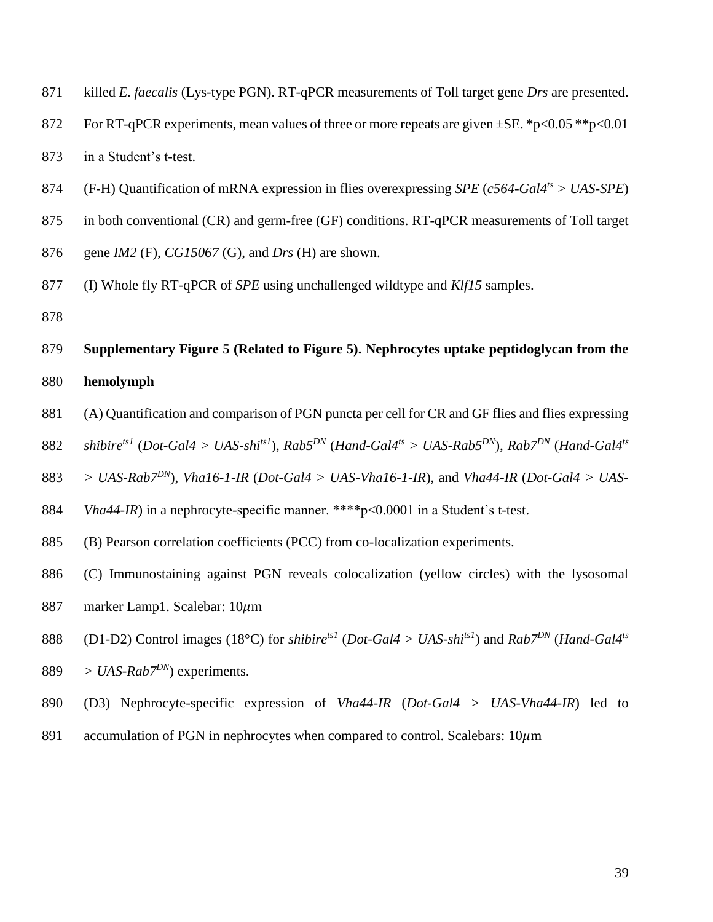killed *E. faecalis* (Lys-type PGN). RT-qPCR measurements of Toll target gene *Drs* are presented. For RT-qPCR experiments, mean values of three or more repeats are given ±SE. *p<0.05 **p<0.01 in a Student's t-test.

(F-H) Quantification of mRNA expression in flies overexpressing *SPE* (*c564-Gal4$^{ts}$ > UAS-SPE*) in both conventional (CR) and germ-free (GF) conditions. RT-qPCR measurements of Toll target gene *IM2* (F), *CG15067* (G), and *Drs* (H) are shown.

(I) Whole fly RT-qPCR of *SPE* using unchallenged wildtype and *Klf15* samples.

**Supplementary Figure 5 (Related to Figure 5). Nephrocytes uptake peptidoglycan from the hemolymph**

(A) Quantification and comparison of PGN puncta per cell for CR and GF flies and flies expressing *shibire$^{ts1}$* (*Dot-Gal4 > UAS-shi$^{ts1}$*), *Rab5$^{DN}$* (*Hand-Gal4$^{ts}$ > UAS-Rab5$^{DN}$*), *Rab7$^{DN}$* (*Hand-Gal4$^{ts}$ > UAS-Rab7$^{DN}$*), *Vha16-1-IR* (*Dot-Gal4 > UAS-Vha16-1-IR*), and *Vha44-IR* (*Dot-Gal4 > UAS-Vha44-IR*) in a nephrocyte-specific manner. ****p<0.0001 in a Student's t-test.

(B) Pearson correlation coefficients (PCC) from co-localization experiments.

(C) Immunostaining against PGN reveals colocalization (yellow circles) with the lysosomal marker Lamp1. Scalebar: 10$\mu$m

(D1-D2) Control images (18°C) for *shibire$^{ts1}$* (*Dot-Gal4 > UAS-shi$^{ts1}$*) and *Rab7$^{DN}$* (*Hand-Gal4$^{ts}$ > UAS-Rab7$^{DN}$*) experiments.

(D3) Nephrocyte-specific expression of *Vha44-IR* (*Dot-Gal4 > UAS-Vha44-IR*) led to accumulation of PGN in nephrocytes when compared to control. Scalebars: 10$\mu$m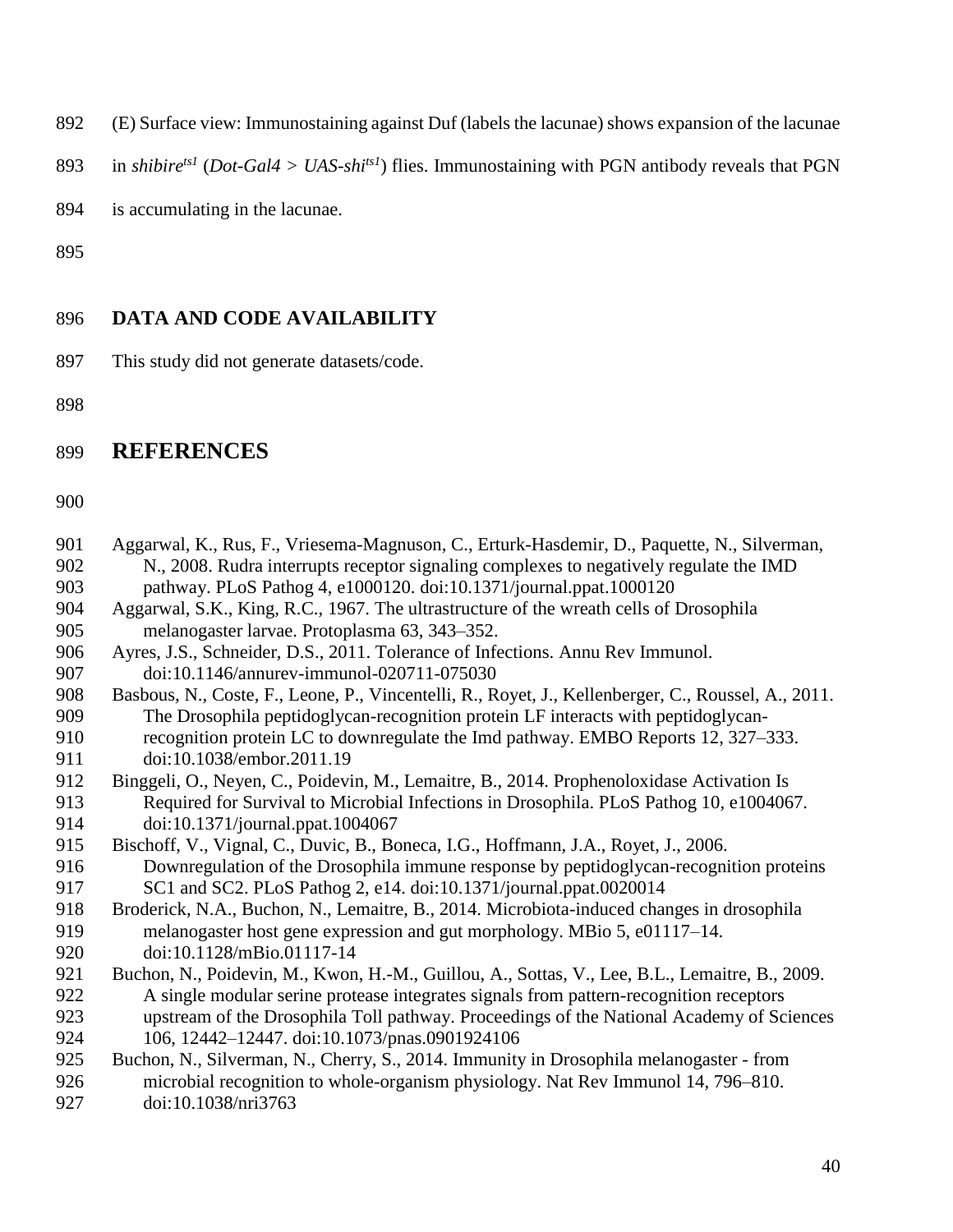(E) Surface view: Immunostaining against Duf (labels the lacunae) shows expansion of the lacunae in *shibire*$^{ts1}$ (*Dot-Gal4 > UAS-shi*$^{ts1}$) flies. Immunostaining with PGN antibody reveals that PGN is accumulating in the lacunae.

## DATA AND CODE AVAILABILITY

This study did not generate datasets/code.

# REFERENCES

Aggarwal, K., Rus, F., Vriesema-Magnuson, C., Erturk-Hasdemir, D., Paquette, N., Silverman, N., 2008. Rudra interrupts receptor signaling complexes to negatively regulate the IMD pathway. PLoS Pathog 4, e1000120. doi:10.1371/journal.ppat.1000120

Aggarwal, S.K., King, R.C., 1967. The ultrastructure of the wreath cells of Drosophila melanogaster larvae. Protoplasma 63, 343–352.

Ayres, J.S., Schneider, D.S., 2011. Tolerance of Infections. Annu Rev Immunol. doi:10.1146/annurev-immunol-020711-075030

Basbous, N., Coste, F., Leone, P., Vincentelli, R., Royet, J., Kellenberger, C., Roussel, A., 2011. The Drosophila peptidoglycan-recognition protein LF interacts with peptidoglycan-recognition protein LC to downregulate the Imd pathway. EMBO Reports 12, 327–333. doi:10.1038/embor.2011.19

Binggeli, O., Neyen, C., Poidevin, M., Lemaitre, B., 2014. Prophenoloxidase Activation Is Required for Survival to Microbial Infections in Drosophila. PLoS Pathog 10, e1004067. doi:10.1371/journal.ppat.1004067

Bischoff, V., Vignal, C., Duvic, B., Boneca, I.G., Hoffmann, J.A., Royet, J., 2006. Downregulation of the Drosophila immune response by peptidoglycan-recognition proteins SC1 and SC2. PLoS Pathog 2, e14. doi:10.1371/journal.ppat.0020014

Broderick, N.A., Buchon, N., Lemaitre, B., 2014. Microbiota-induced changes in drosophila melanogaster host gene expression and gut morphology. MBio 5, e01117–14. doi:10.1128/mBio.01117-14

Buchon, N., Poidevin, M., Kwon, H.-M., Guillou, A., Sottas, V., Lee, B.L., Lemaitre, B., 2009. A single modular serine protease integrates signals from pattern-recognition receptors upstream of the Drosophila Toll pathway. Proceedings of the National Academy of Sciences 106, 12442–12447. doi:10.1073/pnas.0901924106

Buchon, N., Silverman, N., Cherry, S., 2014. Immunity in Drosophila melanogaster - from microbial recognition to whole-organism physiology. Nat Rev Immunol 14, 796–810. doi:10.1038/nri3763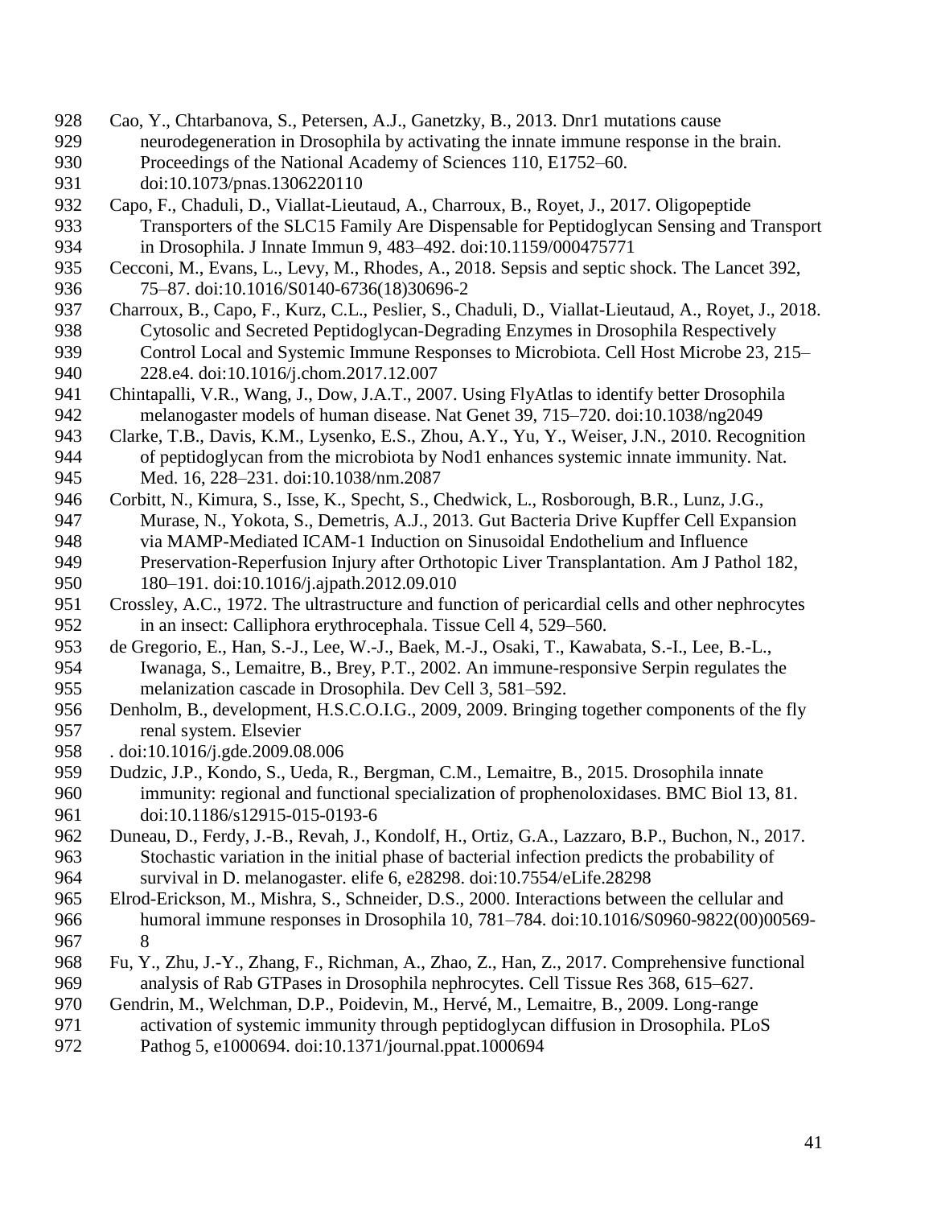Cao, Y., Chtarbanova, S., Petersen, A.J., Ganetzky, B., 2013. Dnr1 mutations cause neurodegeneration in Drosophila by activating the innate immune response in the brain. Proceedings of the National Academy of Sciences 110, E1752–60. doi:10.1073/pnas.1306220110

Capo, F., Chaduli, D., Viallat-Lieutaud, A., Charroux, B., Royet, J., 2017. Oligopeptide Transporters of the SLC15 Family Are Dispensable for Peptidoglycan Sensing and Transport in Drosophila. J Innate Immun 9, 483–492. doi:10.1159/000475771

Cecconi, M., Evans, L., Levy, M., Rhodes, A., 2018. Sepsis and septic shock. The Lancet 392, 75–87. doi:10.1016/S0140-6736(18)30696-2

Charroux, B., Capo, F., Kurz, C.L., Peslier, S., Chaduli, D., Viallat-Lieutaud, A., Royet, J., 2018. Cytosolic and Secreted Peptidoglycan-Degrading Enzymes in Drosophila Respectively Control Local and Systemic Immune Responses to Microbiota. Cell Host Microbe 23, 215–228.e4. doi:10.1016/j.chom.2017.12.007

Chintapalli, V.R., Wang, J., Dow, J.A.T., 2007. Using FlyAtlas to identify better Drosophila melanogaster models of human disease. Nat Genet 39, 715–720. doi:10.1038/ng2049

Clarke, T.B., Davis, K.M., Lysenko, E.S., Zhou, A.Y., Yu, Y., Weiser, J.N., 2010. Recognition of peptidoglycan from the microbiota by Nod1 enhances systemic innate immunity. Nat. Med. 16, 228–231. doi:10.1038/nm.2087

Corbitt, N., Kimura, S., Isse, K., Specht, S., Chedwick, L., Rosborough, B.R., Lunz, J.G., Murase, N., Yokota, S., Demetris, A.J., 2013. Gut Bacteria Drive Kupffer Cell Expansion via MAMP-Mediated ICAM-1 Induction on Sinusoidal Endothelium and Influence Preservation-Reperfusion Injury after Orthotopic Liver Transplantation. Am J Pathol 182, 180–191. doi:10.1016/j.ajpath.2012.09.010

Crossley, A.C., 1972. The ultrastructure and function of pericardial cells and other nephrocytes in an insect: Calliphora erythrocephala. Tissue Cell 4, 529–560.

de Gregorio, E., Han, S.-J., Lee, W.-J., Baek, M.-J., Osaki, T., Kawabata, S.-I., Lee, B.-L., Iwanaga, S., Lemaitre, B., Brey, P.T., 2002. An immune-responsive Serpin regulates the melanization cascade in Drosophila. Dev Cell 3, 581–592.

Denholm, B., development, H.S.C.O.I.G., 2009, 2009. Bringing together components of the fly renal system. Elsevier
. doi:10.1016/j.gde.2009.08.006

Dudzic, J.P., Kondo, S., Ueda, R., Bergman, C.M., Lemaitre, B., 2015. Drosophila innate immunity: regional and functional specialization of prophenoloxidases. BMC Biol 13, 81. doi:10.1186/s12915-015-0193-6

Duneau, D., Ferdy, J.-B., Revah, J., Kondolf, H., Ortiz, G.A., Lazzaro, B.P., Buchon, N., 2017. Stochastic variation in the initial phase of bacterial infection predicts the probability of survival in D. melanogaster. elife 6, e28298. doi:10.7554/eLife.28298

Elrod-Erickson, M., Mishra, S., Schneider, D.S., 2000. Interactions between the cellular and humoral immune responses in Drosophila 10, 781–784. doi:10.1016/S0960-9822(00)00569-8

Fu, Y., Zhu, J.-Y., Zhang, F., Richman, A., Zhao, Z., Han, Z., 2017. Comprehensive functional analysis of Rab GTPases in Drosophila nephrocytes. Cell Tissue Res 368, 615–627.

Gendrin, M., Welchman, D.P., Poidevin, M., Hervé, M., Lemaitre, B., 2009. Long-range activation of systemic immunity through peptidoglycan diffusion in Drosophila. PLoS Pathog 5, e1000694. doi:10.1371/journal.ppat.1000694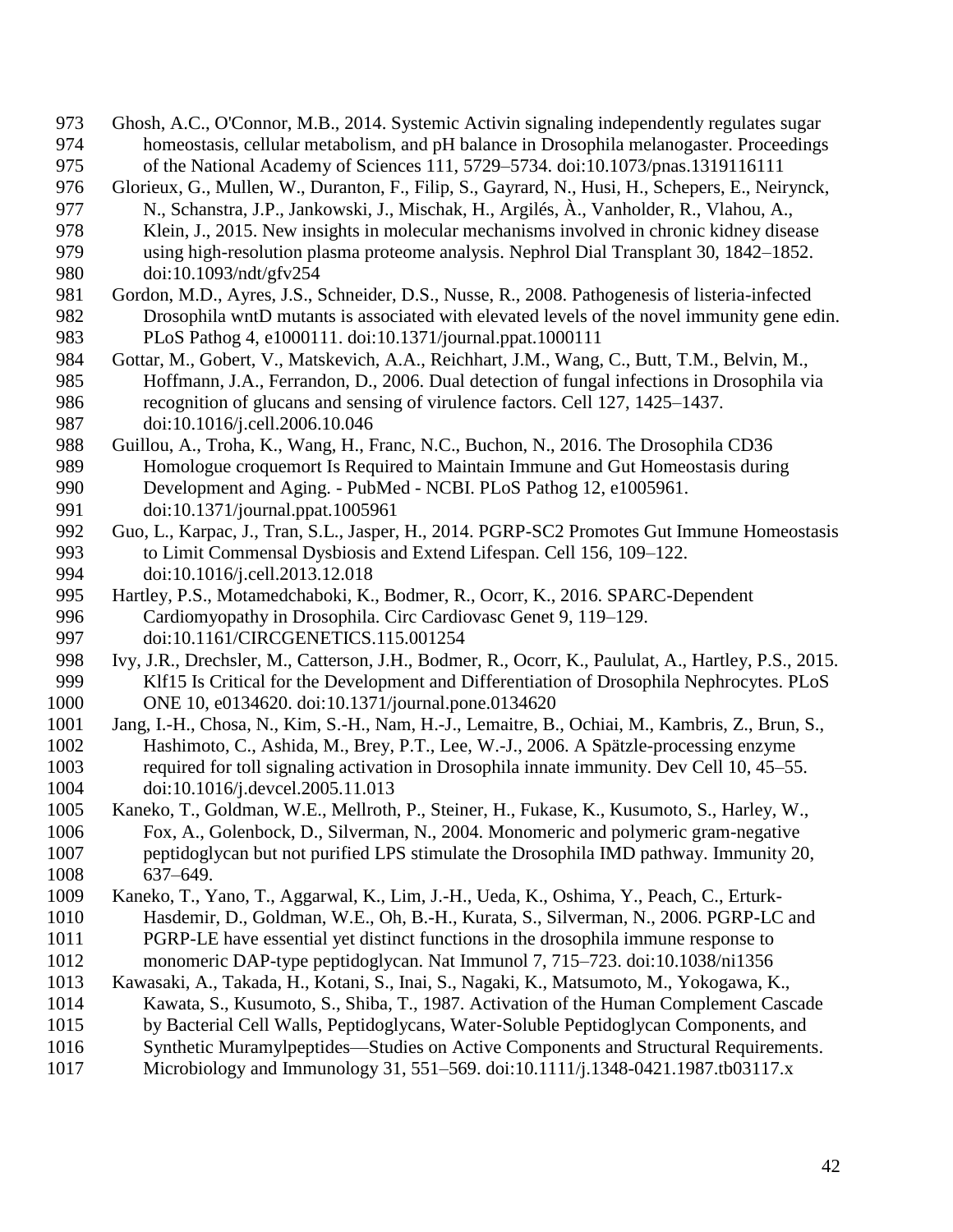Ghosh, A.C., O'Connor, M.B., 2014. Systemic Activin signaling independently regulates sugar homeostasis, cellular metabolism, and pH balance in Drosophila melanogaster. Proceedings of the National Academy of Sciences 111, 5729–5734. doi:10.1073/pnas.1319116111

Glorieux, G., Mullen, W., Duranton, F., Filip, S., Gayrard, N., Husi, H., Schepers, E., Neirynck, N., Schanstra, J.P., Jankowski, J., Mischak, H., Argilés, À., Vanholder, R., Vlahou, A., Klein, J., 2015. New insights in molecular mechanisms involved in chronic kidney disease using high-resolution plasma proteome analysis. Nephrol Dial Transplant 30, 1842–1852. doi:10.1093/ndt/gfv254

Gordon, M.D., Ayres, J.S., Schneider, D.S., Nusse, R., 2008. Pathogenesis of listeria-infected Drosophila wntD mutants is associated with elevated levels of the novel immunity gene edin. PLoS Pathog 4, e1000111. doi:10.1371/journal.ppat.1000111

Gottar, M., Gobert, V., Matskevich, A.A., Reichhart, J.M., Wang, C., Butt, T.M., Belvin, M., Hoffmann, J.A., Ferrandon, D., 2006. Dual detection of fungal infections in Drosophila via recognition of glucans and sensing of virulence factors. Cell 127, 1425–1437. doi:10.1016/j.cell.2006.10.046

Guillou, A., Troha, K., Wang, H., Franc, N.C., Buchon, N., 2016. The Drosophila CD36 Homologue croquemort Is Required to Maintain Immune and Gut Homeostasis during Development and Aging. - PubMed - NCBI. PLoS Pathog 12, e1005961. doi:10.1371/journal.ppat.1005961

Guo, L., Karpac, J., Tran, S.L., Jasper, H., 2014. PGRP-SC2 Promotes Gut Immune Homeostasis to Limit Commensal Dysbiosis and Extend Lifespan. Cell 156, 109–122. doi:10.1016/j.cell.2013.12.018

Hartley, P.S., Motamedchaboki, K., Bodmer, R., Ocorr, K., 2016. SPARC-Dependent Cardiomyopathy in Drosophila. Circ Cardiovasc Genet 9, 119–129. doi:10.1161/CIRCGENETICS.115.001254

Ivy, J.R., Drechsler, M., Catterson, J.H., Bodmer, R., Ocorr, K., Paululat, A., Hartley, P.S., 2015. Klf15 Is Critical for the Development and Differentiation of Drosophila Nephrocytes. PLoS ONE 10, e0134620. doi:10.1371/journal.pone.0134620

Jang, I.-H., Chosa, N., Kim, S.-H., Nam, H.-J., Lemaitre, B., Ochiai, M., Kambris, Z., Brun, S., Hashimoto, C., Ashida, M., Brey, P.T., Lee, W.-J., 2006. A Spätzle-processing enzyme required for toll signaling activation in Drosophila innate immunity. Dev Cell 10, 45–55. doi:10.1016/j.devcel.2005.11.013

Kaneko, T., Goldman, W.E., Mellroth, P., Steiner, H., Fukase, K., Kusumoto, S., Harley, W., Fox, A., Golenbock, D., Silverman, N., 2004. Monomeric and polymeric gram-negative peptidoglycan but not purified LPS stimulate the Drosophila IMD pathway. Immunity 20, 637–649.

Kaneko, T., Yano, T., Aggarwal, K., Lim, J.-H., Ueda, K., Oshima, Y., Peach, C., Erturk-Hasdemir, D., Goldman, W.E., Oh, B.-H., Kurata, S., Silverman, N., 2006. PGRP-LC and PGRP-LE have essential yet distinct functions in the drosophila immune response to monomeric DAP-type peptidoglycan. Nat Immunol 7, 715–723. doi:10.1038/ni1356

Kawasaki, A., Takada, H., Kotani, S., Inai, S., Nagaki, K., Matsumoto, M., Yokogawa, K., Kawata, S., Kusumoto, S., Shiba, T., 1987. Activation of the Human Complement Cascade by Bacterial Cell Walls, Peptidoglycans, Water-Soluble Peptidoglycan Components, and Synthetic Muramylpeptides—Studies on Active Components and Structural Requirements. Microbiology and Immunology 31, 551–569. doi:10.1111/j.1348-0421.1987.tb03117.x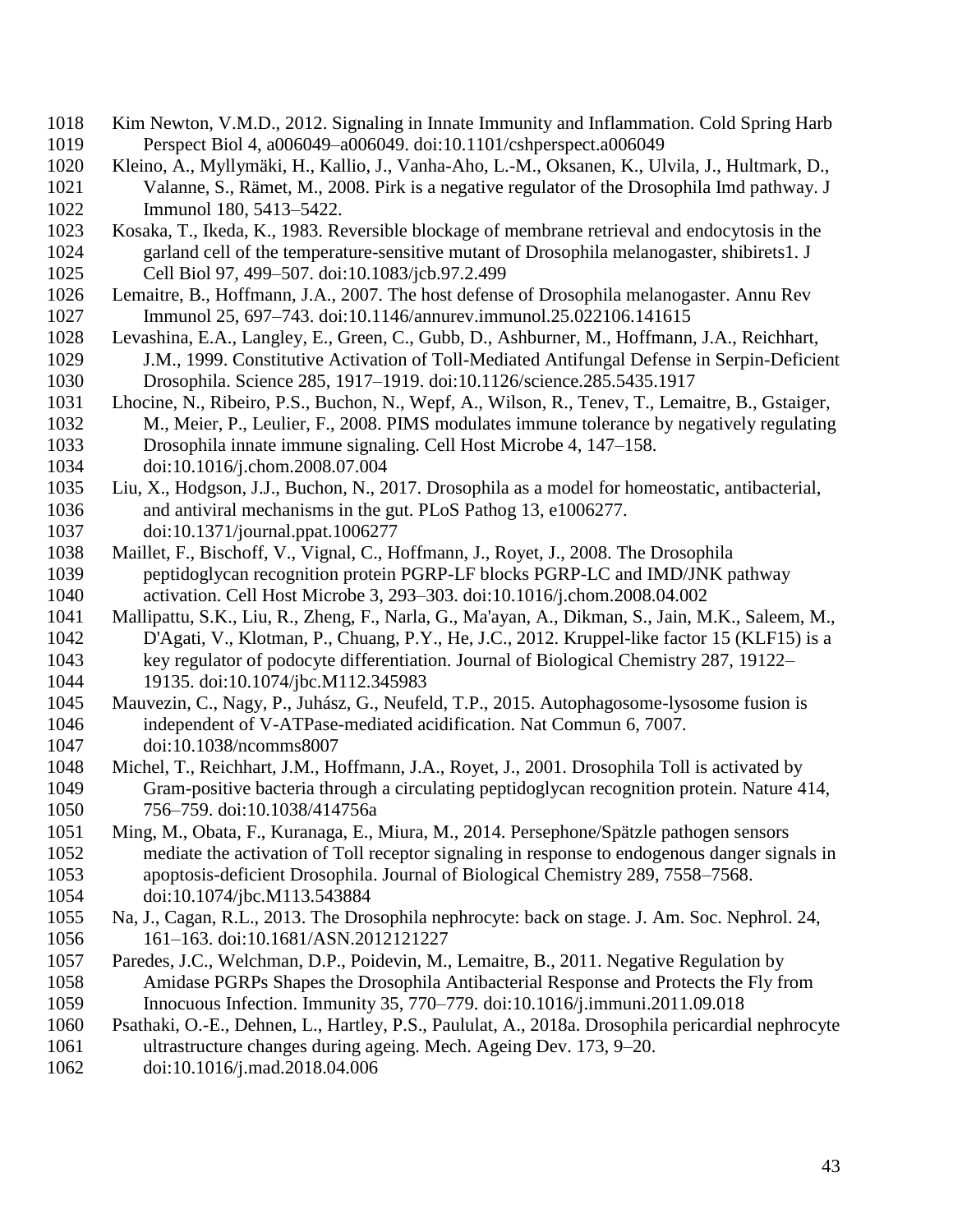Kim Newton, V.M.D., 2012. Signaling in Innate Immunity and Inflammation. Cold Spring Harb Perspect Biol 4, a006049–a006049. doi:10.1101/cshperspect.a006049

Kleino, A., Myllymäki, H., Kallio, J., Vanha-Aho, L.-M., Oksanen, K., Ulvila, J., Hultmark, D., Valanne, S., Rämet, M., 2008. Pirk is a negative regulator of the Drosophila Imd pathway. J Immunol 180, 5413–5422.

Kosaka, T., Ikeda, K., 1983. Reversible blockage of membrane retrieval and endocytosis in the garland cell of the temperature-sensitive mutant of Drosophila melanogaster, shibirets1. J Cell Biol 97, 499–507. doi:10.1083/jcb.97.2.499

Lemaitre, B., Hoffmann, J.A., 2007. The host defense of Drosophila melanogaster. Annu Rev Immunol 25, 697–743. doi:10.1146/annurev.immunol.25.022106.141615

Levashina, E.A., Langley, E., Green, C., Gubb, D., Ashburner, M., Hoffmann, J.A., Reichhart, J.M., 1999. Constitutive Activation of Toll-Mediated Antifungal Defense in Serpin-Deficient Drosophila. Science 285, 1917–1919. doi:10.1126/science.285.5435.1917

Lhocine, N., Ribeiro, P.S., Buchon, N., Wepf, A., Wilson, R., Tenev, T., Lemaitre, B., Gstaiger, M., Meier, P., Leulier, F., 2008. PIMS modulates immune tolerance by negatively regulating Drosophila innate immune signaling. Cell Host Microbe 4, 147–158. doi:10.1016/j.chom.2008.07.004

Liu, X., Hodgson, J.J., Buchon, N., 2017. Drosophila as a model for homeostatic, antibacterial, and antiviral mechanisms in the gut. PLoS Pathog 13, e1006277. doi:10.1371/journal.ppat.1006277

Maillet, F., Bischoff, V., Vignal, C., Hoffmann, J., Royet, J., 2008. The Drosophila peptidoglycan recognition protein PGRP-LF blocks PGRP-LC and IMD/JNK pathway activation. Cell Host Microbe 3, 293–303. doi:10.1016/j.chom.2008.04.002

Mallipattu, S.K., Liu, R., Zheng, F., Narla, G., Ma'ayan, A., Dikman, S., Jain, M.K., Saleem, M., D'Agati, V., Klotman, P., Chuang, P.Y., He, J.C., 2012. Kruppel-like factor 15 (KLF15) is a key regulator of podocyte differentiation. Journal of Biological Chemistry 287, 19122–19135. doi:10.1074/jbc.M112.345983

Mauvezin, C., Nagy, P., Juhász, G., Neufeld, T.P., 2015. Autophagosome-lysosome fusion is independent of V-ATPase-mediated acidification. Nat Commun 6, 7007. doi:10.1038/ncomms8007

Michel, T., Reichhart, J.M., Hoffmann, J.A., Royet, J., 2001. Drosophila Toll is activated by Gram-positive bacteria through a circulating peptidoglycan recognition protein. Nature 414, 756–759. doi:10.1038/414756a

Ming, M., Obata, F., Kuranaga, E., Miura, M., 2014. Persephone/Spätzle pathogen sensors mediate the activation of Toll receptor signaling in response to endogenous danger signals in apoptosis-deficient Drosophila. Journal of Biological Chemistry 289, 7558–7568. doi:10.1074/jbc.M113.543884

Na, J., Cagan, R.L., 2013. The Drosophila nephrocyte: back on stage. J. Am. Soc. Nephrol. 24, 161–163. doi:10.1681/ASN.2012121227

Paredes, J.C., Welchman, D.P., Poidevin, M., Lemaitre, B., 2011. Negative Regulation by Amidase PGRPs Shapes the Drosophila Antibacterial Response and Protects the Fly from Innocuous Infection. Immunity 35, 770–779. doi:10.1016/j.immuni.2011.09.018

Psathaki, O.-E., Dehnen, L., Hartley, P.S., Paululat, A., 2018a. Drosophila pericardial nephrocyte ultrastructure changes during ageing. Mech. Ageing Dev. 173, 9–20. doi:10.1016/j.mad.2018.04.006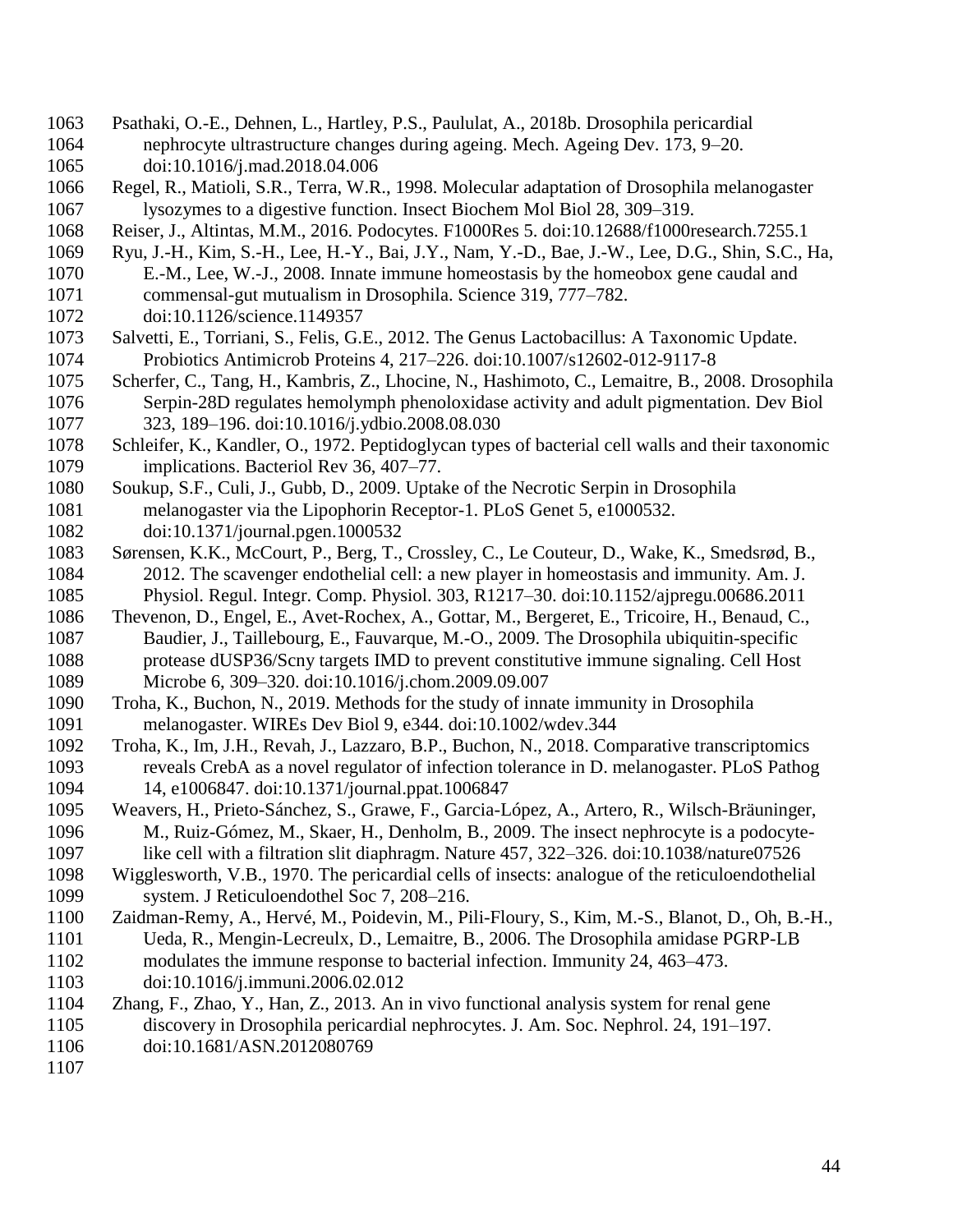Psathaki, O.-E., Dehnen, L., Hartley, P.S., Paululat, A., 2018b. Drosophila pericardial nephrocyte ultrastructure changes during ageing. Mech. Ageing Dev. 173, 9–20. doi:10.1016/j.mad.2018.04.006

Regel, R., Matioli, S.R., Terra, W.R., 1998. Molecular adaptation of Drosophila melanogaster lysozymes to a digestive function. Insect Biochem Mol Biol 28, 309–319.

Reiser, J., Altintas, M.M., 2016. Podocytes. F1000Res 5. doi:10.12688/f1000research.7255.1

Ryu, J.-H., Kim, S.-H., Lee, H.-Y., Bai, J.Y., Nam, Y.-D., Bae, J.-W., Lee, D.G., Shin, S.C., Ha, E.-M., Lee, W.-J., 2008. Innate immune homeostasis by the homeobox gene caudal and commensal-gut mutualism in Drosophila. Science 319, 777–782. doi:10.1126/science.1149357

Salvetti, E., Torriani, S., Felis, G.E., 2012. The Genus Lactobacillus: A Taxonomic Update. Probiotics Antimicrob Proteins 4, 217–226. doi:10.1007/s12602-012-9117-8

Scherfer, C., Tang, H., Kambris, Z., Lhocine, N., Hashimoto, C., Lemaitre, B., 2008. Drosophila Serpin-28D regulates hemolymph phenoloxidase activity and adult pigmentation. Dev Biol 323, 189–196. doi:10.1016/j.ydbio.2008.08.030

Schleifer, K., Kandler, O., 1972. Peptidoglycan types of bacterial cell walls and their taxonomic implications. Bacteriol Rev 36, 407–77.

Soukup, S.F., Culi, J., Gubb, D., 2009. Uptake of the Necrotic Serpin in Drosophila melanogaster via the Lipophorin Receptor-1. PLoS Genet 5, e1000532. doi:10.1371/journal.pgen.1000532

Sørensen, K.K., McCourt, P., Berg, T., Crossley, C., Le Couteur, D., Wake, K., Smedsrød, B., 2012. The scavenger endothelial cell: a new player in homeostasis and immunity. Am. J. Physiol. Regul. Integr. Comp. Physiol. 303, R1217–30. doi:10.1152/ajpregu.00686.2011

Thevenon, D., Engel, E., Avet-Rochex, A., Gottar, M., Bergeret, E., Tricoire, H., Benaud, C., Baudier, J., Taillebourg, E., Fauvarque, M.-O., 2009. The Drosophila ubiquitin-specific protease dUSP36/Scny targets IMD to prevent constitutive immune signaling. Cell Host Microbe 6, 309–320. doi:10.1016/j.chom.2009.09.007

Troha, K., Buchon, N., 2019. Methods for the study of innate immunity in Drosophila melanogaster. WIREs Dev Biol 9, e344. doi:10.1002/wdev.344

Troha, K., Im, J.H., Revah, J., Lazzaro, B.P., Buchon, N., 2018. Comparative transcriptomics reveals CrebA as a novel regulator of infection tolerance in D. melanogaster. PLoS Pathog 14, e1006847. doi:10.1371/journal.ppat.1006847

Weavers, H., Prieto-Sánchez, S., Grawe, F., Garcia-López, A., Artero, R., Wilsch-Bräuninger, M., Ruiz-Gómez, M., Skaer, H., Denholm, B., 2009. The insect nephrocyte is a podocyte-like cell with a filtration slit diaphragm. Nature 457, 322–326. doi:10.1038/nature07526

Wigglesworth, V.B., 1970. The pericardial cells of insects: analogue of the reticuloendothelial system. J Reticuloendothel Soc 7, 208–216.

Zaidman-Remy, A., Hervé, M., Poidevin, M., Pili-Floury, S., Kim, M.-S., Blanot, D., Oh, B.-H., Ueda, R., Mengin-Lecreulx, D., Lemaitre, B., 2006. The Drosophila amidase PGRP-LB modulates the immune response to bacterial infection. Immunity 24, 463–473. doi:10.1016/j.immuni.2006.02.012

Zhang, F., Zhao, Y., Han, Z., 2013. An in vivo functional analysis system for renal gene discovery in Drosophila pericardial nephrocytes. J. Am. Soc. Nephrol. 24, 191–197. doi:10.1681/ASN.2012080769